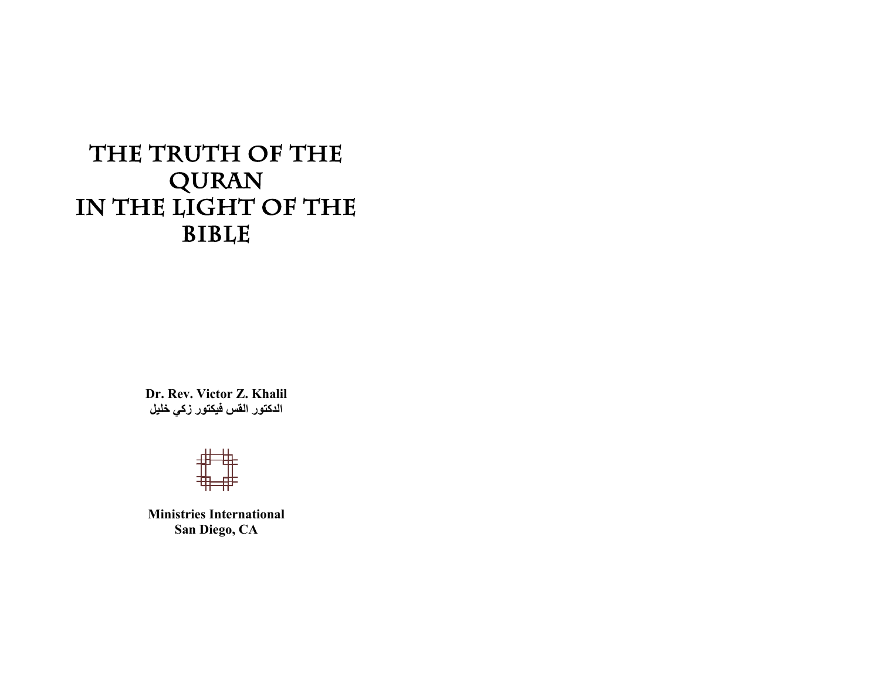# The Truth of the Quran in the Light of the Bible

**Dr. Rev. Victor Z. Khalil**
**الدكتور القس فيكتور زكي خليل**

**Ministries International**
**San Diego, CA**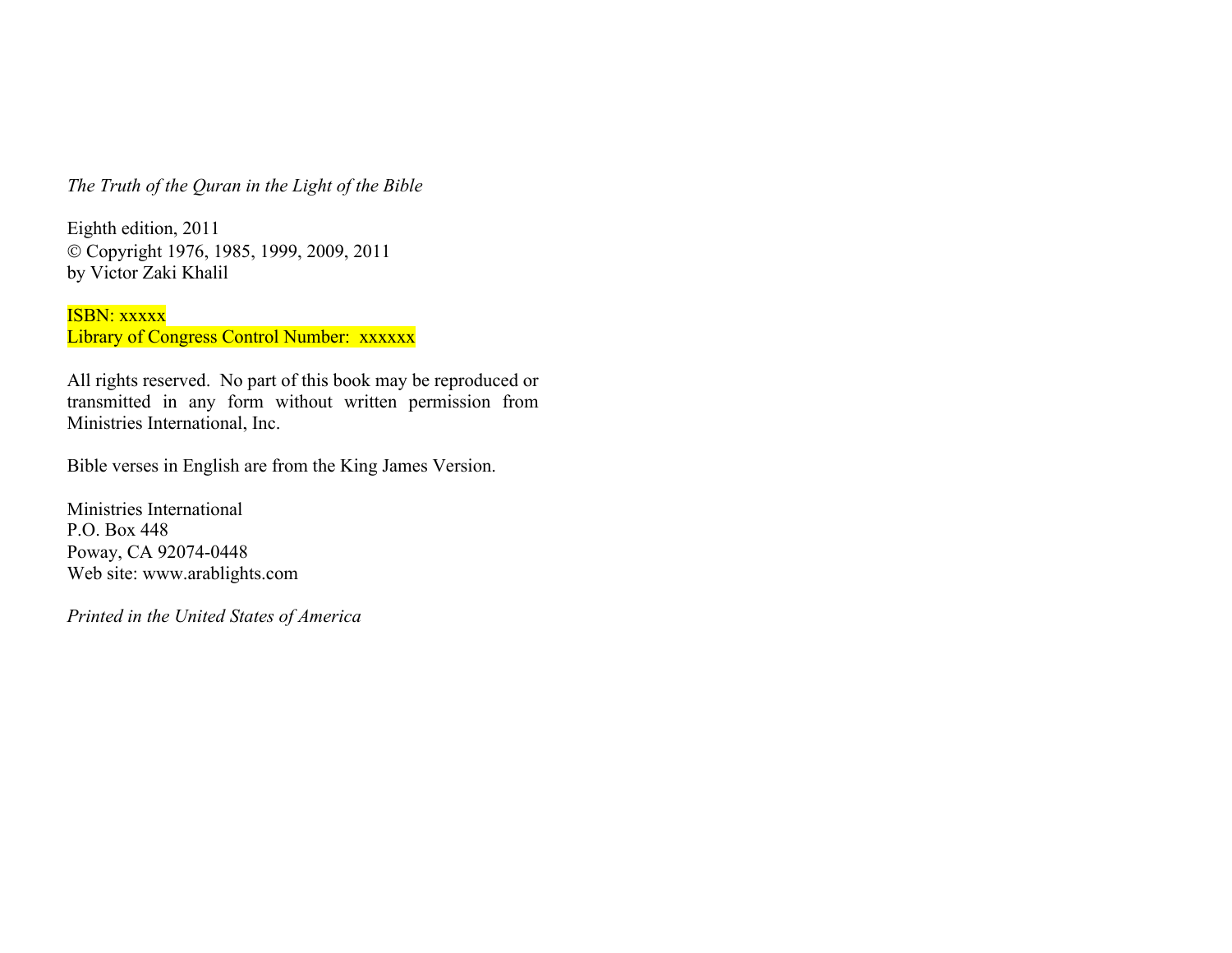*The Truth of the Quran in the Light of the Bible*

Eighth edition, 2011
© Copyright 1976, 1985, 1999, 2009, 2011
by Victor Zaki Khalil

ISBN: xxxxx
Library of Congress Control Number: xxxxxx

All rights reserved. No part of this book may be reproduced or transmitted in any form without written permission from Ministries International, Inc.

Bible verses in English are from the King James Version.

Ministries International
P.O. Box 448
Poway, CA 92074-0448
Web site: www.arablights.com

*Printed in the United States of America*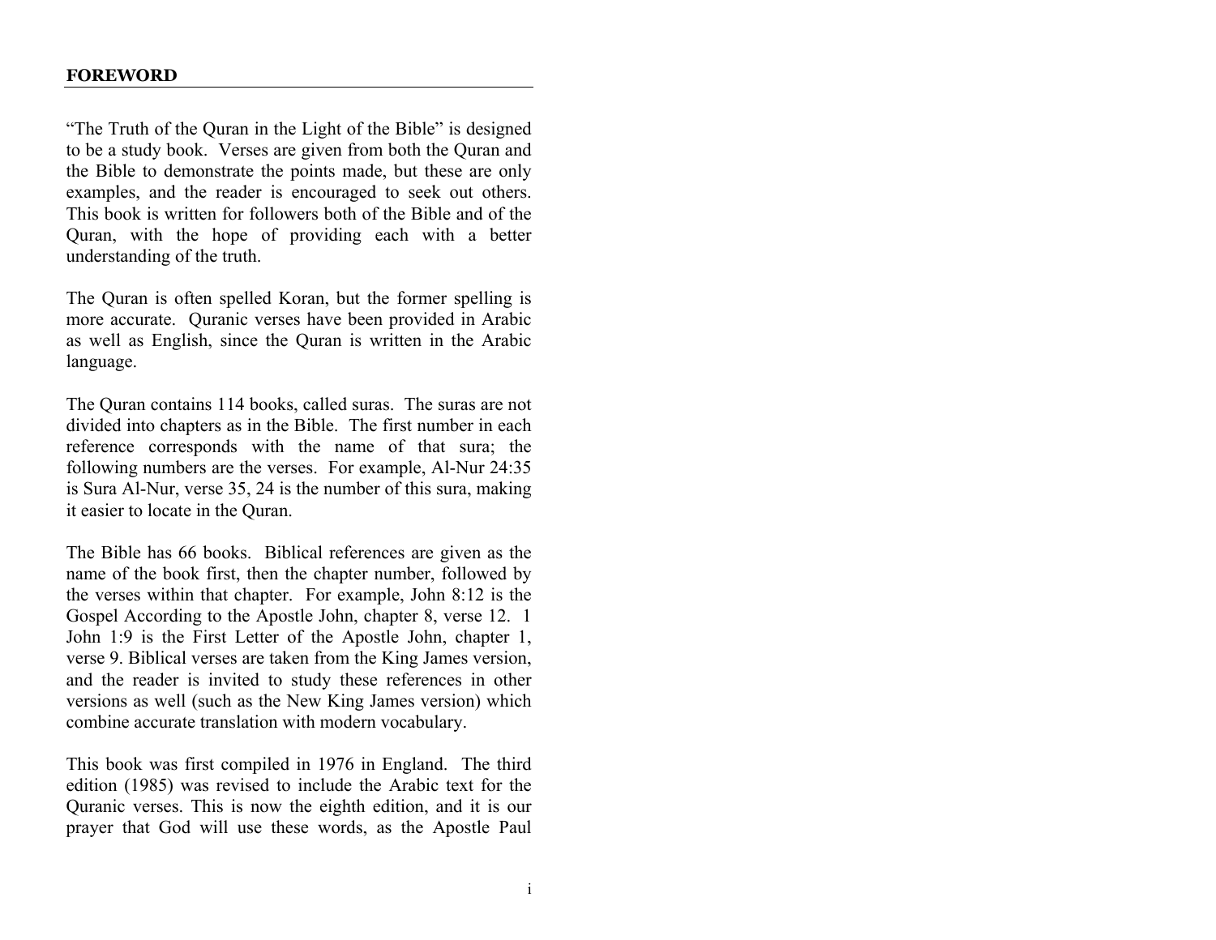## FOREWORD

"The Truth of the Quran in the Light of the Bible" is designed to be a study book. Verses are given from both the Quran and the Bible to demonstrate the points made, but these are only examples, and the reader is encouraged to seek out others. This book is written for followers both of the Bible and of the Quran, with the hope of providing each with a better understanding of the truth.

The Quran is often spelled Koran, but the former spelling is more accurate. Quranic verses have been provided in Arabic as well as English, since the Quran is written in the Arabic language.

The Quran contains 114 books, called suras. The suras are not divided into chapters as in the Bible. The first number in each reference corresponds with the name of that sura; the following numbers are the verses. For example, Al-Nur 24:35 is Sura Al-Nur, verse 35, 24 is the number of this sura, making it easier to locate in the Quran.

The Bible has 66 books. Biblical references are given as the name of the book first, then the chapter number, followed by the verses within that chapter. For example, John 8:12 is the Gospel According to the Apostle John, chapter 8, verse 12. 1 John 1:9 is the First Letter of the Apostle John, chapter 1, verse 9. Biblical verses are taken from the King James version, and the reader is invited to study these references in other versions as well (such as the New King James version) which combine accurate translation with modern vocabulary.

This book was first compiled in 1976 in England. The third edition (1985) was revised to include the Arabic text for the Quranic verses. This is now the eighth edition, and it is our prayer that God will use these words, as the Apostle Paul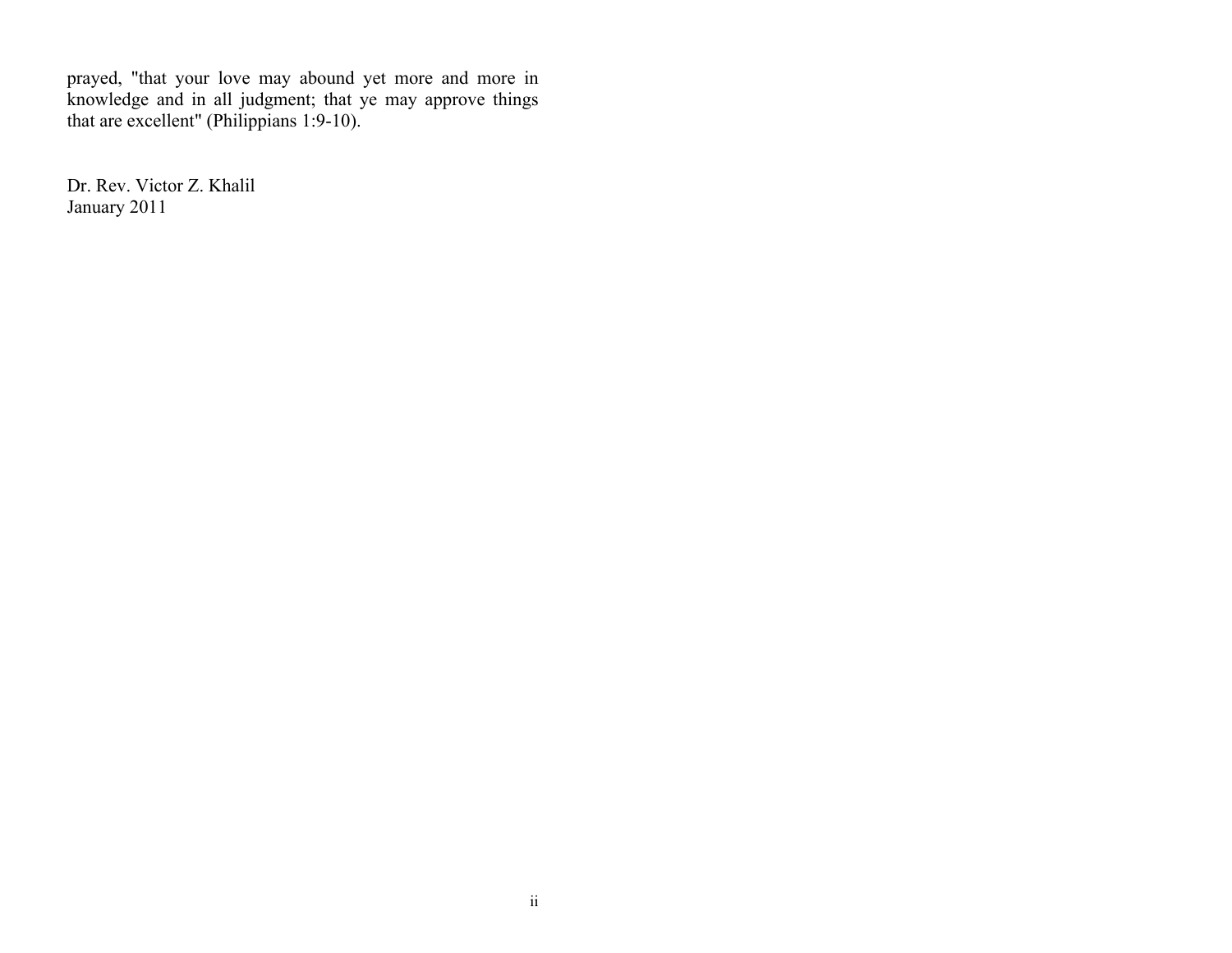prayed, "that your love may abound yet more and more in knowledge and in all judgment; that ye may approve things that are excellent" (Philippians 1:9-10).

Dr. Rev. Victor Z. Khalil
January 2011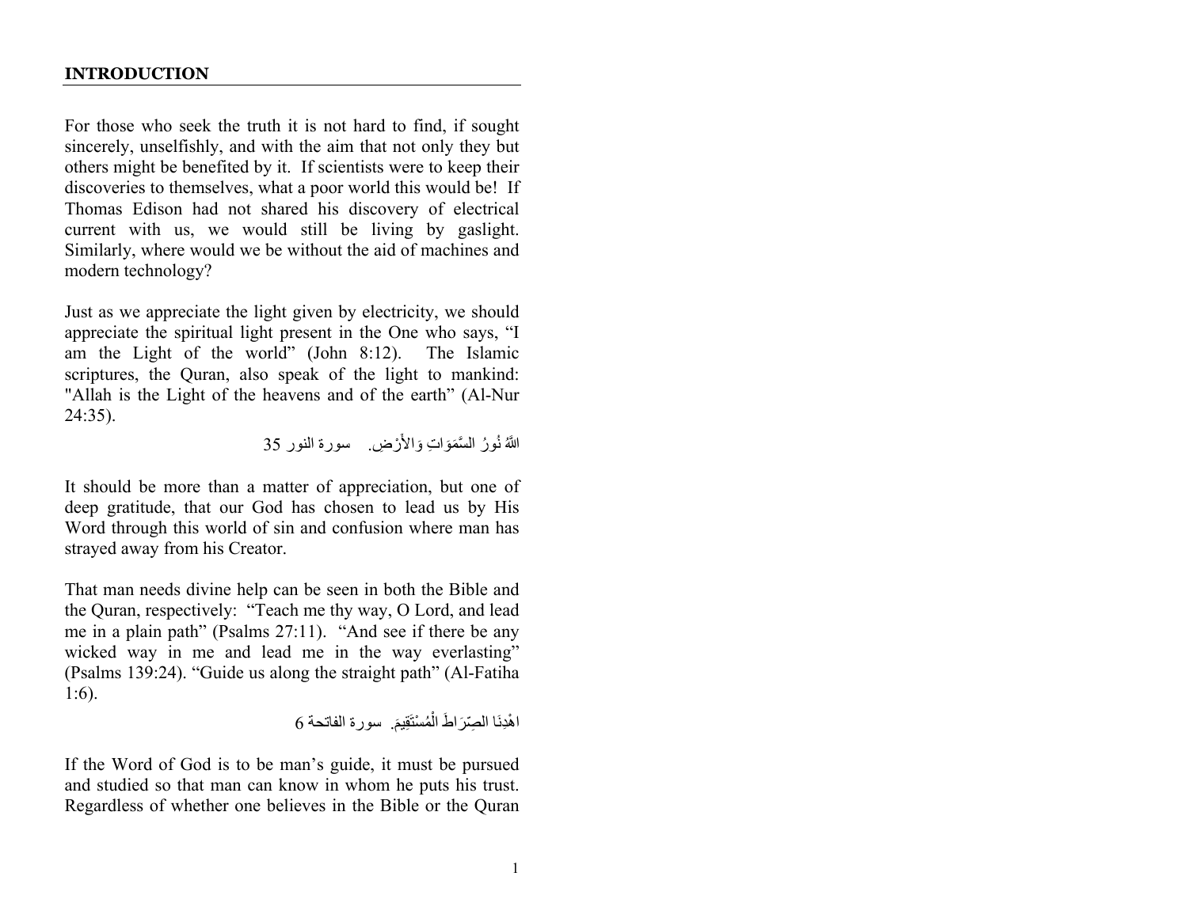## INTRODUCTION

For those who seek the truth it is not hard to find, if sought sincerely, unselfishly, and with the aim that not only they but others might be benefited by it. If scientists were to keep their discoveries to themselves, what a poor world this would be! If Thomas Edison had not shared his discovery of electrical current with us, we would still be living by gaslight. Similarly, where would we be without the aid of machines and modern technology?

Just as we appreciate the light given by electricity, we should appreciate the spiritual light present in the One who says, "I am the Light of the world" (John 8:12). The Islamic scriptures, the Quran, also speak of the light to mankind: "Allah is the Light of the heavens and of the earth" (Al-Nur 24:35).

اللَّهُ نُورُ السَّمَوَاتِ وَالأَرْضِ. سورة النور 35

It should be more than a matter of appreciation, but one of deep gratitude, that our God has chosen to lead us by His Word through this world of sin and confusion where man has strayed away from his Creator.

That man needs divine help can be seen in both the Bible and the Quran, respectively: "Teach me thy way, O Lord, and lead me in a plain path" (Psalms 27:11). "And see if there be any wicked way in me and lead me in the way everlasting" (Psalms 139:24). "Guide us along the straight path" (Al-Fatiha 1:6).

اهْدِنَا الصِّرَاطَ الْمُسْتَقِيمَ. سورة الفاتحة 6

If the Word of God is to be man's guide, it must be pursued and studied so that man can know in whom he puts his trust. Regardless of whether one believes in the Bible or the Quran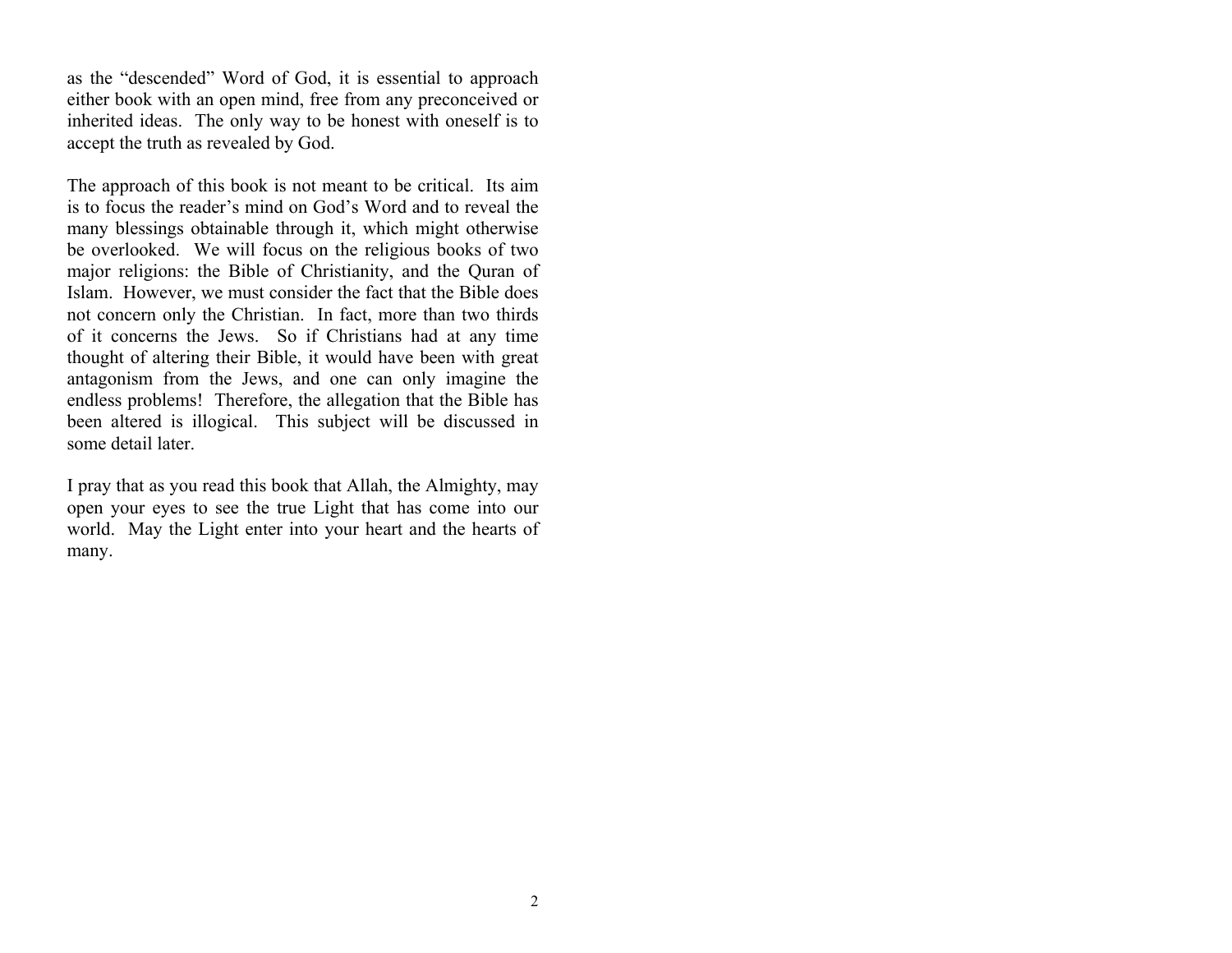as the "descended" Word of God, it is essential to approach either book with an open mind, free from any preconceived or inherited ideas. The only way to be honest with oneself is to accept the truth as revealed by God.

The approach of this book is not meant to be critical. Its aim is to focus the reader's mind on God's Word and to reveal the many blessings obtainable through it, which might otherwise be overlooked. We will focus on the religious books of two major religions: the Bible of Christianity, and the Quran of Islam. However, we must consider the fact that the Bible does not concern only the Christian. In fact, more than two thirds of it concerns the Jews. So if Christians had at any time thought of altering their Bible, it would have been with great antagonism from the Jews, and one can only imagine the endless problems! Therefore, the allegation that the Bible has been altered is illogical. This subject will be discussed in some detail later.

I pray that as you read this book that Allah, the Almighty, may open your eyes to see the true Light that has come into our world. May the Light enter into your heart and the hearts of many.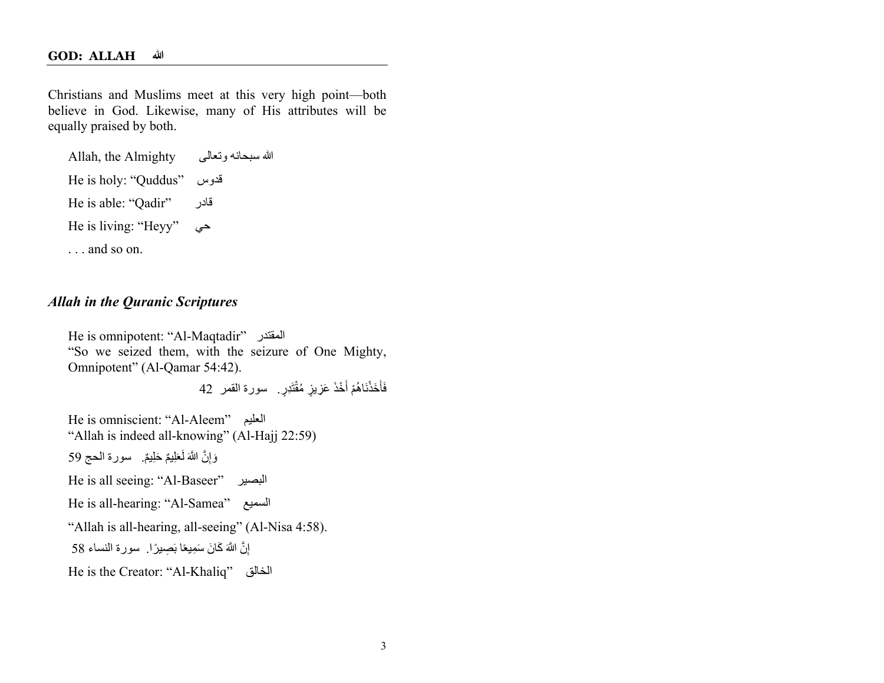**GOD: ALLAH الله**

Christians and Muslims meet at this very high point—both believe in God. Likewise, many of His attributes will be equally praised by both.

Allah, the Almighty الله سبحانه وتعالى

He is holy: "Quddus" قدوس

He is able: "Qadir" قادر

He is living: "Heyy" حي

. . . and so on.

## *Allah in the Quranic Scriptures*

He is omnipotent: "Al-Maqtadir" المقتدر
"So we seized them, with the seizure of One Mighty, Omnipotent" (Al-Qamar 54:42).

فَأَخَذْنَاهُمْ أَخْذَ عَزِيزٍ مُقْتَدِرٍ. سورة القمر 42

He is omniscient: "Al-Aleem" العليم
"Allah is indeed all-knowing" (Al-Hajj 22:59)

وَإِنَّ اللَّهَ لَعَلِيمٌ حَلِيمٌ. سورة الحج 59

He is all seeing: "Al-Baseer" البصير

He is all-hearing: "Al-Samea" السميع

"Allah is all-hearing, all-seeing" (Al-Nisa 4:58).

إِنَّ اللَّهَ كَانَ سَمِيعًا بَصِيرًا. سورة النساء 58

He is the Creator: "Al-Khaliq" الخالق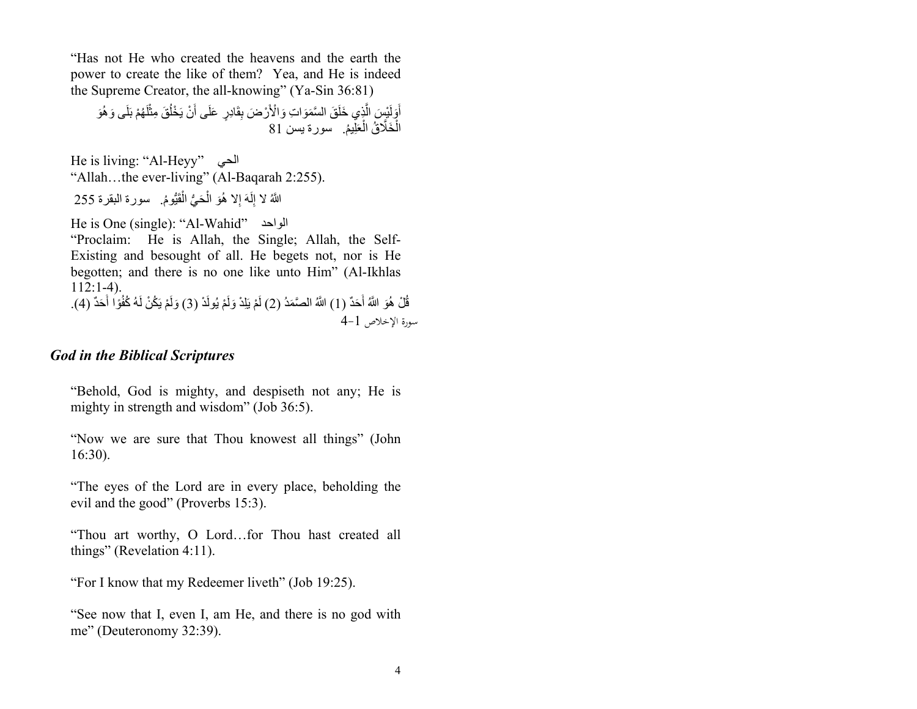"Has not He who created the heavens and the earth the power to create the like of them? Yea, and He is indeed the Supreme Creator, the all-knowing" (Ya-Sin 36:81)

أَوَلَيْسَ الَّذِي خَلَقَ السَّمَوَاتِ وَالْأَرْضَ بِقَادِرٍ عَلَى أَنْ يَخْلُقَ مِثْلَهُمْ بَلَى وَهُوَ الْخَلَّاقُ الْعَلِيمُ. سورة يسن 81

He is living: "Al-Heyy" الحي

"Allah…the ever-living" (Al-Baqarah 2:255).

اللَّهُ لا إِلَهَ إِلا هُوَ الْحَيُّ الْقَيُّومُ. سورة البقرة 255

He is One (single): "Al-Wahid" الواحد

"Proclaim: He is Allah, the Single; Allah, the Self-Existing and besought of all. He begets not, nor is He begotten; and there is no one like unto Him" (Al-Ikhlas 112:1-4).

قُلْ هُوَ اللَّهُ أَحَدٌ (1) اللَّهُ الصَّمَدُ (2) لَمْ يَلِدْ وَلَمْ يُولَدْ (3) وَلَمْ يَكُنْ لَهُ كُفُوًا أَحَدٌ (4).
سورة الإخلاص 1-4

## *God in the Biblical Scriptures*

"Behold, God is mighty, and despiseth not any; He is mighty in strength and wisdom" (Job 36:5).

"Now we are sure that Thou knowest all things" (John 16:30).

"The eyes of the Lord are in every place, beholding the evil and the good" (Proverbs 15:3).

"Thou art worthy, O Lord…for Thou hast created all things" (Revelation 4:11).

"For I know that my Redeemer liveth" (Job 19:25).

"See now that I, even I, am He, and there is no god with me" (Deuteronomy 32:39).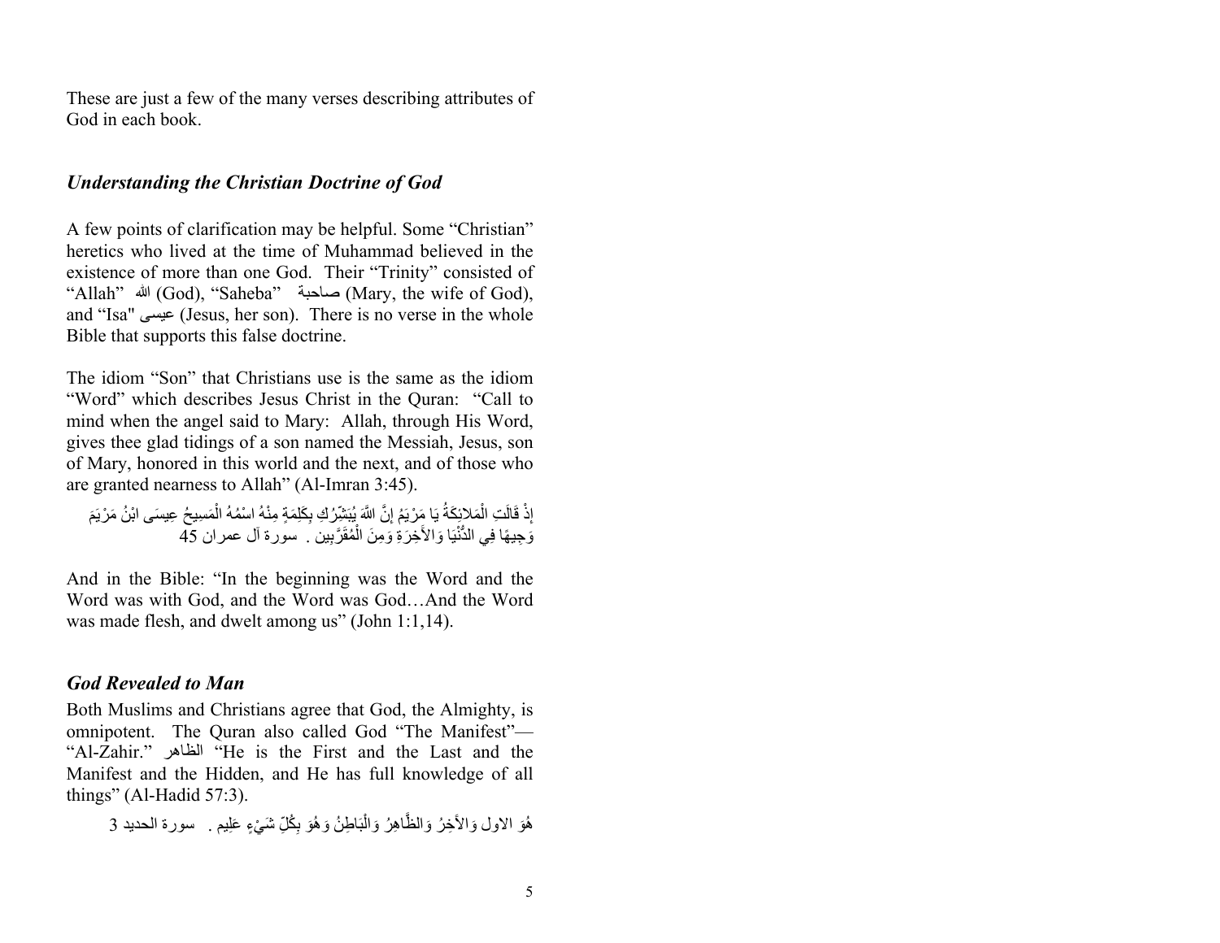These are just a few of the many verses describing attributes of God in each book.

### *Understanding the Christian Doctrine of God*

A few points of clarification may be helpful. Some "Christian" heretics who lived at the time of Muhammad believed in the existence of more than one God. Their "Trinity" consisted of "Allah" الله (God), "Saheba" صاحبة (Mary, the wife of God), and "Isa" عيسى (Jesus, her son). There is no verse in the whole Bible that supports this false doctrine.

The idiom "Son" that Christians use is the same as the idiom "Word" which describes Jesus Christ in the Quran: "Call to mind when the angel said to Mary: Allah, through His Word, gives thee glad tidings of a son named the Messiah, Jesus, son of Mary, honored in this world and the next, and of those who are granted nearness to Allah" (Al-Imran 3:45).

إِذْ قَالَتِ الْمَلائِكَةُ يَا مَرْيَمُ إِنَّ اللَّهَ يُبَشِّرُكِ بِكَلِمَةٍ مِنْهُ اسْمُهُ الْمَسِيحُ عِيسَى ابْنُ مَرْيَمَ وَجِيهًا فِي الدُّنْيَا وَالآخِرَةِ وَمِنَ الْمُقَرَّبِين . سورة آل عمران 45

And in the Bible: "In the beginning was the Word and the Word was with God, and the Word was God…And the Word was made flesh, and dwelt among us" (John 1:1,14).

### *God Revealed to Man*

Both Muslims and Christians agree that God, the Almighty, is omnipotent. The Quran also called God "The Manifest"— "Al-Zahir." الظاهر "He is the First and the Last and the Manifest and the Hidden, and He has full knowledge of all things" (Al-Hadid 57:3).

هُوَ الاول وَالآخِرُ وَالظَّاهِرُ وَالْبَاطِنُ وَهُوَ بِكُلِّ شَيْءٍ عَلِيم . سورة الحديد 3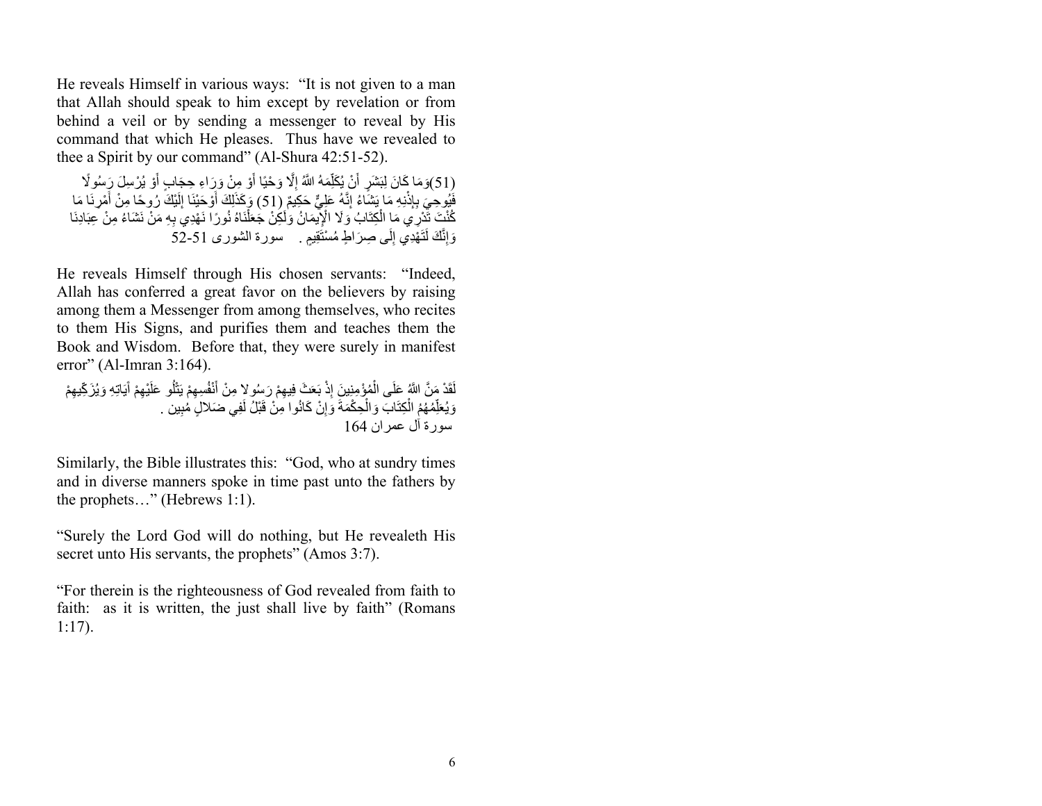He reveals Himself in various ways: "It is not given to a man that Allah should speak to him except by revelation or from behind a veil or by sending a messenger to reveal by His command that which He pleases. Thus have we revealed to thee a Spirit by our command" (Al-Shura 42:51-52).

(51)وَمَا كَانَ لِبَشَرٍ أَنْ يُكَلِّمَهُ اللَّهُ إِلَّا وَحْيًا أَوْ مِنْ وَرَاءِ حِجَابٍ أَوْ يُرْسِلَ رَسُولًا فَيُوحِيَ بِإِذْنِهِ مَا يَشَاءُ إِنَّهُ عَلِيٌّ حَكِيمٌ (51) وَكَذَلِكَ أَوْحَيْنَا إِلَيْكَ رُوحًا مِنْ أَمْرِنَا مَا كُنْتَ تَدْرِي مَا الْكِتَابُ وَلَا الْإِيمَانُ وَلَكِنْ جَعَلْنَاهُ نُورًا نَهْدِي بِهِ مَنْ نَشَاءُ مِنْ عِبَادِنَا وَإِنَّكَ لَتَهْدِي إِلَى صِرَاطٍ مُسْتَقِيمٍ .   سورة الشورى 51-52

He reveals Himself through His chosen servants: "Indeed, Allah has conferred a great favor on the believers by raising among them a Messenger from among themselves, who recites to them His Signs, and purifies them and teaches them the Book and Wisdom. Before that, they were surely in manifest error" (Al-Imran 3:164).

لَقَدْ مَنَّ اللَّهُ عَلَى الْمُؤْمِنِينَ إِذْ بَعَثَ فِيهِمْ رَسُولًا مِنْ أَنْفُسِهِمْ يَتْلُو عَلَيْهِمْ آيَاتِهِ وَيُزَكِّيهِمْ وَيُعَلِّمُهُمُ الْكِتَابَ وَالْحِكْمَةَ وَإِنْ كَانُوا مِنْ قَبْلُ لَفِي ضَلَالٍ مُبِينٍ .
سورة آل عمران 164

Similarly, the Bible illustrates this: "God, who at sundry times and in diverse manners spoke in time past unto the fathers by the prophets…" (Hebrews 1:1).

"Surely the Lord God will do nothing, but He revealeth His secret unto His servants, the prophets" (Amos 3:7).

"For therein is the righteousness of God revealed from faith to faith: as it is written, the just shall live by faith" (Romans 1:17).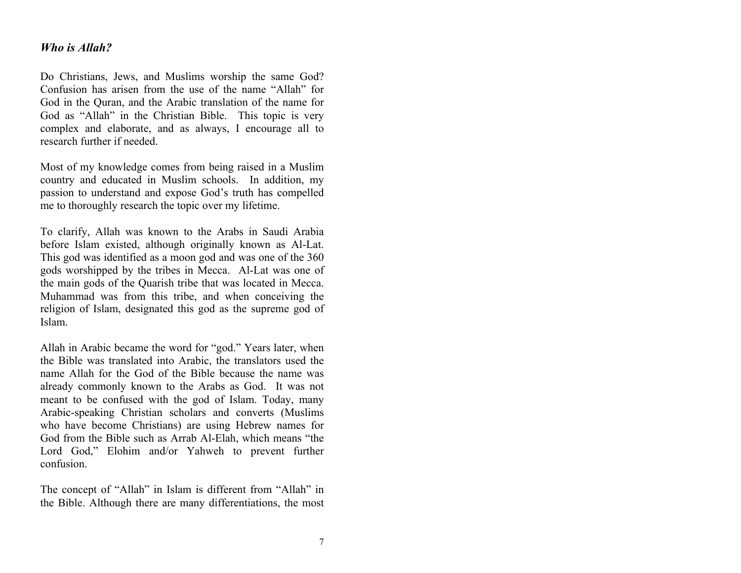### *Who is Allah?*

Do Christians, Jews, and Muslims worship the same God? Confusion has arisen from the use of the name "Allah" for God in the Quran, and the Arabic translation of the name for God as "Allah" in the Christian Bible. This topic is very complex and elaborate, and as always, I encourage all to research further if needed.

Most of my knowledge comes from being raised in a Muslim country and educated in Muslim schools. In addition, my passion to understand and expose God's truth has compelled me to thoroughly research the topic over my lifetime.

To clarify, Allah was known to the Arabs in Saudi Arabia before Islam existed, although originally known as Al-Lat. This god was identified as a moon god and was one of the 360 gods worshipped by the tribes in Mecca. Al-Lat was one of the main gods of the Quarish tribe that was located in Mecca. Muhammad was from this tribe, and when conceiving the religion of Islam, designated this god as the supreme god of Islam.

Allah in Arabic became the word for "god." Years later, when the Bible was translated into Arabic, the translators used the name Allah for the God of the Bible because the name was already commonly known to the Arabs as God. It was not meant to be confused with the god of Islam. Today, many Arabic-speaking Christian scholars and converts (Muslims who have become Christians) are using Hebrew names for God from the Bible such as Arrab Al-Elah, which means "the Lord God," Elohim and/or Yahweh to prevent further confusion.

The concept of "Allah" in Islam is different from "Allah" in the Bible. Although there are many differentiations, the most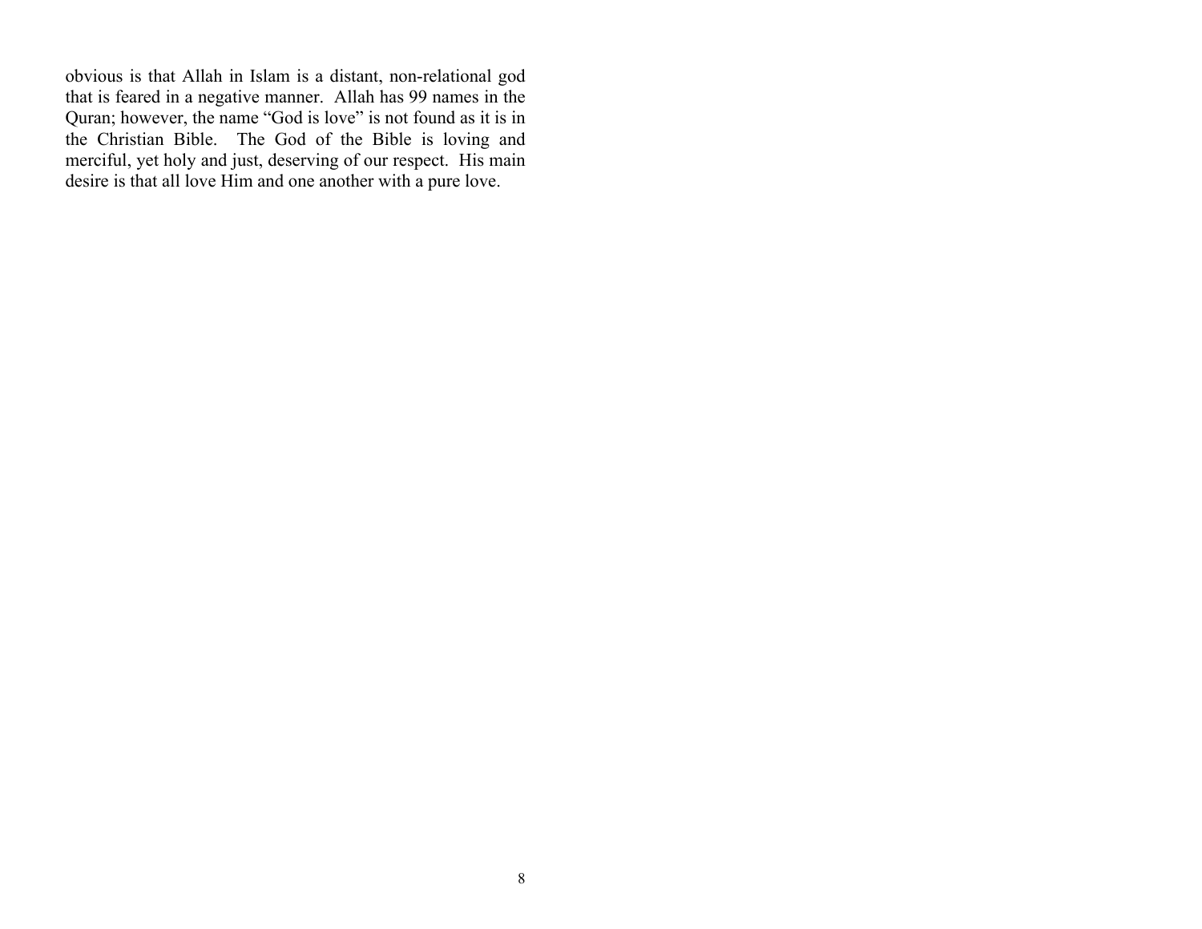obvious is that Allah in Islam is a distant, non-relational god that is feared in a negative manner. Allah has 99 names in the Quran; however, the name “God is love” is not found as it is in the Christian Bible. The God of the Bible is loving and merciful, yet holy and just, deserving of our respect. His main desire is that all love Him and one another with a pure love.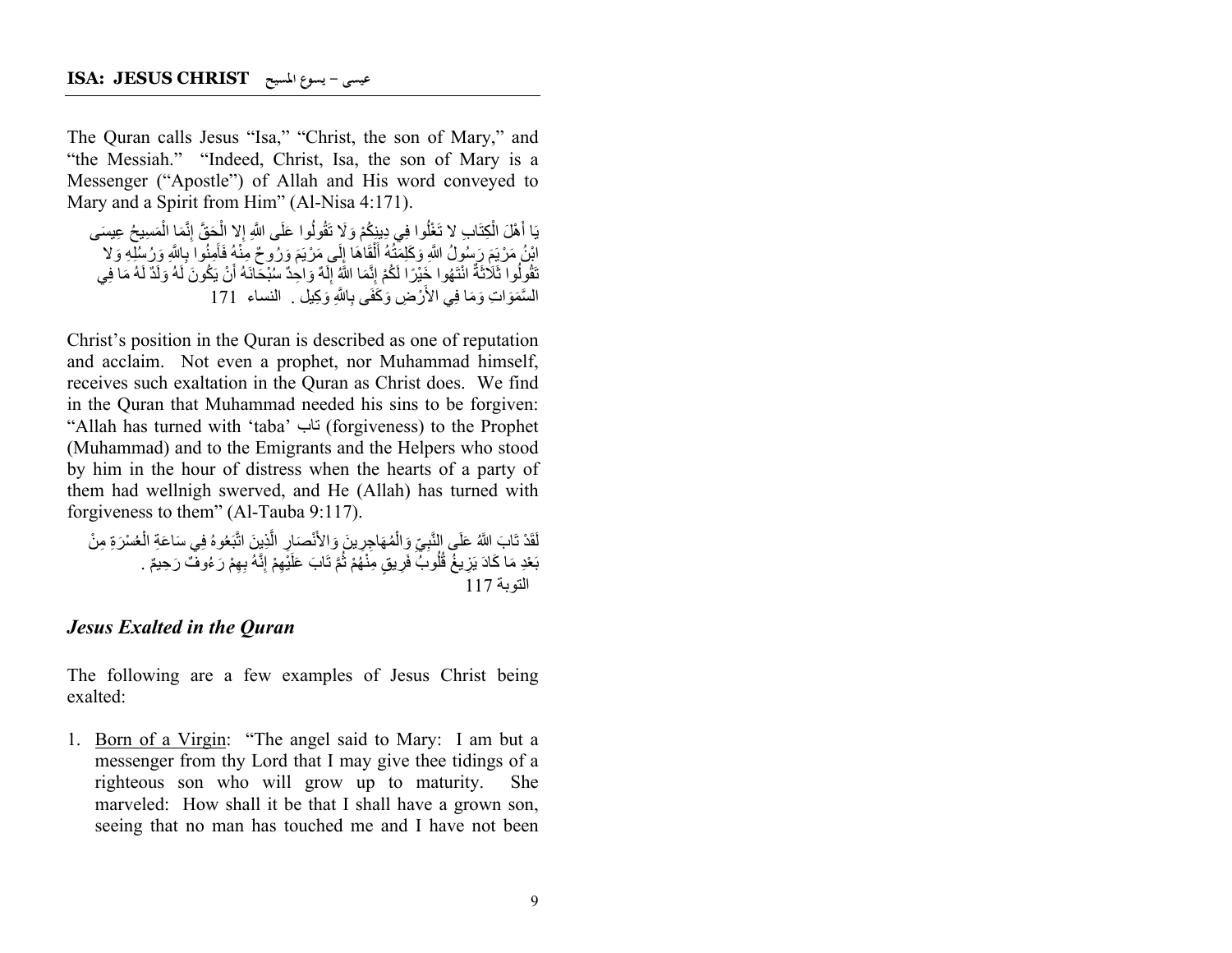## ISA: JESUS CHRIST عيسى – يسوع المسيح

The Quran calls Jesus "Isa," "Christ, the son of Mary," and "the Messiah." "Indeed, Christ, Isa, the son of Mary is a Messenger ("Apostle") of Allah and His word conveyed to Mary and a Spirit from Him" (Al-Nisa 4:171).

يَا أَهْلَ الْكِتَابِ لا تَغْلُوا فِي دِينِكُمْ وَلَا تَقُولُوا عَلَى اللَّهِ إِلا الْحَقَّ إِنَّمَا الْمَسِيحُ عِيسَى ابْنُ مَرْيَمَ رَسُولُ اللَّهِ وَكَلِمَتُهُ أَلْقَاهَا إِلَى مَرْيَمَ وَرُوحٌ مِنْهُ فَآمِنُوا بِاللَّهِ وَرُسُلِهِ وَلا تَقُولُوا ثَلاثَةٌ انْتَهُوا خَيْرًا لَكُمْ إِنَّمَا اللَّهُ إِلَهٌ وَاحِدٌ سُبْحَانَهُ أَنْ يَكُونَ لَهُ وَلَدٌ لَهُ مَا فِي السَّمَوَاتِ وَمَا فِي الأَرْضِ وَكَفَى بِاللَّهِ وَكِيل . النساء 171

Christ's position in the Quran is described as one of reputation and acclaim. Not even a prophet, nor Muhammad himself, receives such exaltation in the Quran as Christ does. We find in the Quran that Muhammad needed his sins to be forgiven: "Allah has turned with 'taba' تاب (forgiveness) to the Prophet (Muhammad) and to the Emigrants and the Helpers who stood by him in the hour of distress when the hearts of a party of them had wellnigh swerved, and He (Allah) has turned with forgiveness to them" (Al-Tauba 9:117).

لَقَدْ تَابَ اللَّهُ عَلَى النَّبِيِّ وَالْمُهَاجِرِينَ وَالأَنْصَارِ الَّذِينَ اتَّبَعُوهُ فِي سَاعَةِ الْعُسْرَةِ مِنْ بَعْدِ مَا كَادَ يَزِيغُ قُلُوبُ فَرِيقٍ مِنْهُمْ ثُمَّ تَابَ عَلَيْهِمْ إِنَّهُ بِهِمْ رَءُوفٌ رَحِيمٌ . التوبة 117

### *Jesus Exalted in the Quran*

The following are a few examples of Jesus Christ being exalted:

1. Born of a Virgin: "The angel said to Mary: I am but a messenger from thy Lord that I may give thee tidings of a righteous son who will grow up to maturity. She marveled: How shall it be that I shall have a grown son, seeing that no man has touched me and I have not been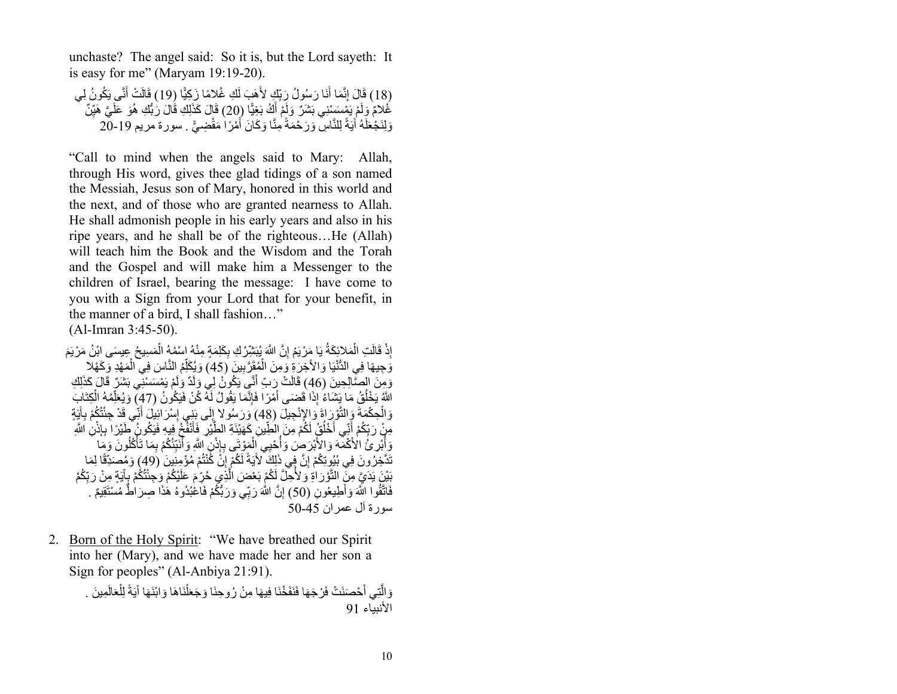unchaste? The angel said: So it is, but the Lord sayeth: It is easy for me" (Maryam 19:19-20).

(18) قَالَ إِنَّمَا أَنَا رَسُولُ رَبِّكِ لأَهَبَ لَكِ غُلامًا زَكِيًّا (19) قَالَتْ أَنَّى يَكُونُ لِي غُلامٌ وَلَمْ يَمْسَسْنِي بَشَرٌ وَلَمْ أَكُ بَغِيًّا (20) قَالَ كَذَلِكِ قَالَ رَبُّكِ هُوَ عَلَيَّ هَيِّنٌ وَلِنَجْعَلَهُ آيَةً لِلنَّاسِ وَرَحْمَةً مِنَّا وَكَانَ أَمْرًا مَقْضِيًّا . سورة مريم 19-20

"Call to mind when the angels said to Mary: Allah, through His word, gives thee glad tidings of a son named the Messiah, Jesus son of Mary, honored in this world and the next, and of those who are granted nearness to Allah. He shall admonish people in his early years and also in his ripe years, and he shall be of the righteous…He (Allah) will teach him the Book and the Wisdom and the Torah and the Gospel and will make him a Messenger to the children of Israel, bearing the message: I have come to you with a Sign from your Lord that for your benefit, in the manner of a bird, I shall fashion…"
(Al-Imran 3:45-50).

إِذْ قَالَتِ الْمَلائِكَةُ يَا مَرْيَمَ إِنَّ اللَّهَ يُبَشِّرُكِ بِكَلِمَةٍ مِنْهُ اسْمُهُ الْمَسِيحُ عِيسَى ابْنُ مَرْيَمَ وَجِيهًا فِي الدُّنْيَا وَالآخِرَةِ وَمِنَ الْمُقَرَّبِينَ (45) وَيُكَلِّمُ النَّاسَ فِي الْمَهْدِ وَكَهْلا وَمِنَ الصَّالِحِينَ (46) قَالَتْ رَبِّ أَنَّى يَكُونُ لِي وَلَدٌ وَلَمْ يَمْسَسْنِي بَشَرٌ قَالَ كَذَلِكِ اللَّهُ يَخْلُقُ مَا يَشَاءُ إِذَا قَضَى أَمْرًا فَإِنَّمَا يَقُولُ لَهُ كُنْ فَيَكُونُ (47) وَيُعَلِّمُهُ الْكِتَابَ وَالْحِكْمَةَ وَالتَّوْرَاةَ وَالإِنْجِيلَ (48) وَرَسُولا إِلَى بَنِي إِسْرَائِيلَ أَنِّي قَدْ جِئْتُكُمْ بِآيَةٍ مِنْ رَبِّكُمْ أَنِّي أَخْلُقُ لَكُمْ مِنَ الطِّينِ كَهَيْئَةِ الطَّيْرِ فَأَنْفُخُ فِيهِ فَيَكُونُ طَيْرًا بِإِذْنِ اللَّهِ وَأُبْرِئُ الأَكْمَهَ وَالأَبْرَصَ وَأُحْيِي الْمَوْتَى بِإِذْنِ اللَّهِ وَأُنَبِّئُكُمْ بِمَا تَأْكُلُونَ وَمَا تَدَّخِرُونَ فِي بُيُوتِكُمْ إِنَّ فِي ذَلِكَ لآيَةً لَكُمْ إِنْ كُنْتُمْ مُؤْمِنِينَ (49) وَمُصَدِّقًا لِمَا بَيْنَ يَدَيَّ مِنَ التَّوْرَاةِ وَلأُحِلَّ لَكُمْ بَعْضَ الَّذِي حُرِّمَ عَلَيْكُمْ وَجِئْتُكُمْ بِآيَةٍ مِنْ رَبِّكُمْ فَاتَّقُوا اللَّهَ وَأَطِيعُونِ (50) إِنَّ اللَّهَ رَبِّي وَرَبُّكُمْ فَاعْبُدُوهُ هَذَا صِرَاطٌ مُسْتَقِيمٌ . سورة آل عمران 45-50

2. Born of the Holy Spirit: "We have breathed our Spirit into her (Mary), and we have made her and her son a Sign for peoples" (Al-Anbiya 21:91).

   وَالَّتِي أَحْصَنَتْ فَرْجَهَا فَنَفَخْنَا فِيهَا مِنْ رُوحِنَا وَجَعَلْنَاهَا وَابْنَهَا آيَةً لِلْعَالَمِينَ . الأنبياء 91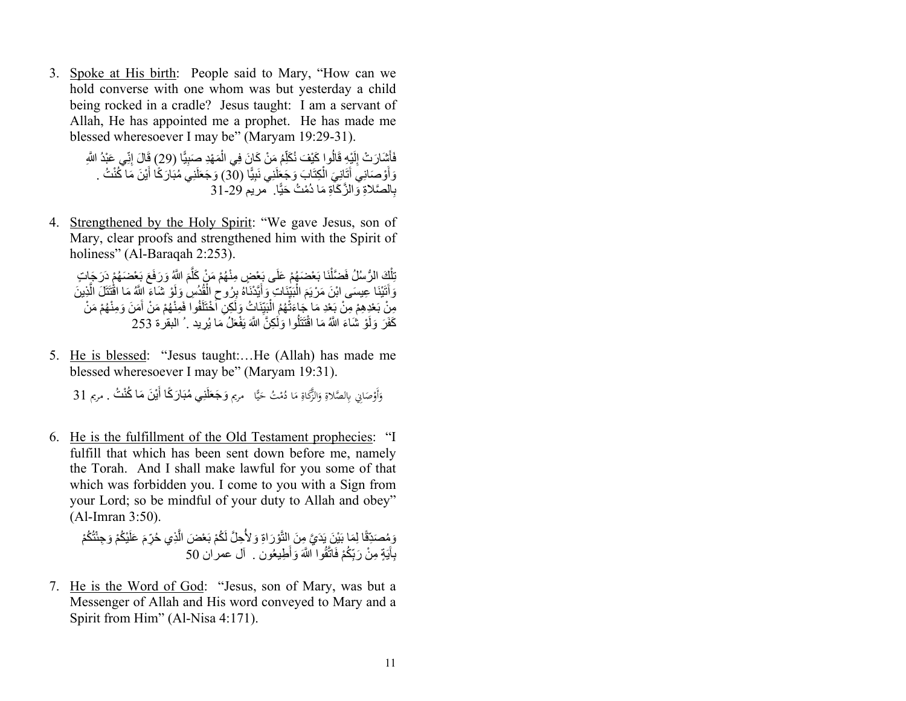3. <u>Spoke at His birth</u>: People said to Mary, "How can we hold converse with one whom was but yesterday a child being rocked in a cradle? Jesus taught: I am a servant of Allah, He has appointed me a prophet. He has made me blessed wheresoever I may be" (Maryam 19:29-31).

   فَأَشَارَتْ إِلَيْهِ قَالُوا كَيْفَ نُكَلِّمُ مَنْ كَانَ فِي الْمَهْدِ صَبِيًّا (29) قَالَ إِنِّي عَبْدُ اللَّهِ وَآوْصَانِي آتَانِيَ الْكِتَابَ وَجَعَلَنِي نَبِيًّا (30) وَجَعَلَنِي مُبَارَكًا أَيْنَ مَا كُنْتُ . بِالصَّلاةِ وَالزَّكَاةِ مَا دُمْتُ حَيًّا. مريم 29-31

4. <u>Strengthened by the Holy Spirit</u>: "We gave Jesus, son of Mary, clear proofs and strengthened him with the Spirit of holiness" (Al-Baraqah 2:253).

   تِلْكَ الرُّسُلُ فَضَّلْنَا بَعْضَهُمْ عَلَى بَعْضٍ مِنْهُمْ مَنْ كَلَّمَ اللَّهُ وَرَفَعَ بَعْضَهُمْ دَرَجَاتٍ وَآتَيْنَا عِيسَى ابْنَ مَرْيَمَ الْبَيِّنَاتِ وَأَيَّدْنَاهُ بِرُوحِ الْقُدُسِ وَلَوْ شَاءَ اللَّهُ مَا اقْتَتَلَ الَّذِينَ مِنْ بَعْدِهِمْ مِنْ بَعْدِ مَا جَاءَتْهُمُ الْبَيِّنَاتُ وَلَكِنِ اخْتَلَفُوا فَمِنْهُمْ مَنْ آمَنَ وَمِنْهُمْ مَنْ كَفَرَ وَلَوْ شَاءَ اللَّهُ مَا اقْتَتَلُوا وَلَكِنَّ اللَّهَ يَفْعَلُ مَا يُرِيد . ' البقرة 253

5. <u>He is blessed</u>: "Jesus taught:…He (Allah) has made me blessed wheresoever I may be" (Maryam 19:31).

   وَأَوْصَانِي بِالصَّلَاةِ وَالزَّكَاةِ مَا دُمْتُ حَيًّا مريم وَجَعَلَنِي مُبَارَكًا أَيْنَ مَا كُنْتُ . مريم 31

6. <u>He is the fulfillment of the Old Testament prophecies</u>: "I fulfill that which has been sent down before me, namely the Torah. And I shall make lawful for you some of that which was forbidden you. I come to you with a Sign from your Lord; so be mindful of your duty to Allah and obey" (Al-Imran 3:50).

   وَمُصَدِّقًا لِمَا بَيْنَ يَدَيَّ مِنَ التَّوْرَاةِ وَلأُحِلَّ لَكُمْ بَعْضَ الَّذِي حُرِّمَ عَلَيْكُمْ وَجِئْتُكُمْ بِآيَةٍ مِنْ رَبِّكُمْ فَاتَّقُوا اللَّهَ وَأَطِيعُون . آل عمران 50

7. <u>He is the Word of God</u>: "Jesus, son of Mary, was but a Messenger of Allah and His word conveyed to Mary and a Spirit from Him" (Al-Nisa 4:171).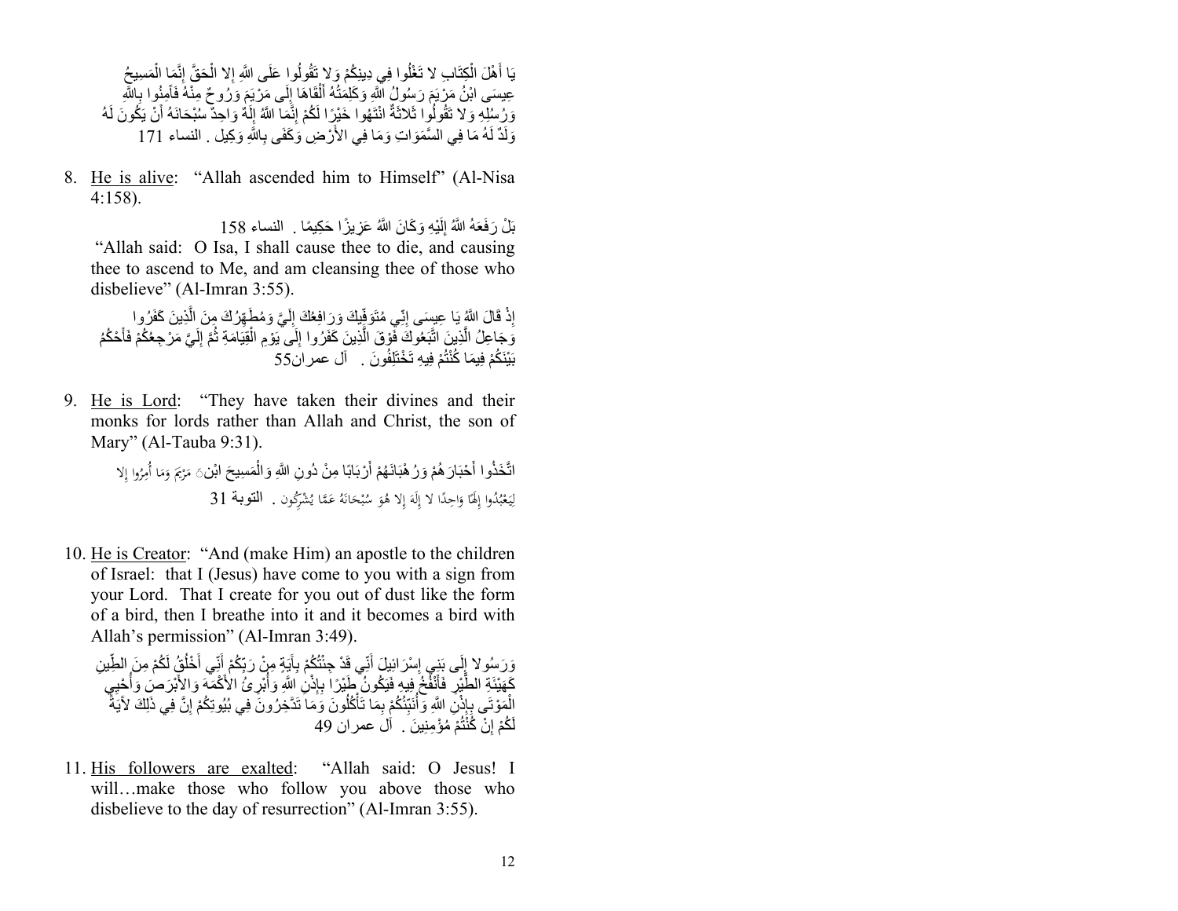يَا أَهْلَ الْكِتَابِ لا تَغْلُوا فِي دِينِكُمْ وَلا تَقُولُوا عَلَى اللَّهِ إِلا الْحَقَّ إِنَّمَا الْمَسِيحُ عِيسَى ابْنُ مَرْيَمَ رَسُولُ اللَّهِ وَكَلِمَتُهُ أَلْقَاهَا إِلَى مَرْيَمَ وَرُوحٌ مِنْهُ فَآمِنُوا بِاللَّهِ وَرُسُلِهِ وَلا تَقُولُوا ثَلاثَةٌ انْتَهُوا خَيْرًا لَكُمْ إِنَّمَا اللَّهُ إِلَهٌ وَاحِدٌ سُبْحَانَهُ أَنْ يَكُونَ لَهُ وَلَدٌ لَهُ مَا فِي السَّمَوَاتِ وَمَا فِي الأَرْضِ وَكَفَى بِاللَّهِ وَكِيل . النساء 171

8. <u>He is alive</u>: "Allah ascended him to Himself" (Al-Nisa 4:158).

بَلْ رَفَعَهُ اللَّهُ إِلَيْهِ وَكَانَ اللَّهُ عَزِيزًا حَكِيمًا . النساء 158

"Allah said: O Isa, I shall cause thee to die, and causing thee to ascend to Me, and am cleansing thee of those who disbelieve" (Al-Imran 3:55).

إِذْ قَالَ اللَّهُ يَا عِيسَى إِنِّي مُتَوَفِّيكَ وَرَافِعُكَ إِلَيَّ وَمُطَهِّرُكَ مِنَ الَّذِينَ كَفَرُوا وَجَاعِلُ الَّذِينَ اتَّبَعُوكَ فَوْقَ الَّذِينَ كَفَرُوا إِلَى يَوْمِ الْقِيَامَةِ ثُمَّ إِلَيَّ مَرْجِعُكُمْ فَأَحْكُمُ بَيْنَكُمْ فِيمَا كُنْتُمْ فِيهِ تَخْتَلِفُونَ . آل عمران55

9. <u>He is Lord</u>: "They have taken their divines and their monks for lords rather than Allah and Christ, the son of Mary" (Al-Tauba 9:31).

اتَّخَذُوا أَحْبَارَهُمْ وَرُهْبَانَهُمْ أَرْبَابًا مِنْ دُونِ اللَّهِ وَالْمَسِيحَ ابْنَ مَرْيَمَ وَمَا أُمِرُوا إِلا لِيَعْبُدُوا إِلَهًا وَاحِدًا لا إِلَهَ إِلا هُوَ سُبْحَانَهُ عَمَّا يُشْرِكُون . التوبة 31

10. <u>He is Creator</u>: "And (make Him) an apostle to the children of Israel: that I (Jesus) have come to you with a sign from your Lord. That I create for you out of dust like the form of a bird, then I breathe into it and it becomes a bird with Allah's permission" (Al-Imran 3:49).

وَرَسُولا إِلَى بَنِي إِسْرَائِيلَ أَنِّي قَدْ جِئْتُكُمْ بِآيَةٍ مِنْ رَبِّكُمْ أَنِّي أَخْلُقُ لَكُمْ مِنَ الطِّينِ كَهَيْئَةِ الطَّيْرِ فَأَنْفُخُ فِيهِ فَيَكُونُ طَيْرًا بِإِذْنِ اللَّهِ وَأُبْرِئُ الأَكْمَهَ وَالأَبْرَصَ وَأُحْيِي الْمَوْتَى بِإِذْنِ اللَّهِ وَأُنَبِّئُكُمْ بِمَا تَأْكُلُونَ وَمَا تَدَّخِرُونَ فِي بُيُوتِكُمْ إِنَّ فِي ذَلِكَ لآيَةً لَكُمْ إِنْ كُنْتُمْ مُؤْمِنِينَ . آل عمران 49

11. <u>His followers are exalted</u>: "Allah said: O Jesus! I will…make those who follow you above those who disbelieve to the day of resurrection" (Al-Imran 3:55).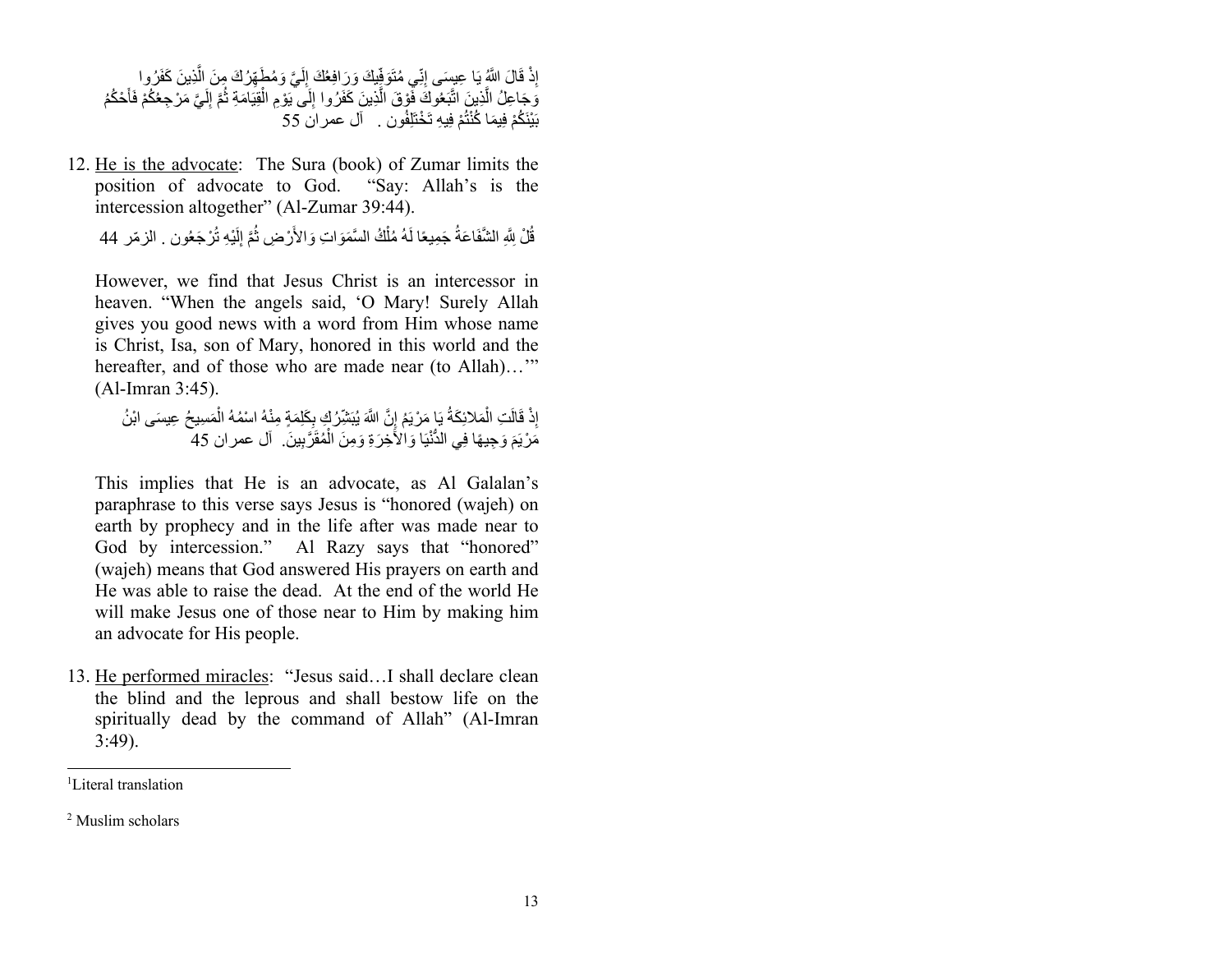إِذْ قَالَ اللَّهُ يَا عِيسَى إِنِّي مُتَوَفِّيكَ وَرَافِعُكَ إِلَيَّ وَمُطَهِّرُكَ مِنَ الَّذِينَ كَفَرُوا وَجَاعِلُ الَّذِينَ اتَّبَعُوكَ فَوْقَ الَّذِينَ كَفَرُوا إِلَى يَوْمِ الْقِيَامَةِ ثُمَّ إِلَيَّ مَرْجِعُكُمْ فَأَحْكُمُ بَيْنَكُمْ فِيمَا كُنْتُمْ فِيهِ تَخْتَلِفُونَ . آل عمران 55

12. He is the advocate: The Sura (book) of Zumar limits the position of advocate to God. "Say: Allah's is the intercession altogether" (Al-Zumar 39:44).

    قُلْ لِلَّهِ الشَّفَاعَةُ جَمِيعًا لَهُ مُلْكُ السَّمَوَاتِ وَالأَرْضِ ثُمَّ إِلَيْهِ تُرْجَعُون . الزمّر 44

    However, we find that Jesus Christ is an intercessor in heaven. "When the angels said, 'O Mary! Surely Allah gives you good news with a word from Him whose name is Christ, Isa, son of Mary, honored in this world and the hereafter, and of those who are made near (to Allah)…'" (Al-Imran 3:45).

    إِذْ قَالَتِ الْمَلائِكَةُ يَا مَرْيَمُ إِنَّ اللَّهَ يُبَشِّرُكِ بِكَلِمَةٍ مِنْهُ اسْمُهُ الْمَسِيحُ عِيسَى ابْنُ مَرْيَمَ وَجِيهًا فِي الدُّنْيَا وَالآخِرَةِ وَمِنَ الْمُقَرَّبِينَ. آل عمران 45

    This implies that He is an advocate, as Al Galalan's paraphrase to this verse says Jesus is "honored (wajeh) on earth by prophecy and in the life after was made near to God by intercession." Al Razy says that "honored" (wajeh) means that God answered His prayers on earth and He was able to raise the dead. At the end of the world He will make Jesus one of those near to Him by making him an advocate for His people.

13. He performed miracles: "Jesus said…I shall declare clean the blind and the leprous and shall bestow life on the spiritually dead by the command of Allah" (Al-Imran 3:49).

---

[1]Literal translation

[2] Muslim scholars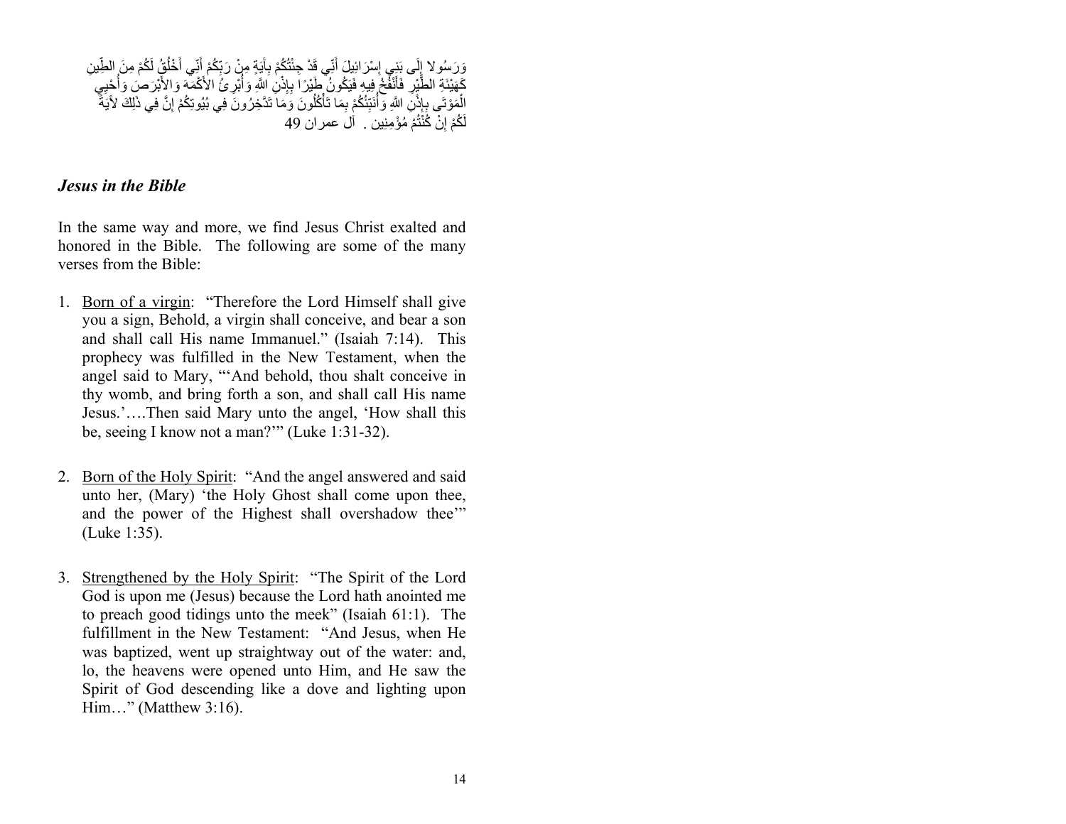وَرَسُولا إِلَى بَنِي إِسْرَائِيلَ أَنِّي قَدْ جِئْتُكُمْ بِآيَةٍ مِنْ رَبِّكُمْ أَنِّي أَخْلُقُ لَكُمْ مِنَ الطِّينِ كَهَيْئَةِ الطَّيْرِ فَأَنْفُخُ فِيهِ فَيَكُونُ طَيْرًا بِإِذْنِ اللَّهِ وَأُبْرِئُ الأَكْمَهَ وَالأَبْرَصَ وَأُحْيِي الْمَوْتَى بِإِذْنِ اللَّهِ وَأُنَبِّئُكُمْ بِمَا تَأْكُلُونَ وَمَا تَدَّخِرُونَ فِي بُيُوتِكُمْ إِنَّ فِي ذَلِكَ لآيَةً لَكُمْ إِنْ كُنْتُمْ مُؤْمِنِين . آل عمران 49

### *Jesus in the Bible*

In the same way and more, we find Jesus Christ exalted and honored in the Bible. The following are some of the many verses from the Bible:

1. Born of a virgin: "Therefore the Lord Himself shall give you a sign, Behold, a virgin shall conceive, and bear a son and shall call His name Immanuel." (Isaiah 7:14). This prophecy was fulfilled in the New Testament, when the angel said to Mary, "'And behold, thou shalt conceive in thy womb, and bring forth a son, and shall call His name Jesus.'….Then said Mary unto the angel, 'How shall this be, seeing I know not a man?'" (Luke 1:31-32).

2. Born of the Holy Spirit: "And the angel answered and said unto her, (Mary) 'the Holy Ghost shall come upon thee, and the power of the Highest shall overshadow thee'" (Luke 1:35).

3. Strengthened by the Holy Spirit: "The Spirit of the Lord God is upon me (Jesus) because the Lord hath anointed me to preach good tidings unto the meek" (Isaiah 61:1). The fulfillment in the New Testament: "And Jesus, when He was baptized, went up straightway out of the water: and, lo, the heavens were opened unto Him, and He saw the Spirit of God descending like a dove and lighting upon Him…" (Matthew 3:16).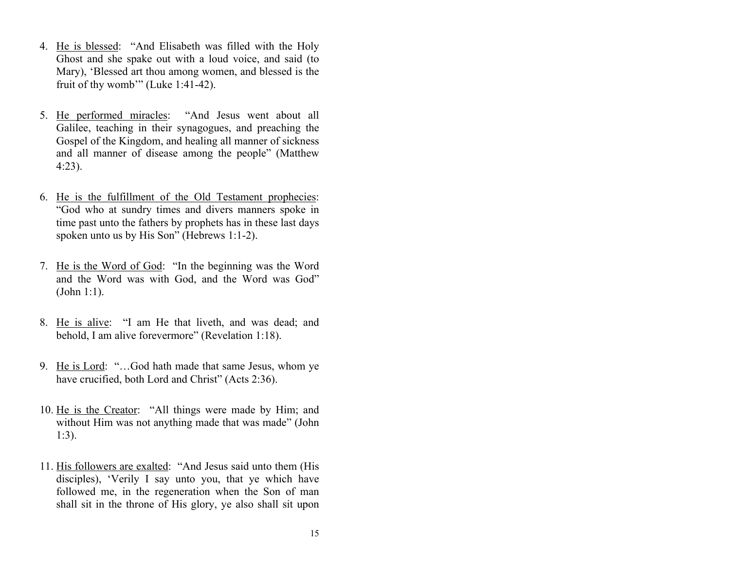4. <u>He is blessed</u>: "And Elisabeth was filled with the Holy Ghost and she spake out with a loud voice, and said (to Mary), 'Blessed art thou among women, and blessed is the fruit of thy womb'" (Luke 1:41-42).

5. <u>He performed miracles</u>: "And Jesus went about all Galilee, teaching in their synagogues, and preaching the Gospel of the Kingdom, and healing all manner of sickness and all manner of disease among the people" (Matthew 4:23).

6. <u>He is the fulfillment of the Old Testament prophecies</u>: "God who at sundry times and divers manners spoke in time past unto the fathers by prophets has in these last days spoken unto us by His Son" (Hebrews 1:1-2).

7. <u>He is the Word of God</u>: "In the beginning was the Word and the Word was with God, and the Word was God" (John 1:1).

8. <u>He is alive</u>: "I am He that liveth, and was dead; and behold, I am alive forevermore" (Revelation 1:18).

9. <u>He is Lord</u>: "…God hath made that same Jesus, whom ye have crucified, both Lord and Christ" (Acts 2:36).

10. <u>He is the Creator</u>: "All things were made by Him; and without Him was not anything made that was made" (John 1:3).

11. <u>His followers are exalted</u>: "And Jesus said unto them (His disciples), 'Verily I say unto you, that ye which have followed me, in the regeneration when the Son of man shall sit in the throne of His glory, ye also shall sit upon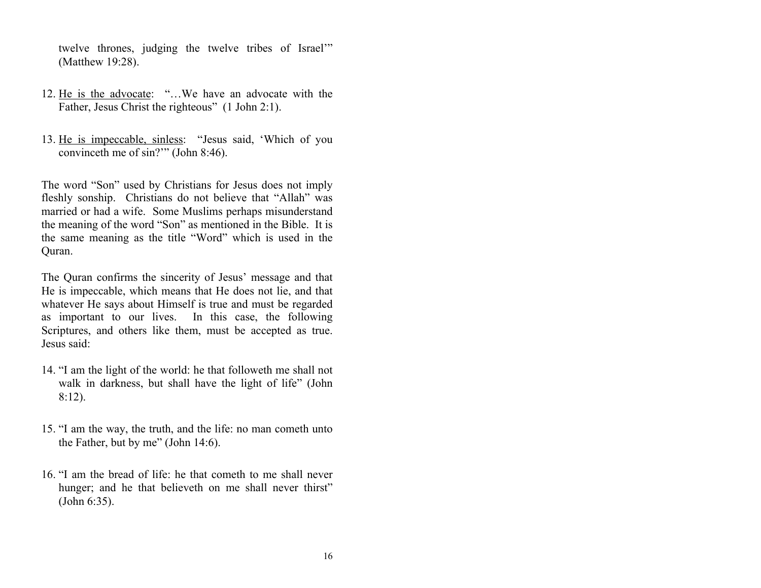twelve thrones, judging the twelve tribes of Israel'" (Matthew 19:28).

12. He is the advocate: "…We have an advocate with the Father, Jesus Christ the righteous" (1 John 2:1).

13. He is impeccable, sinless: "Jesus said, 'Which of you convinceth me of sin?'" (John 8:46).

The word "Son" used by Christians for Jesus does not imply fleshly sonship. Christians do not believe that "Allah" was married or had a wife. Some Muslims perhaps misunderstand the meaning of the word "Son" as mentioned in the Bible. It is the same meaning as the title "Word" which is used in the Quran.

The Quran confirms the sincerity of Jesus' message and that He is impeccable, which means that He does not lie, and that whatever He says about Himself is true and must be regarded as important to our lives. In this case, the following Scriptures, and others like them, must be accepted as true. Jesus said:

14. "I am the light of the world: he that followeth me shall not walk in darkness, but shall have the light of life" (John 8:12).

15. "I am the way, the truth, and the life: no man cometh unto the Father, but by me" (John 14:6).

16. "I am the bread of life: he that cometh to me shall never hunger; and he that believeth on me shall never thirst" (John 6:35).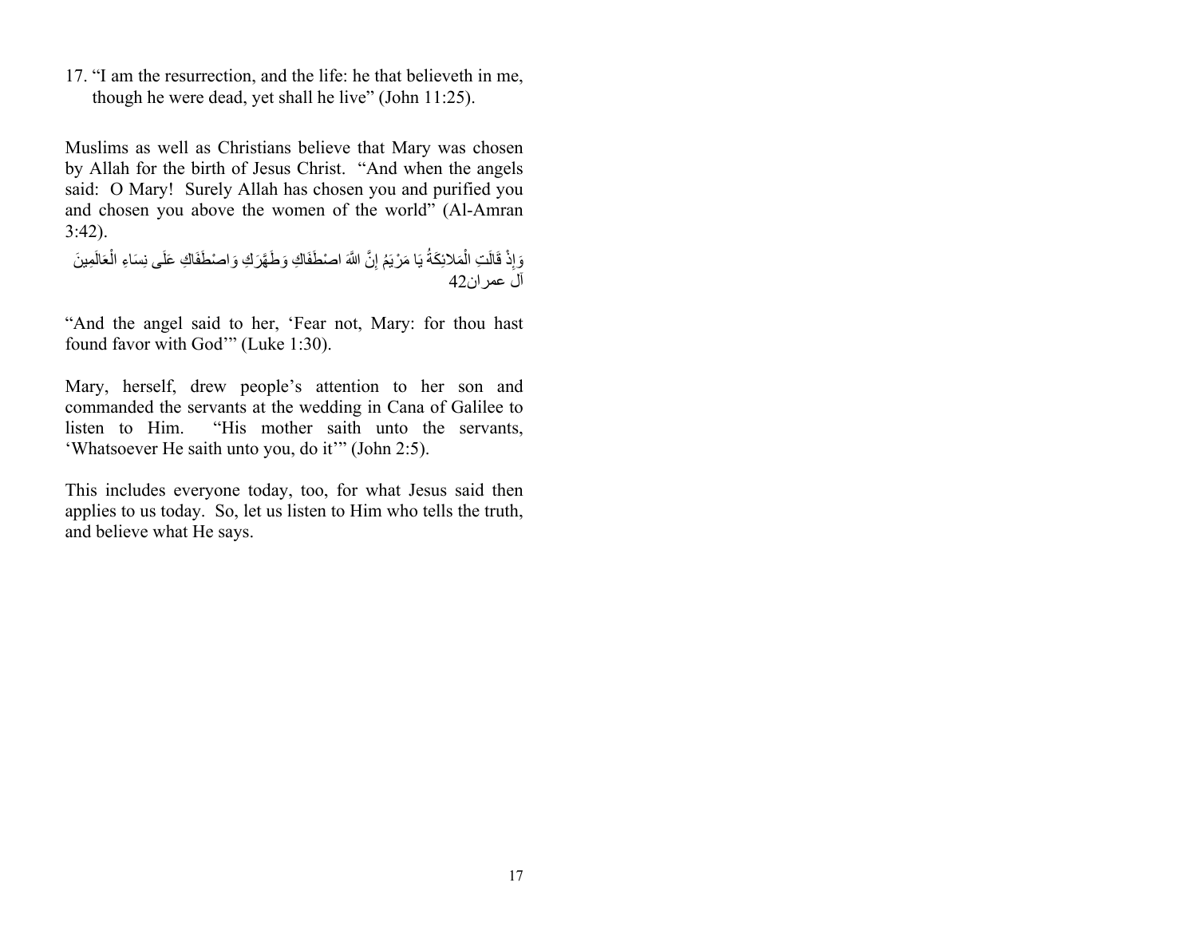17. "I am the resurrection, and the life: he that believeth in me, though he were dead, yet shall he live" (John 11:25).

Muslims as well as Christians believe that Mary was chosen by Allah for the birth of Jesus Christ. "And when the angels said: O Mary! Surely Allah has chosen you and purified you and chosen you above the women of the world" (Al-Amran 3:42).

وَإِذْ قَالَتِ الْمَلائِكَةُ يَا مَرْيَمُ إِنَّ اللَّهَ اصْطَفَاكِ وَطَهَّرَكِ وَاصْطَفَاكِ عَلَى نِسَاءِ الْعَالَمِينَ
آل عمران42

"And the angel said to her, 'Fear not, Mary: for thou hast found favor with God'" (Luke 1:30).

Mary, herself, drew people's attention to her son and commanded the servants at the wedding in Cana of Galilee to listen to Him. "His mother saith unto the servants, 'Whatsoever He saith unto you, do it'" (John 2:5).

This includes everyone today, too, for what Jesus said then applies to us today. So, let us listen to Him who tells the truth, and believe what He says.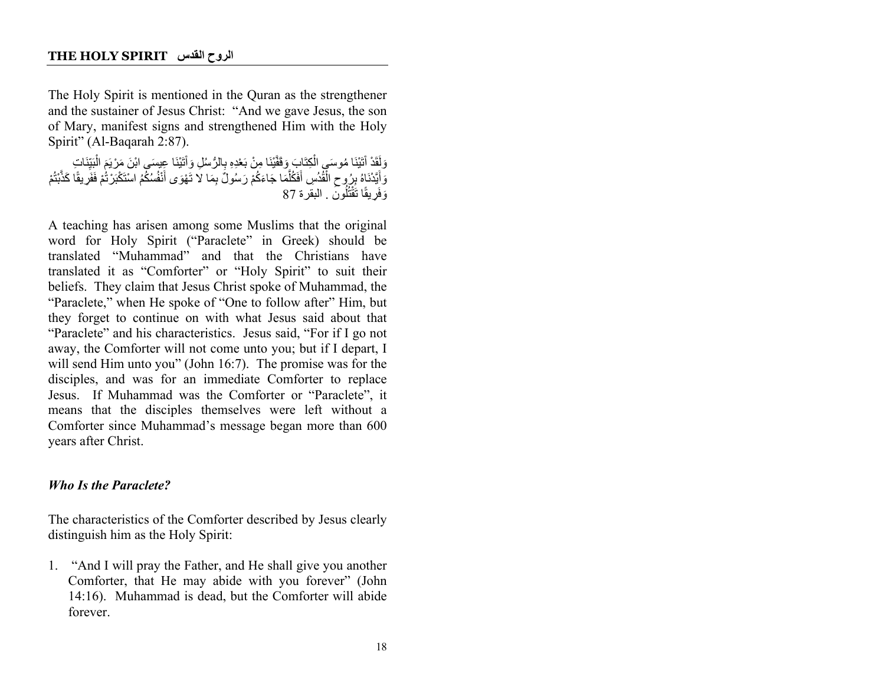## THE HOLY SPIRIT الروح القدس

The Holy Spirit is mentioned in the Quran as the strengthener and the sustainer of Jesus Christ: "And we gave Jesus, the son of Mary, manifest signs and strengthened Him with the Holy Spirit" (Al-Baqarah 2:87).

وَلَقَدْ آتَيْنَا مُوسَى الْكِتَابَ وَقَفَّيْنَا مِنْ بَعْدِهِ بِالرُّسُلِ وَآتَيْنَا عِيسَى ابْنَ مَرْيَمَ الْبَيِّنَاتِ وَأَيَّدْنَاهُ بِرُوحِ الْقُدُسِ أَفَكُلَّمَا جَاءَكُمْ رَسُولٌ بِمَا لا تَهْوَى أَنْفُسُكُمُ اسْتَكْبَرْتُمْ فَفَرِيقًا كَذَّبْتُمْ وَفَرِيقًا تَقْتُلُونَ . البقرة 87

A teaching has arisen among some Muslims that the original word for Holy Spirit ("Paraclete" in Greek) should be translated "Muhammad" and that the Christians have translated it as "Comforter" or "Holy Spirit" to suit their beliefs. They claim that Jesus Christ spoke of Muhammad, the "Paraclete," when He spoke of "One to follow after" Him, but they forget to continue on with what Jesus said about that "Paraclete" and his characteristics. Jesus said, "For if I go not away, the Comforter will not come unto you; but if I depart, I will send Him unto you" (John 16:7). The promise was for the disciples, and was for an immediate Comforter to replace Jesus. If Muhammad was the Comforter or "Paraclete", it means that the disciples themselves were left without a Comforter since Muhammad's message began more than 600 years after Christ.

### *Who Is the Paraclete?*

The characteristics of the Comforter described by Jesus clearly distinguish him as the Holy Spirit:

1. "And I will pray the Father, and He shall give you another Comforter, that He may abide with you forever" (John 14:16). Muhammad is dead, but the Comforter will abide forever.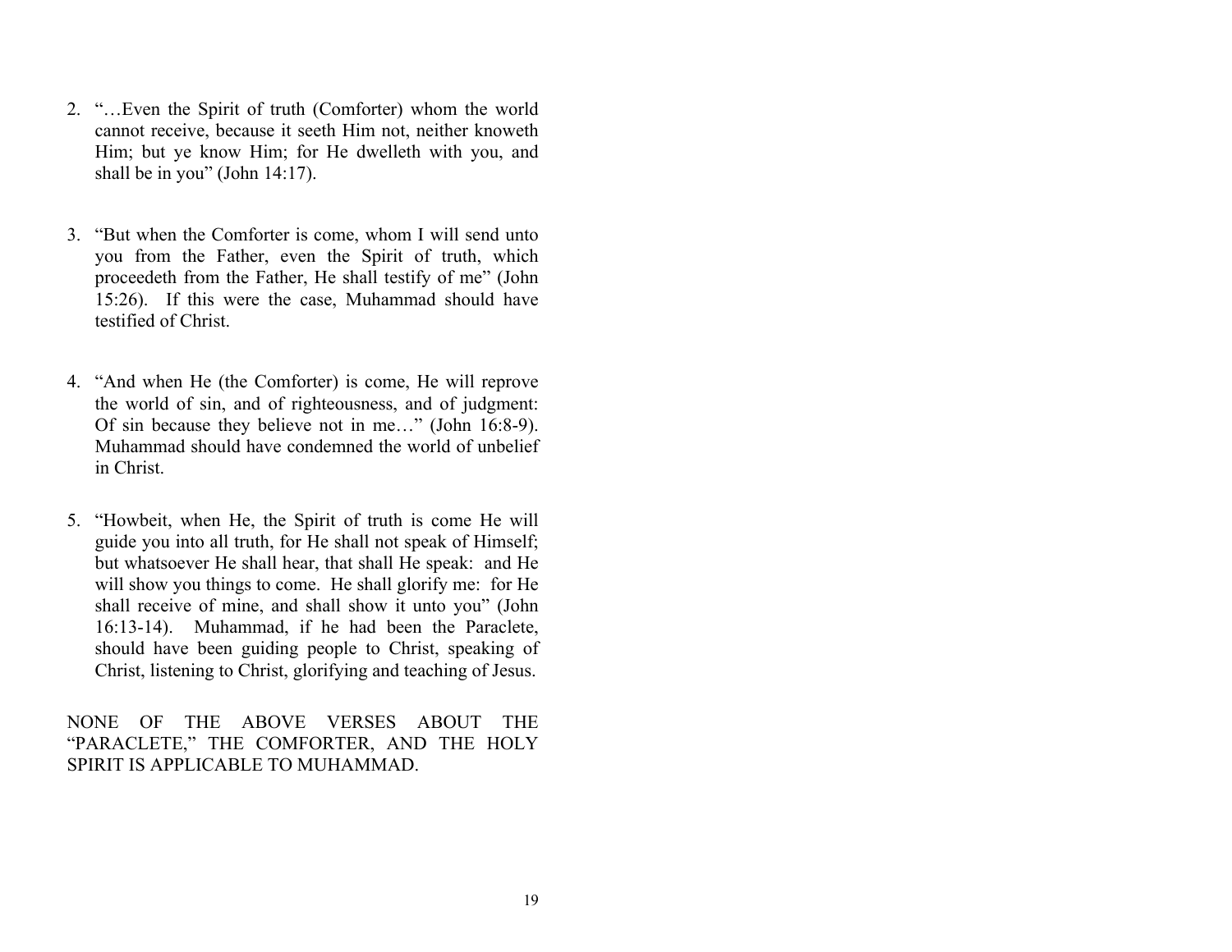2. "…Even the Spirit of truth (Comforter) whom the world cannot receive, because it seeth Him not, neither knoweth Him; but ye know Him; for He dwelleth with you, and shall be in you" (John 14:17).

3. "But when the Comforter is come, whom I will send unto you from the Father, even the Spirit of truth, which proceedeth from the Father, He shall testify of me" (John 15:26). If this were the case, Muhammad should have testified of Christ.

4. "And when He (the Comforter) is come, He will reprove the world of sin, and of righteousness, and of judgment: Of sin because they believe not in me…" (John 16:8-9). Muhammad should have condemned the world of unbelief in Christ.

5. "Howbeit, when He, the Spirit of truth is come He will guide you into all truth, for He shall not speak of Himself; but whatsoever He shall hear, that shall He speak: and He will show you things to come. He shall glorify me: for He shall receive of mine, and shall show it unto you" (John 16:13-14). Muhammad, if he had been the Paraclete, should have been guiding people to Christ, speaking of Christ, listening to Christ, glorifying and teaching of Jesus.

NONE OF THE ABOVE VERSES ABOUT THE "PARACLETE," THE COMFORTER, AND THE HOLY SPIRIT IS APPLICABLE TO MUHAMMAD.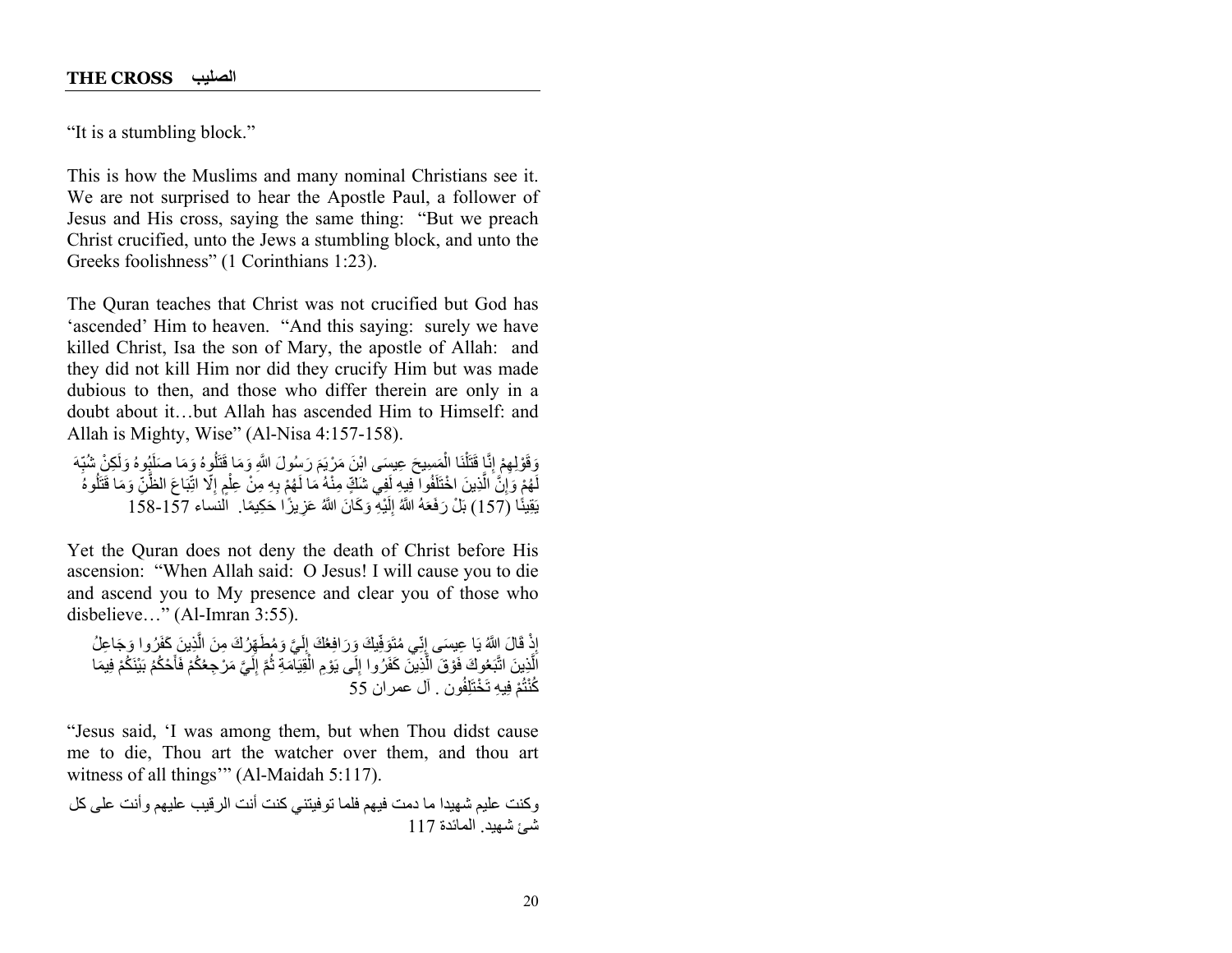## THE CROSS الصليب

"It is a stumbling block."

This is how the Muslims and many nominal Christians see it. We are not surprised to hear the Apostle Paul, a follower of Jesus and His cross, saying the same thing: "But we preach Christ crucified, unto the Jews a stumbling block, and unto the Greeks foolishness" (1 Corinthians 1:23).

The Quran teaches that Christ was not crucified but God has 'ascended' Him to heaven. "And this saying: surely we have killed Christ, Isa the son of Mary, the apostle of Allah: and they did not kill Him nor did they crucify Him but was made dubious to then, and those who differ therein are only in a doubt about it…but Allah has ascended Him to Himself: and Allah is Mighty, Wise" (Al-Nisa 4:157-158).

وَقَوْلِهِمْ إِنَّا قَتَلْنَا الْمَسِيحَ عِيسَى ابْنَ مَرْيَمَ رَسُولَ اللَّهِ وَمَا قَتَلُوهُ وَمَا صَلَبُوهُ وَلَكِنْ شُبِّهَ لَهُمْ وَإِنَّ الَّذِينَ اخْتَلَفُوا فِيهِ لَفِي شَكٍّ مِنْهُ مَا لَهُمْ بِهِ مِنْ عِلْمٍ إِلَّا اتِّبَاعَ الظَّنِّ وَمَا قَتَلُوهُ يَقِينًا (157) بَلْ رَفَعَهُ اللَّهُ إِلَيْهِ وَكَانَ اللَّهُ عَزِيزًا حَكِيمًا. النساء 157-158

Yet the Quran does not deny the death of Christ before His ascension: "When Allah said: O Jesus! I will cause you to die and ascend you to My presence and clear you of those who disbelieve…" (Al-Imran 3:55).

إِذْ قَالَ اللَّهُ يَا عِيسَى إِنِّي مُتَوَفِّيكَ وَرَافِعُكَ إِلَيَّ وَمُطَهِّرُكَ مِنَ الَّذِينَ كَفَرُوا وَجَاعِلُ الَّذِينَ اتَّبَعُوكَ فَوْقَ الَّذِينَ كَفَرُوا إِلَى يَوْمِ الْقِيَامَةِ ثُمَّ إِلَيَّ مَرْجِعُكُمْ فَأَحْكُمُ بَيْنَكُمْ فِيمَا كُنْتُمْ فِيهِ تَخْتَلِفُون . آل عمران 55

"Jesus said, 'I was among them, but when Thou didst cause me to die, Thou art the watcher over them, and thou art witness of all things'" (Al-Maidah 5:117).

وكنت عليم شهيدا ما دمت فيهم فلما توفيتني كنت أنت الرقيب عليهم وأنت على كل شئ شهيد. المائدة 117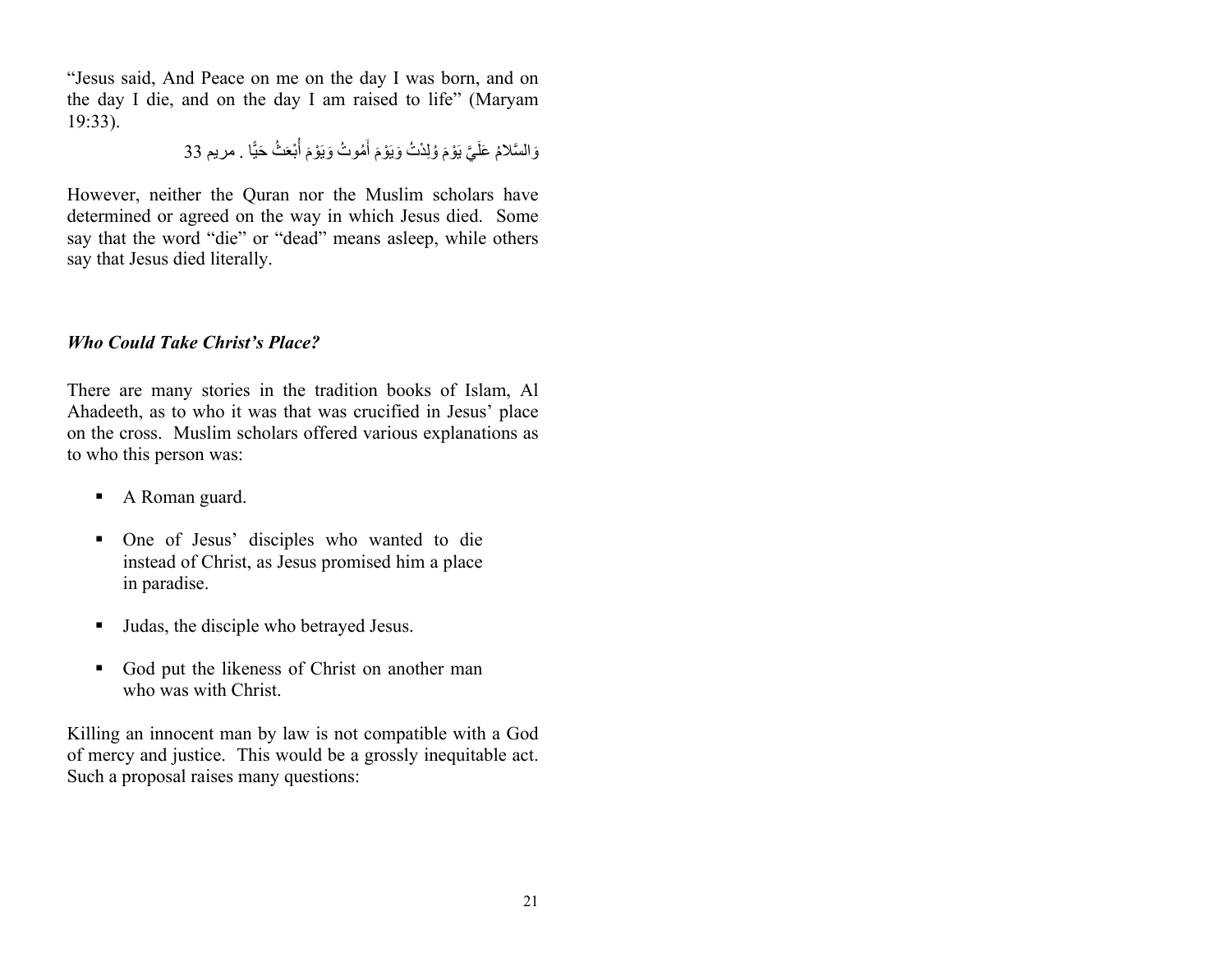"Jesus said, And Peace on me on the day I was born, and on the day I die, and on the day I am raised to life" (Maryam 19:33).

وَالسَّلامُ عَلَيَّ يَوْمَ وُلِدْتُ وَيَوْمَ أَمُوتُ وَيَوْمَ أُبْعَثُ حَيًّا . مريم 33

However, neither the Quran nor the Muslim scholars have determined or agreed on the way in which Jesus died. Some say that the word "die" or "dead" means asleep, while others say that Jesus died literally.

### *Who Could Take Christ's Place?*

There are many stories in the tradition books of Islam, Al Ahadeeth, as to who it was that was crucified in Jesus' place on the cross. Muslim scholars offered various explanations as to who this person was:

- A Roman guard.
- One of Jesus' disciples who wanted to die instead of Christ, as Jesus promised him a place in paradise.
- Judas, the disciple who betrayed Jesus.
- God put the likeness of Christ on another man who was with Christ.

Killing an innocent man by law is not compatible with a God of mercy and justice. This would be a grossly inequitable act. Such a proposal raises many questions: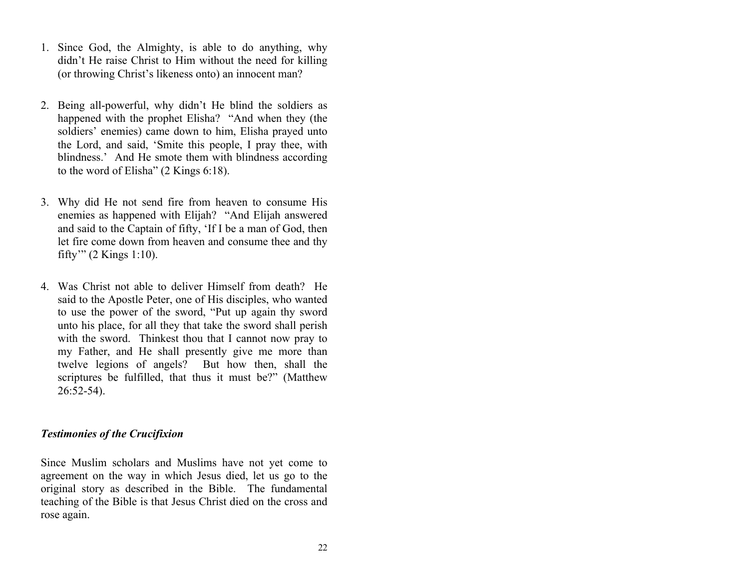1. Since God, the Almighty, is able to do anything, why didn't He raise Christ to Him without the need for killing (or throwing Christ's likeness onto) an innocent man?

2. Being all-powerful, why didn't He blind the soldiers as happened with the prophet Elisha? "And when they (the soldiers' enemies) came down to him, Elisha prayed unto the Lord, and said, 'Smite this people, I pray thee, with blindness.' And He smote them with blindness according to the word of Elisha" (2 Kings 6:18).

3. Why did He not send fire from heaven to consume His enemies as happened with Elijah? "And Elijah answered and said to the Captain of fifty, 'If I be a man of God, then let fire come down from heaven and consume thee and thy fifty'" (2 Kings 1:10).

4. Was Christ not able to deliver Himself from death? He said to the Apostle Peter, one of His disciples, who wanted to use the power of the sword, "Put up again thy sword unto his place, for all they that take the sword shall perish with the sword. Thinkest thou that I cannot now pray to my Father, and He shall presently give me more than twelve legions of angels? But how then, shall the scriptures be fulfilled, that thus it must be?" (Matthew 26:52-54).

### *Testimonies of the Crucifixion*

Since Muslim scholars and Muslims have not yet come to agreement on the way in which Jesus died, let us go to the original story as described in the Bible. The fundamental teaching of the Bible is that Jesus Christ died on the cross and rose again.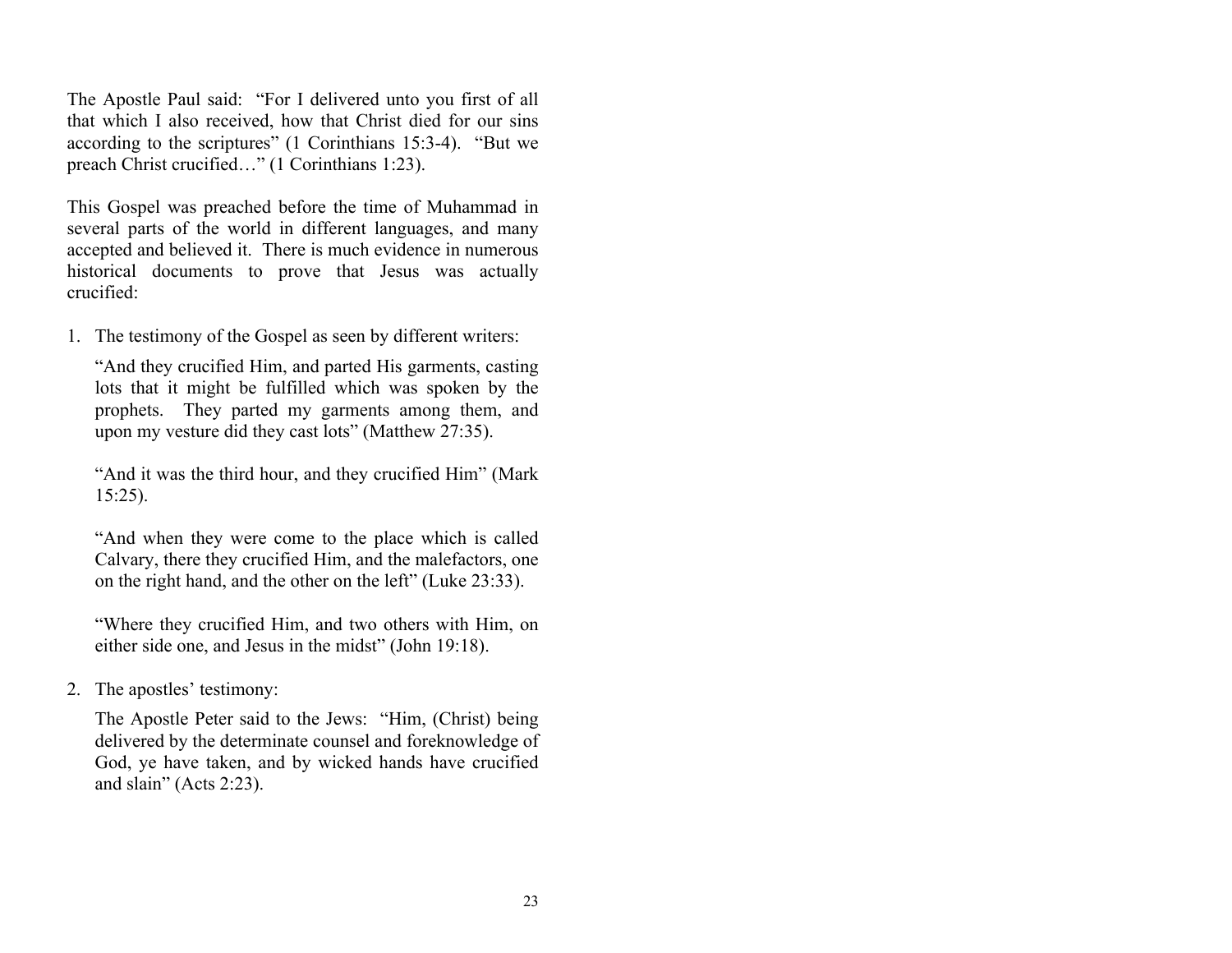The Apostle Paul said: "For I delivered unto you first of all that which I also received, how that Christ died for our sins according to the scriptures" (1 Corinthians 15:3-4). "But we preach Christ crucified…" (1 Corinthians 1:23).

This Gospel was preached before the time of Muhammad in several parts of the world in different languages, and many accepted and believed it. There is much evidence in numerous historical documents to prove that Jesus was actually crucified:

1. The testimony of the Gospel as seen by different writers:

   "And they crucified Him, and parted His garments, casting lots that it might be fulfilled which was spoken by the prophets. They parted my garments among them, and upon my vesture did they cast lots" (Matthew 27:35).

   "And it was the third hour, and they crucified Him" (Mark 15:25).

   "And when they were come to the place which is called Calvary, there they crucified Him, and the malefactors, one on the right hand, and the other on the left" (Luke 23:33).

   "Where they crucified Him, and two others with Him, on either side one, and Jesus in the midst" (John 19:18).

2. The apostles' testimony:

   The Apostle Peter said to the Jews: "Him, (Christ) being delivered by the determinate counsel and foreknowledge of God, ye have taken, and by wicked hands have crucified and slain" (Acts 2:23).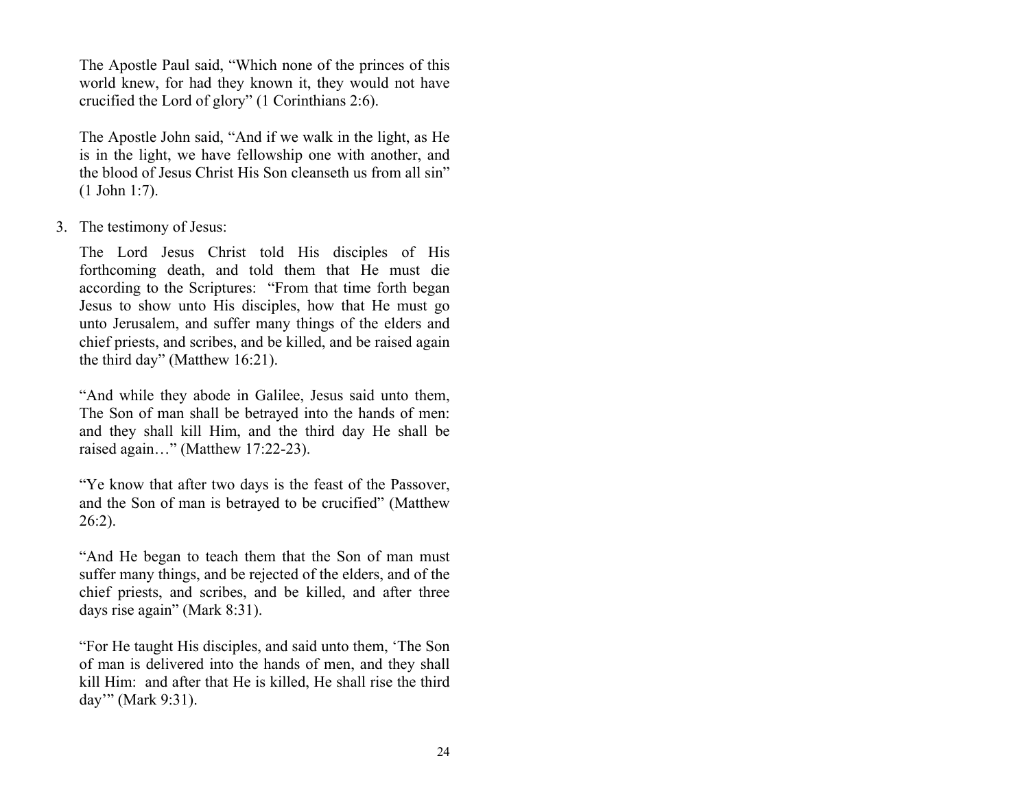The Apostle Paul said, "Which none of the princes of this world knew, for had they known it, they would not have crucified the Lord of glory" (1 Corinthians 2:6).

The Apostle John said, "And if we walk in the light, as He is in the light, we have fellowship one with another, and the blood of Jesus Christ His Son cleanseth us from all sin" (1 John 1:7).

3. The testimony of Jesus:

   The Lord Jesus Christ told His disciples of His forthcoming death, and told them that He must die according to the Scriptures: "From that time forth began Jesus to show unto His disciples, how that He must go unto Jerusalem, and suffer many things of the elders and chief priests, and scribes, and be killed, and be raised again the third day" (Matthew 16:21).

   "And while they abode in Galilee, Jesus said unto them, The Son of man shall be betrayed into the hands of men: and they shall kill Him, and the third day He shall be raised again…" (Matthew 17:22-23).

   "Ye know that after two days is the feast of the Passover, and the Son of man is betrayed to be crucified" (Matthew 26:2).

   "And He began to teach them that the Son of man must suffer many things, and be rejected of the elders, and of the chief priests, and scribes, and be killed, and after three days rise again" (Mark 8:31).

   "For He taught His disciples, and said unto them, 'The Son of man is delivered into the hands of men, and they shall kill Him: and after that He is killed, He shall rise the third day'" (Mark 9:31).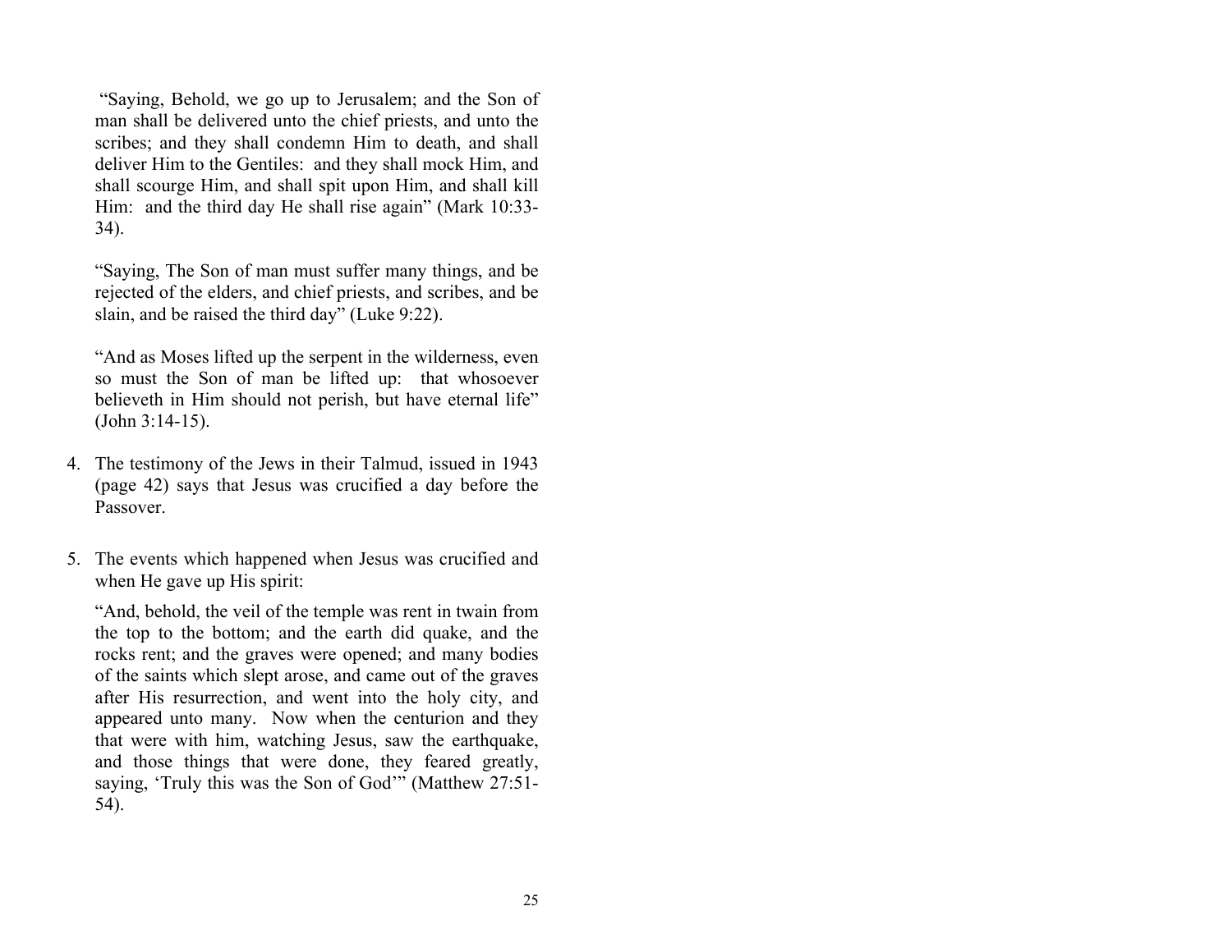"Saying, Behold, we go up to Jerusalem; and the Son of man shall be delivered unto the chief priests, and unto the scribes; and they shall condemn Him to death, and shall deliver Him to the Gentiles: and they shall mock Him, and shall scourge Him, and shall spit upon Him, and shall kill Him: and the third day He shall rise again" (Mark 10:33-34).

"Saying, The Son of man must suffer many things, and be rejected of the elders, and chief priests, and scribes, and be slain, and be raised the third day" (Luke 9:22).

"And as Moses lifted up the serpent in the wilderness, even so must the Son of man be lifted up: that whosoever believeth in Him should not perish, but have eternal life" (John 3:14-15).

4. The testimony of the Jews in their Talmud, issued in 1943 (page 42) says that Jesus was crucified a day before the Passover.

5. The events which happened when Jesus was crucified and when He gave up His spirit:

   "And, behold, the veil of the temple was rent in twain from the top to the bottom; and the earth did quake, and the rocks rent; and the graves were opened; and many bodies of the saints which slept arose, and came out of the graves after His resurrection, and went into the holy city, and appeared unto many. Now when the centurion and they that were with him, watching Jesus, saw the earthquake, and those things that were done, they feared greatly, saying, 'Truly this was the Son of God'" (Matthew 27:51-54).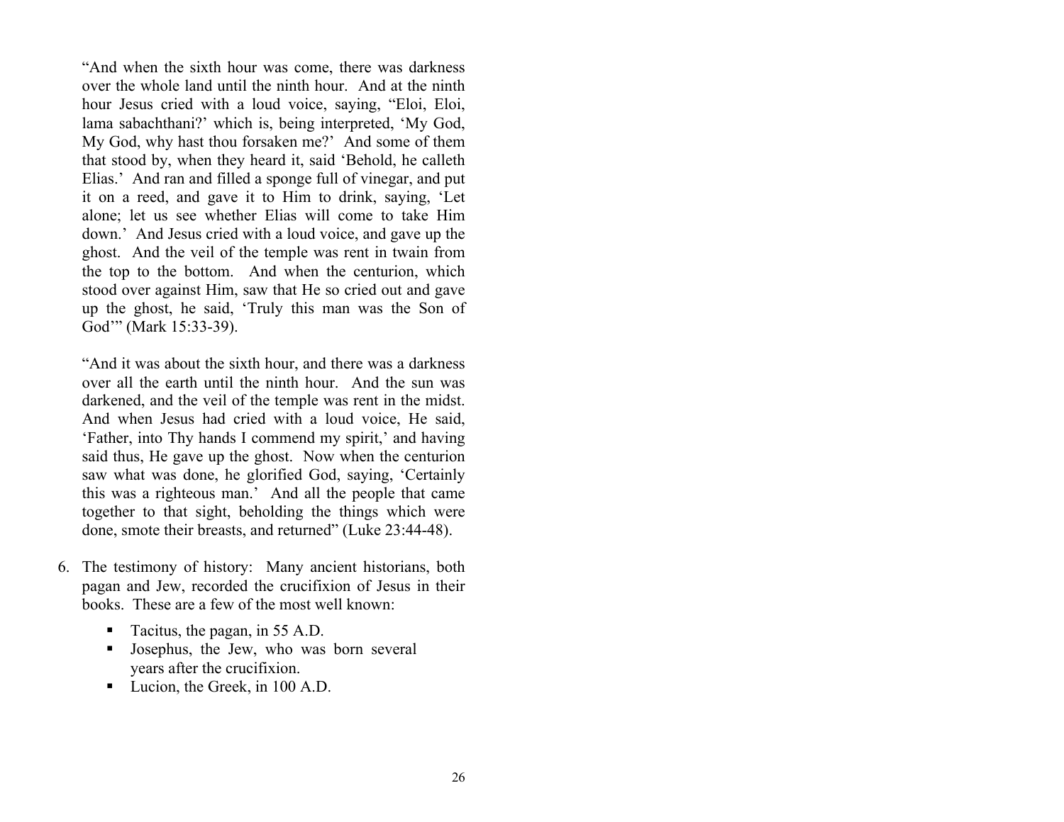"And when the sixth hour was come, there was darkness over the whole land until the ninth hour. And at the ninth hour Jesus cried with a loud voice, saying, "Eloi, Eloi, lama sabachthani?' which is, being interpreted, 'My God, My God, why hast thou forsaken me?' And some of them that stood by, when they heard it, said 'Behold, he calleth Elias.' And ran and filled a sponge full of vinegar, and put it on a reed, and gave it to Him to drink, saying, 'Let alone; let us see whether Elias will come to take Him down.' And Jesus cried with a loud voice, and gave up the ghost. And the veil of the temple was rent in twain from the top to the bottom. And when the centurion, which stood over against Him, saw that He so cried out and gave up the ghost, he said, 'Truly this man was the Son of God'" (Mark 15:33-39).

"And it was about the sixth hour, and there was a darkness over all the earth until the ninth hour. And the sun was darkened, and the veil of the temple was rent in the midst. And when Jesus had cried with a loud voice, He said, 'Father, into Thy hands I commend my spirit,' and having said thus, He gave up the ghost. Now when the centurion saw what was done, he glorified God, saying, 'Certainly this was a righteous man.' And all the people that came together to that sight, beholding the things which were done, smote their breasts, and returned" (Luke 23:44-48).

6. The testimony of history: Many ancient historians, both pagan and Jew, recorded the crucifixion of Jesus in their books. These are a few of the most well known:

   - Tacitus, the pagan, in 55 A.D.
   - Josephus, the Jew, who was born several years after the crucifixion.
   - Lucion, the Greek, in 100 A.D.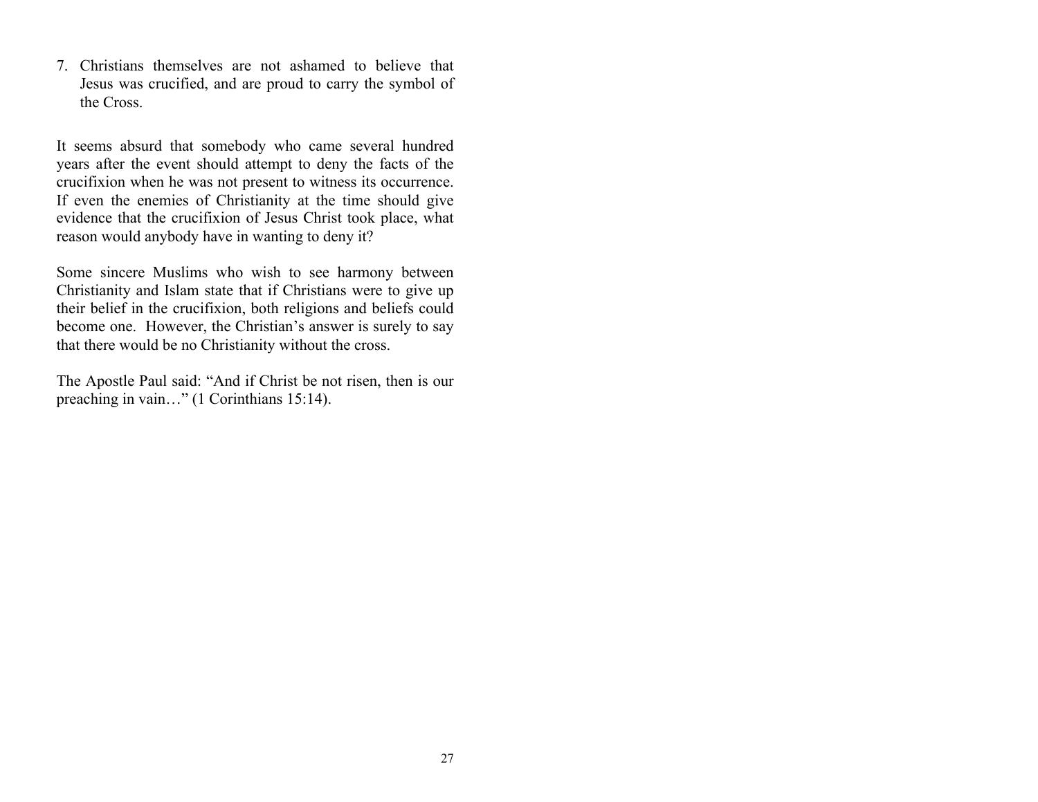7. Christians themselves are not ashamed to believe that Jesus was crucified, and are proud to carry the symbol of the Cross.

It seems absurd that somebody who came several hundred years after the event should attempt to deny the facts of the crucifixion when he was not present to witness its occurrence. If even the enemies of Christianity at the time should give evidence that the crucifixion of Jesus Christ took place, what reason would anybody have in wanting to deny it?

Some sincere Muslims who wish to see harmony between Christianity and Islam state that if Christians were to give up their belief in the crucifixion, both religions and beliefs could become one. However, the Christian's answer is surely to say that there would be no Christianity without the cross.

The Apostle Paul said: "And if Christ be not risen, then is our preaching in vain…" (1 Corinthians 15:14).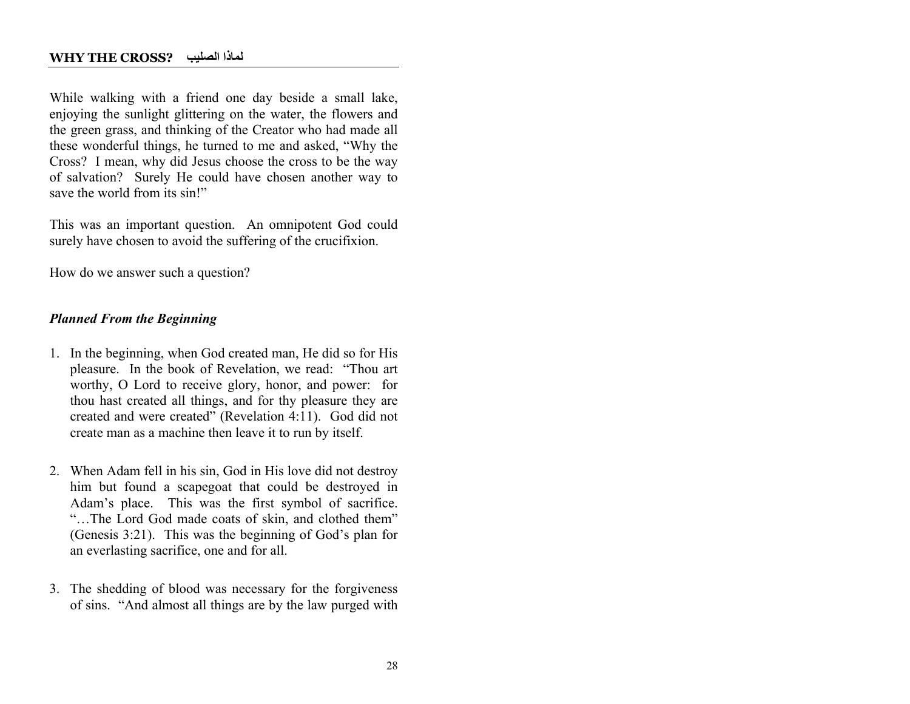**WHY THE CROSS? لماذا الصليب**

While walking with a friend one day beside a small lake, enjoying the sunlight glittering on the water, the flowers and the green grass, and thinking of the Creator who had made all these wonderful things, he turned to me and asked, "Why the Cross? I mean, why did Jesus choose the cross to be the way of salvation? Surely He could have chosen another way to save the world from its sin!"

This was an important question. An omnipotent God could surely have chosen to avoid the suffering of the crucifixion.

How do we answer such a question?

***Planned From the Beginning***

1. In the beginning, when God created man, He did so for His pleasure. In the book of Revelation, we read: "Thou art worthy, O Lord to receive glory, honor, and power: for thou hast created all things, and for thy pleasure they are created and were created" (Revelation 4:11). God did not create man as a machine then leave it to run by itself.

2. When Adam fell in his sin, God in His love did not destroy him but found a scapegoat that could be destroyed in Adam's place. This was the first symbol of sacrifice. "…The Lord God made coats of skin, and clothed them" (Genesis 3:21). This was the beginning of God's plan for an everlasting sacrifice, one and for all.

3. The shedding of blood was necessary for the forgiveness of sins. "And almost all things are by the law purged with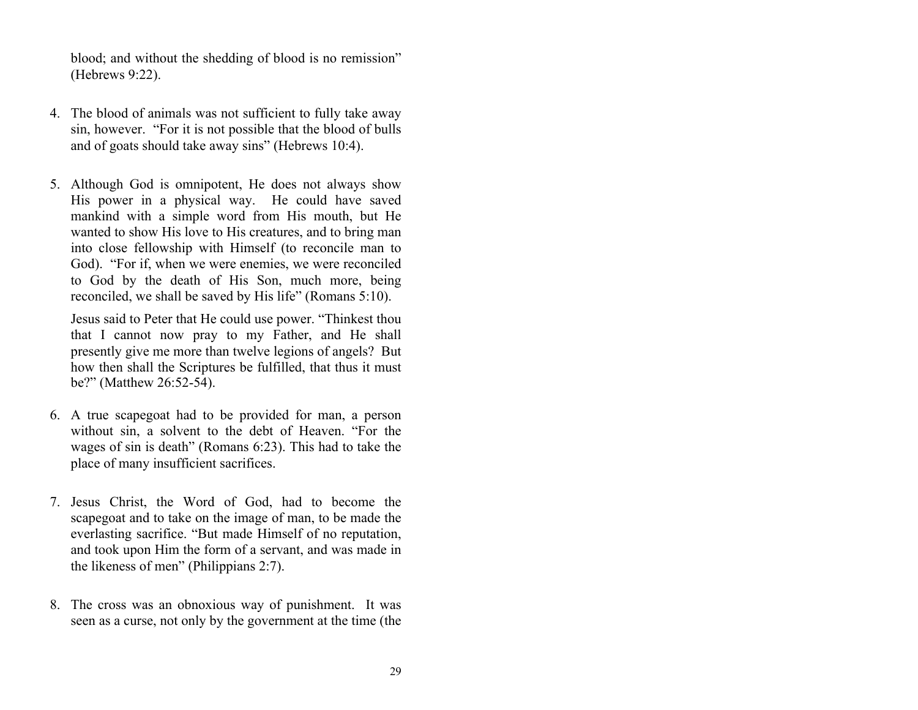blood; and without the shedding of blood is no remission" (Hebrews 9:22).

4. The blood of animals was not sufficient to fully take away sin, however. "For it is not possible that the blood of bulls and of goats should take away sins" (Hebrews 10:4).

5. Although God is omnipotent, He does not always show His power in a physical way. He could have saved mankind with a simple word from His mouth, but He wanted to show His love to His creatures, and to bring man into close fellowship with Himself (to reconcile man to God). "For if, when we were enemies, we were reconciled to God by the death of His Son, much more, being reconciled, we shall be saved by His life" (Romans 5:10).

   Jesus said to Peter that He could use power. "Thinkest thou that I cannot now pray to my Father, and He shall presently give me more than twelve legions of angels? But how then shall the Scriptures be fulfilled, that thus it must be?" (Matthew 26:52-54).

6. A true scapegoat had to be provided for man, a person without sin, a solvent to the debt of Heaven. "For the wages of sin is death" (Romans 6:23). This had to take the place of many insufficient sacrifices.

7. Jesus Christ, the Word of God, had to become the scapegoat and to take on the image of man, to be made the everlasting sacrifice. "But made Himself of no reputation, and took upon Him the form of a servant, and was made in the likeness of men" (Philippians 2:7).

8. The cross was an obnoxious way of punishment. It was seen as a curse, not only by the government at the time (the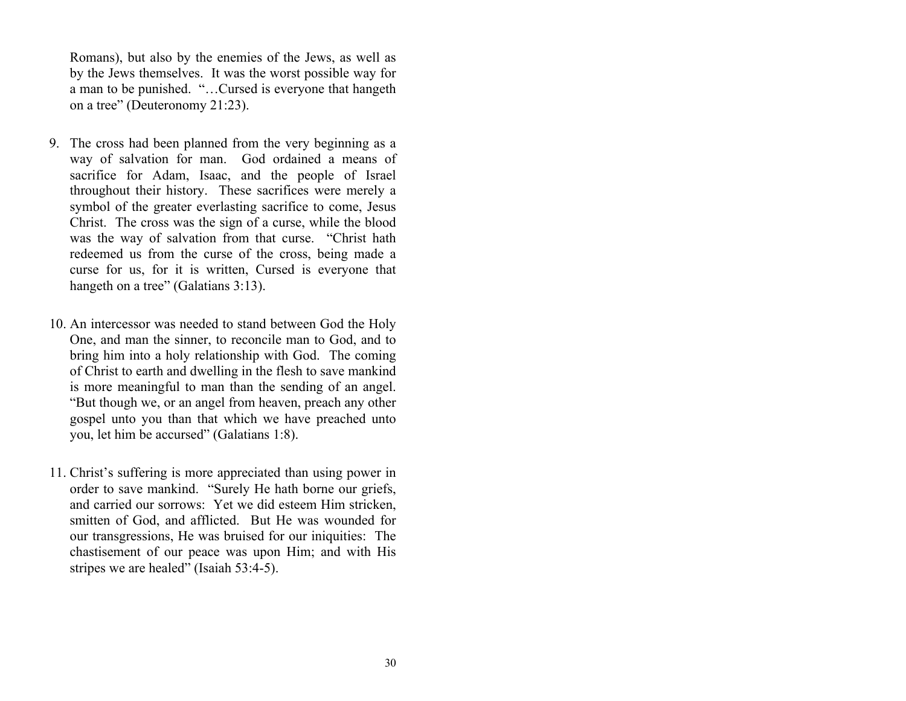Romans), but also by the enemies of the Jews, as well as by the Jews themselves. It was the worst possible way for a man to be punished. "…Cursed is everyone that hangeth on a tree" (Deuteronomy 21:23).

9. The cross had been planned from the very beginning as a way of salvation for man. God ordained a means of sacrifice for Adam, Isaac, and the people of Israel throughout their history. These sacrifices were merely a symbol of the greater everlasting sacrifice to come, Jesus Christ. The cross was the sign of a curse, while the blood was the way of salvation from that curse. "Christ hath redeemed us from the curse of the cross, being made a curse for us, for it is written, Cursed is everyone that hangeth on a tree" (Galatians 3:13).

10. An intercessor was needed to stand between God the Holy One, and man the sinner, to reconcile man to God, and to bring him into a holy relationship with God. The coming of Christ to earth and dwelling in the flesh to save mankind is more meaningful to man than the sending of an angel. "But though we, or an angel from heaven, preach any other gospel unto you than that which we have preached unto you, let him be accursed" (Galatians 1:8).

11. Christ's suffering is more appreciated than using power in order to save mankind. "Surely He hath borne our griefs, and carried our sorrows: Yet we did esteem Him stricken, smitten of God, and afflicted. But He was wounded for our transgressions, He was bruised for our iniquities: The chastisement of our peace was upon Him; and with His stripes we are healed" (Isaiah 53:4-5).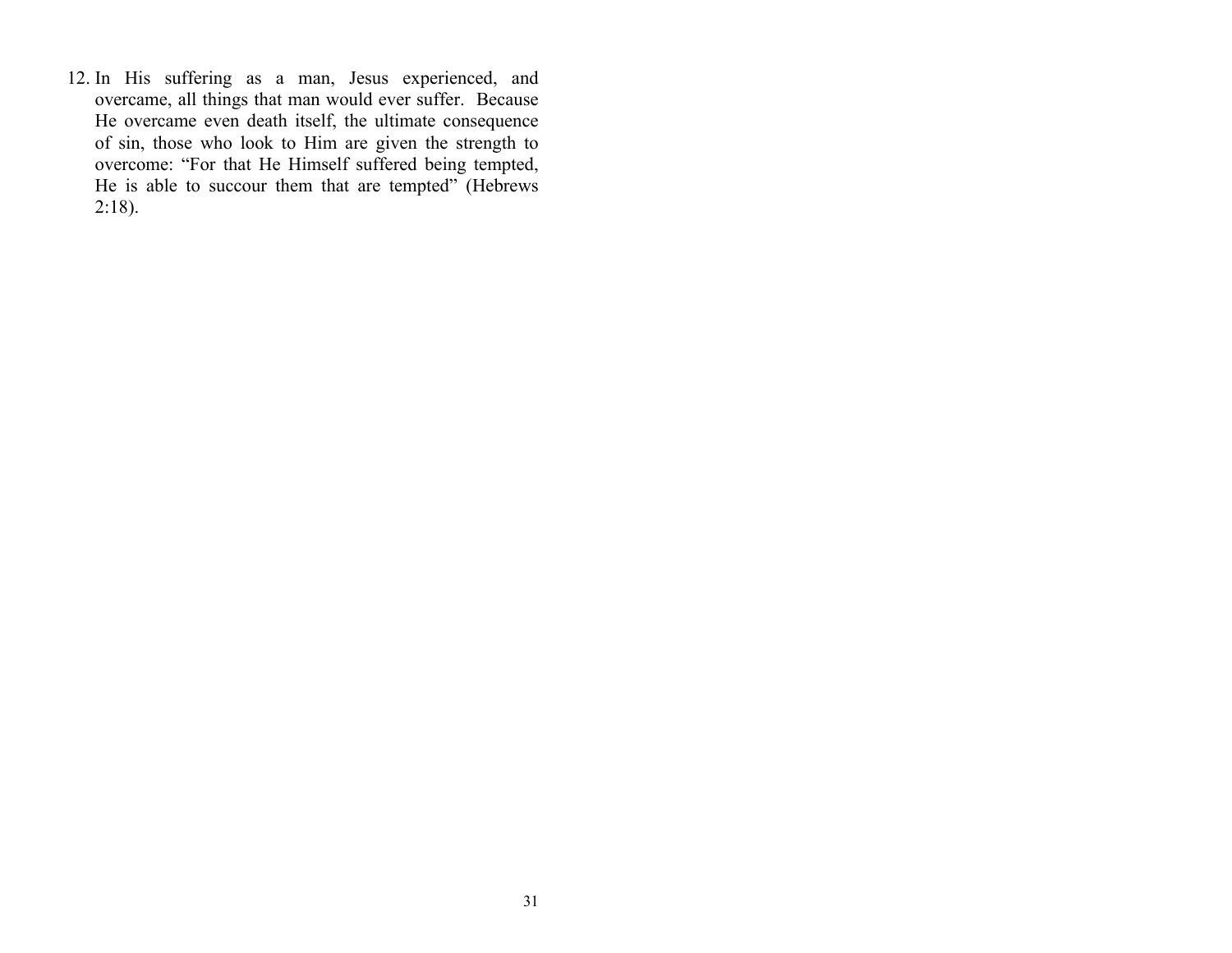12. In His suffering as a man, Jesus experienced, and overcame, all things that man would ever suffer. Because He overcame even death itself, the ultimate consequence of sin, those who look to Him are given the strength to overcome: “For that He Himself suffered being tempted, He is able to succour them that are tempted” (Hebrews 2:18).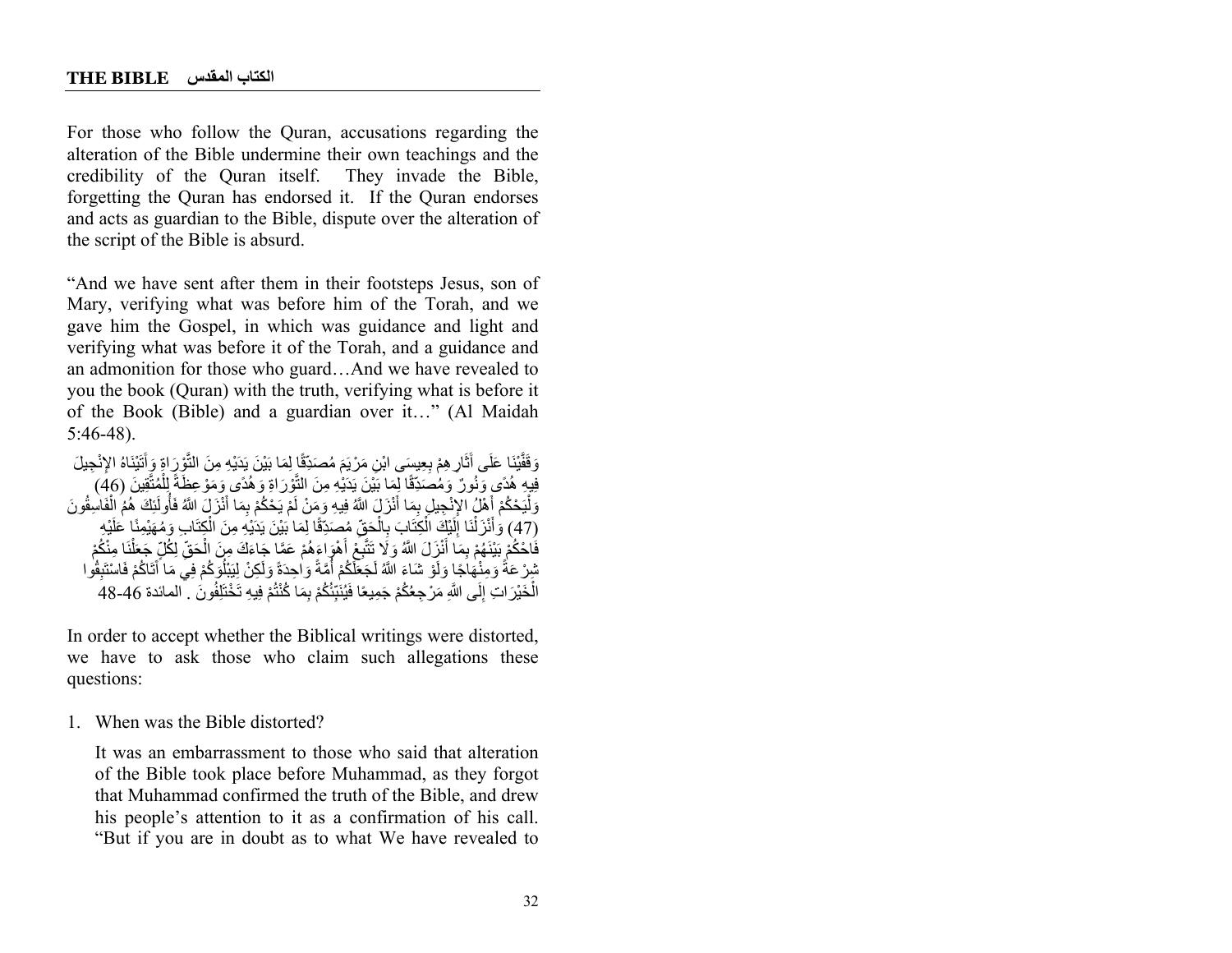For those who follow the Quran, accusations regarding the alteration of the Bible undermine their own teachings and the credibility of the Quran itself. They invade the Bible, forgetting the Quran has endorsed it. If the Quran endorses and acts as guardian to the Bible, dispute over the alteration of the script of the Bible is absurd.

"And we have sent after them in their footsteps Jesus, son of Mary, verifying what was before him of the Torah, and we gave him the Gospel, in which was guidance and light and verifying what was before it of the Torah, and a guidance and an admonition for those who guard…And we have revealed to you the book (Quran) with the truth, verifying what is before it of the Book (Bible) and a guardian over it…" (Al Maidah 5:46-48).

وَقَفَّيْنَا عَلَى آَثَارِهِمْ بِعِيسَى ابْنِ مَرْيَمَ مُصَدِّقًا لِمَا بَيْنَ يَدَيْهِ مِنَ التَّوْرَاةِ وَآَتَيْنَاهُ الإِنْجِيلَ فِيهِ هُدًى وَنُورٌ وَمُصَدِّقًا لِمَا بَيْنَ يَدَيْهِ مِنَ التَّوْرَاةِ وَهُدًى وَمَوْعِظَةً لِلْمُتَّقِينَ (46) وَلْيَحْكُمْ أَهْلُ الإِنْجِيلِ بِمَا أَنْزَلَ اللَّهُ فِيهِ وَمَنْ لَمْ يَحْكُمْ بِمَا أَنْزَلَ اللَّهُ فَأُولَئِكَ هُمُ الْفَاسِقُونَ (47) وَأَنْزَلْنَا إِلَيْكَ الْكِتَابَ بِالْحَقِّ مُصَدِّقًا لِمَا بَيْنَ يَدَيْهِ مِنَ الْكِتَابِ وَمُهَيْمِنًا عَلَيْهِ فَاحْكُمْ بَيْنَهُمْ بِمَا أَنْزَلَ اللَّهُ وَلَا تَتَّبِعْ أَهْوَاءَهُمْ عَمَّا جَاءَكَ مِنَ الْحَقِّ لِكُلٍّ جَعَلْنَا مِنْكُمْ شِرْعَةً وَمِنْهَاجًا وَلَوْ شَاءَ اللَّهُ لَجَعَلَكُمْ أُمَّةً وَاحِدَةً وَلَكِنْ لِيَبْلُوَكُمْ فِي مَا آَتَاكُمْ فَاسْتَبِقُوا الْخَيْرَاتِ إِلَى اللَّهِ مَرْجِعُكُمْ جَمِيعًا فَيُنَبِّئُكُمْ بِمَا كُنْتُمْ فِيهِ تَخْتَلِفُونَ . المائدة 46-48

In order to accept whether the Biblical writings were distorted, we have to ask those who claim such allegations these questions:

1. When was the Bible distorted?

   It was an embarrassment to those who said that alteration of the Bible took place before Muhammad, as they forgot that Muhammad confirmed the truth of the Bible, and drew his people's attention to it as a confirmation of his call. "But if you are in doubt as to what We have revealed to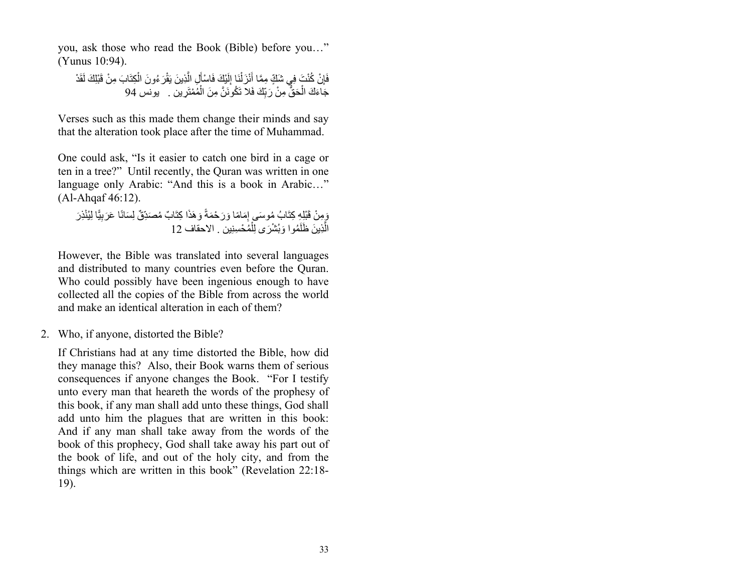you, ask those who read the Book (Bible) before you…" (Yunus 10:94).

فَإِنْ كُنْتَ فِي شَكٍّ مِمَّا أَنْزَلْنَا إِلَيْكَ فَاسْأَلِ الَّذِينَ يَقْرَءُونَ الْكِتَابَ مِنْ قَبْلِكَ لَقَدْ جَاءَكَ الْحَقُّ مِنْ رَبِّكَ فَلا تَكُونَنَّ مِنَ الْمُمْتَرِين . يونس 94

Verses such as this made them change their minds and say that the alteration took place after the time of Muhammad.

One could ask, "Is it easier to catch one bird in a cage or ten in a tree?" Until recently, the Quran was written in one language only Arabic: "And this is a book in Arabic…" (Al-Ahqaf 46:12).

وَمِنْ قَبْلِهِ كِتَابُ مُوسَى إِمَامًا وَرَحْمَةً وَهَذَا كِتَابٌ مُصَدِّقٌ لِسَانًا عَرَبِيًّا لِيُنْذِرَ الَّذِينَ ظَلَمُوا وَبُشْرَى لِلْمُحْسِنِين . الاحقاف 12

However, the Bible was translated into several languages and distributed to many countries even before the Quran. Who could possibly have been ingenious enough to have collected all the copies of the Bible from across the world and make an identical alteration in each of them?

2. Who, if anyone, distorted the Bible?

   If Christians had at any time distorted the Bible, how did they manage this? Also, their Book warns them of serious consequences if anyone changes the Book. "For I testify unto every man that heareth the words of the prophesy of this book, if any man shall add unto these things, God shall add unto him the plagues that are written in this book: And if any man shall take away from the words of the book of this prophecy, God shall take away his part out of the book of life, and out of the holy city, and from the things which are written in this book" (Revelation 22:18-19).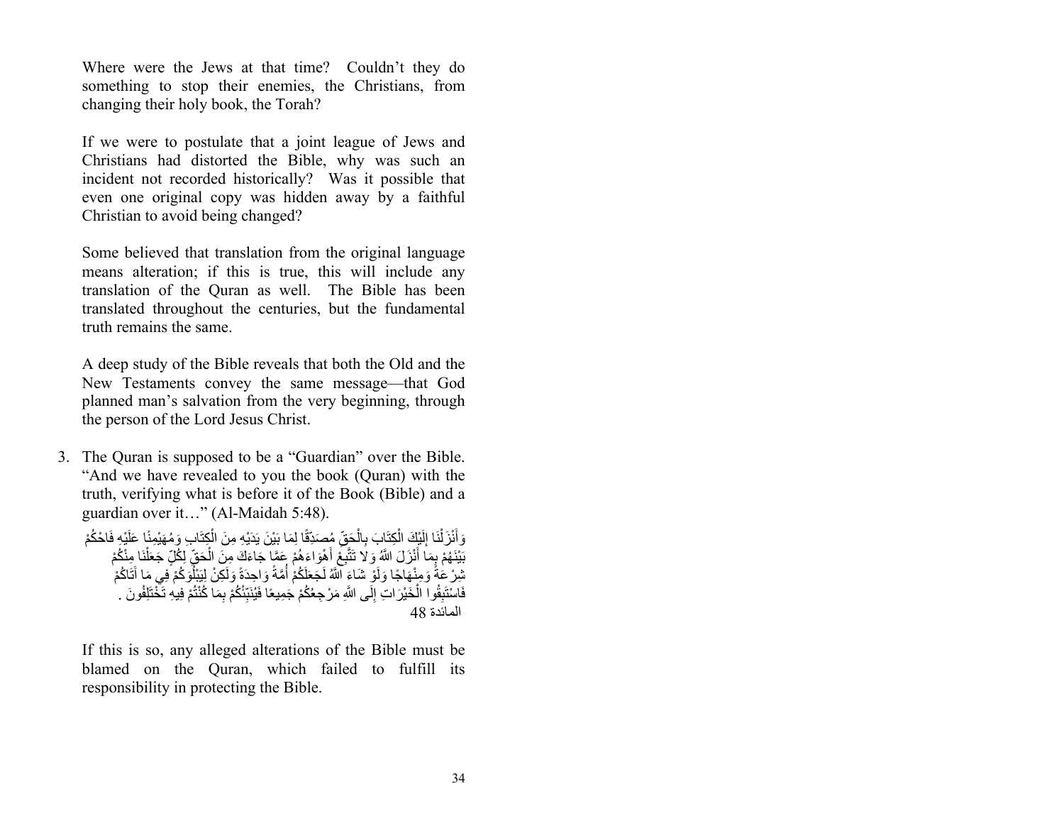Where were the Jews at that time? Couldn't they do something to stop their enemies, the Christians, from changing their holy book, the Torah?

If we were to postulate that a joint league of Jews and Christians had distorted the Bible, why was such an incident not recorded historically? Was it possible that even one original copy was hidden away by a faithful Christian to avoid being changed?

Some believed that translation from the original language means alteration; if this is true, this will include any translation of the Quran as well. The Bible has been translated throughout the centuries, but the fundamental truth remains the same.

A deep study of the Bible reveals that both the Old and the New Testaments convey the same message—that God planned man's salvation from the very beginning, through the person of the Lord Jesus Christ.

3. The Quran is supposed to be a "Guardian" over the Bible. "And we have revealed to you the book (Quran) with the truth, verifying what is before it of the Book (Bible) and a guardian over it…" (Al-Maidah 5:48).

وَأَنْزَلْنَا إِلَيْكَ الْكِتَابَ بِالْحَقِّ مُصَدِّقًا لِمَا بَيْنَ يَدَيْهِ مِنَ الْكِتَابِ وَمُهَيْمِنًا عَلَيْهِ فَاحْكُمْ بَيْنَهُمْ بِمَا أَنْزَلَ اللَّهُ وَلا تَتَّبِعْ أَهْوَاءَهُمْ عَمَّا جَاءَكَ مِنَ الْحَقِّ لِكُلٍّ جَعَلْنَا مِنْكُمْ شِرْعَةً وَمِنْهَاجًا وَلَوْ شَاءَ اللَّهُ لَجَعَلَكُمْ أُمَّةً وَاحِدَةً وَلَكِنْ لِيَبْلُوَكُمْ فِي مَا آتَاكُمْ فَاسْتَبِقُوا الْخَيْرَاتِ إِلَى اللَّهِ مَرْجِعُكُمْ جَمِيعًا فَيُنَبِّئُكُمْ بِمَا كُنْتُمْ فِيهِ تَخْتَلِفُونَ .
المائدة 48

If this is so, any alleged alterations of the Bible must be blamed on the Quran, which failed to fulfill its responsibility in protecting the Bible.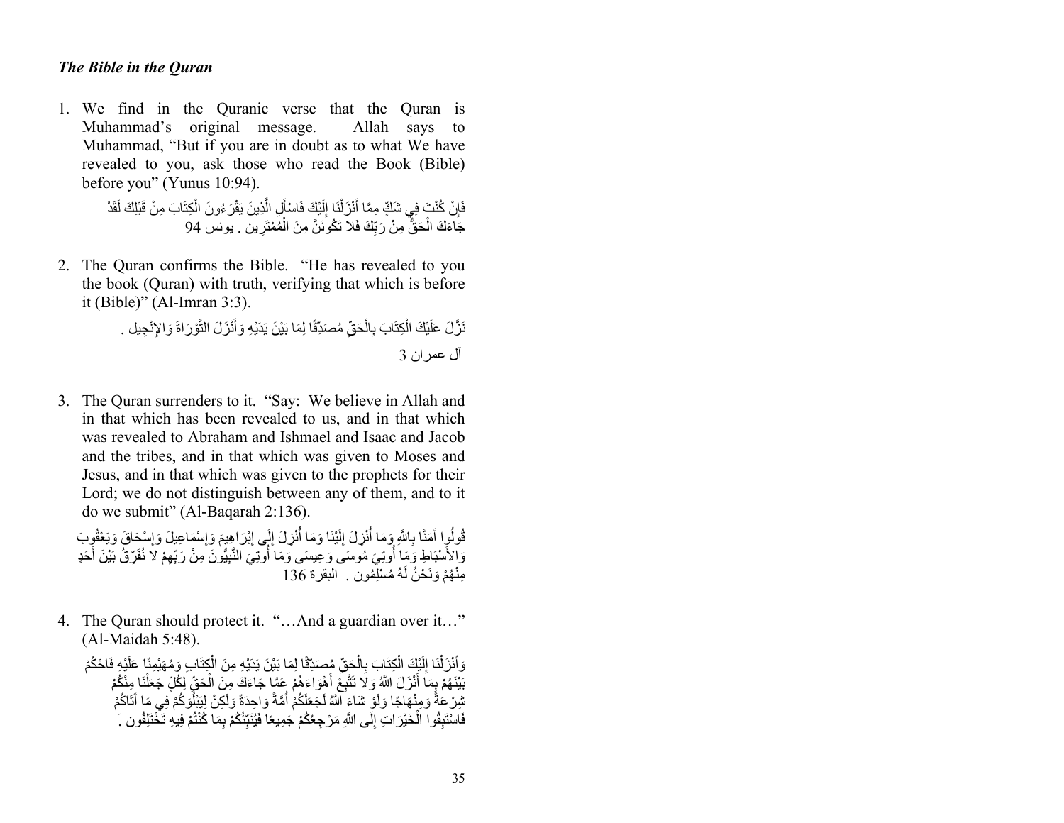### *The Bible in the Quran*

1. We find in the Quranic verse that the Quran is Muhammad's original message. Allah says to Muhammad, "But if you are in doubt as to what We have revealed to you, ask those who read the Book (Bible) before you" (Yunus 10:94).

   فَإِنْ كُنْتَ فِي شَكٍّ مِمَّا أَنْزَلْنَا إِلَيْكَ فَاسْأَلِ الَّذِينَ يَقْرَءُونَ الْكِتَابَ مِنْ قَبْلِكَ لَقَدْ جَاءَكَ الْحَقُّ مِنْ رَبِّكَ فَلا تَكُونَنَّ مِنَ الْمُمْتَرِين . يونس 94

2. The Quran confirms the Bible. "He has revealed to you the book (Quran) with truth, verifying that which is before it (Bible)" (Al-Imran 3:3).

   نَزَّلَ عَلَيْكَ الْكِتَابَ بِالْحَقِّ مُصَدِّقًا لِمَا بَيْنَ يَدَيْهِ وَأَنْزَلَ التَّوْرَاةَ وَالإِنْجِيل .
   آل عمران 3

3. The Quran surrenders to it. "Say: We believe in Allah and in that which has been revealed to us, and in that which was revealed to Abraham and Ishmael and Isaac and Jacob and the tribes, and in that which was given to Moses and Jesus, and in that which was given to the prophets for their Lord; we do not distinguish between any of them, and to it do we submit" (Al-Baqarah 2:136).

   قُولُوا آمَنَّا بِاللَّهِ وَمَا أُنْزِلَ إِلَيْنَا وَمَا أُنْزِلَ إِلَى إِبْرَاهِيمَ وَإِسْمَاعِيلَ وَإِسْحَاقَ وَيَعْقُوبَ وَالأَسْبَاطِ وَمَا أُوتِيَ مُوسَى وَعِيسَى وَمَا أُوتِيَ النَّبِيُّونَ مِنْ رَبِّهِمْ لا نُفَرِّقُ بَيْنَ أَحَدٍ مِنْهُمْ وَنَحْنُ لَهُ مُسْلِمُون . البقرة 136

4. The Quran should protect it. "…And a guardian over it…" (Al-Maidah 5:48).

   وَأَنْزَلْنَا إِلَيْكَ الْكِتَابَ بِالْحَقِّ مُصَدِّقًا لِمَا بَيْنَ يَدَيْهِ مِنَ الْكِتَابِ وَمُهَيْمِنًا عَلَيْهِ فَاحْكُمْ بَيْنَهُمْ بِمَا أَنْزَلَ اللَّهُ وَلا تَتَّبِعْ أَهْوَاءَهُمْ عَمَّا جَاءَكَ مِنَ الْحَقِّ لِكُلٍّ جَعَلْنَا مِنْكُمْ شِرْعَةً وَمِنْهَاجًا وَلَوْ شَاءَ اللَّهُ لَجَعَلَكُمْ أُمَّةً وَاحِدَةً وَلَكِنْ لِيَبْلُوَكُمْ فِي مَا آتَاكُمْ فَاسْتَبِقُوا الْخَيْرَاتِ إِلَى اللهِ مَرْجِعُكُمْ جَمِيعًا فَيُنَبِّئُكُمْ بِمَا كُنْتُمْ فِيهِ تَخْتَلِفُون .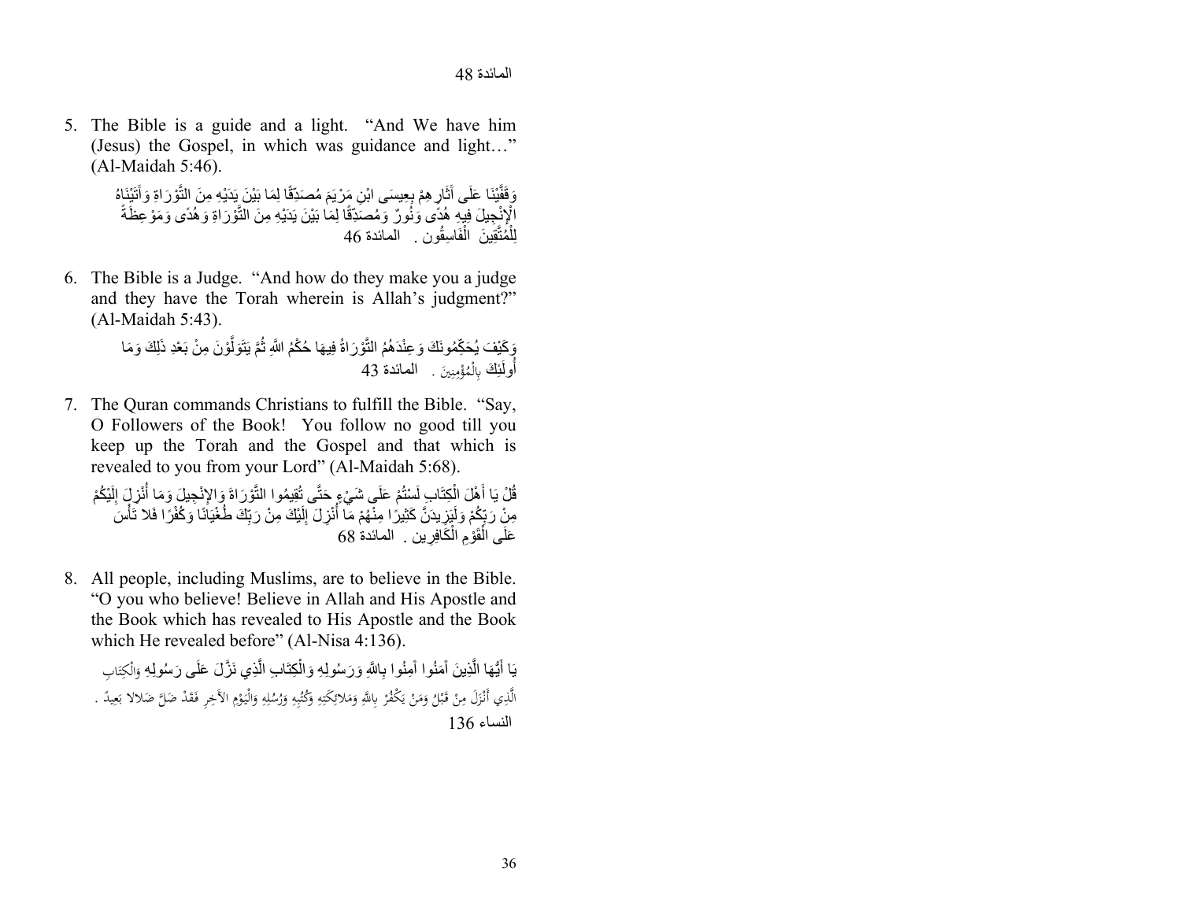المائدة 48

5. The Bible is a guide and a light. “And We have him (Jesus) the Gospel, in which was guidance and light…” (Al-Maidah 5:46).

وَقَفَّيْنَا عَلَى آثَارِهِمْ بِعِيسَى ابْنِ مَرْيَمَ مُصَدِّقًا لِمَا بَيْنَ يَدَيْهِ مِنَ التَّوْرَاةِ وَآتَيْنَاهُ الْإِنْجِيلَ فِيهِ هُدًى وَنُورٌ وَمُصَدِّقًا لِمَا بَيْنَ يَدَيْهِ مِنَ التَّوْرَاةِ وَهُدًى وَمَوْعِظَةً لِلْمُتَّقِينَ الْفَاسِقُون . المائدة 46

6. The Bible is a Judge. “And how do they make you a judge and they have the Torah wherein is Allah’s judgment?” (Al-Maidah 5:43).

وَكَيْفَ يُحَكِّمُونَكَ وَعِنْدَهُمُ التَّوْرَاةُ فِيهَا حُكْمُ اللَّهِ ثُمَّ يَتَوَلَّوْنَ مِنْ بَعْدِ ذَلِكَ وَمَا أُولَئِكَ بِالْمُؤْمِنِينَ . المائدة 43

7. The Quran commands Christians to fulfill the Bible. “Say, O Followers of the Book! You follow no good till you keep up the Torah and the Gospel and that which is revealed to you from your Lord” (Al-Maidah 5:68).

قُلْ يَا أَهْلَ الْكِتَابِ لَسْتُمْ عَلَى شَيْءٍ حَتَّى تُقِيمُوا التَّوْرَاةَ وَالإِنْجِيلَ وَمَا أُنْزِلَ إِلَيْكُمْ مِنْ رَبِّكُمْ وَلَيَزِيدَنَّ كَثِيرًا مِنْهُمْ مَا أُنْزِلَ إِلَيْكَ مِنْ رَبِّكَ طُغْيَانًا وَكُفْرًا فلا تَأْسَ عَلَى الْقَوْمِ الْكَافِرِين . المائدة 68

8. All people, including Muslims, are to believe in the Bible. “O you who believe! Believe in Allah and His Apostle and the Book which has revealed to His Apostle and the Book which He revealed before” (Al-Nisa 4:136).

يَا أَيُّهَا الَّذِينَ آمَنُوا آمِنُوا بِاللَّهِ وَرَسُولِهِ وَالْكِتَابِ الَّذِي نَزَّلَ عَلَى رَسُولِهِ وَالْكِتَابِ الَّذِي أَنْزَلَ مِنْ قَبْلُ وَمَنْ يَكْفُرْ بِاللَّهِ وَمَلائِكَتِهِ وَكُتُبِهِ وَرُسُلِهِ وَالْيَوْمِ الآخِرِ فَقَدْ ضَلَّ ضَلالا بَعِيدً .
النساء 136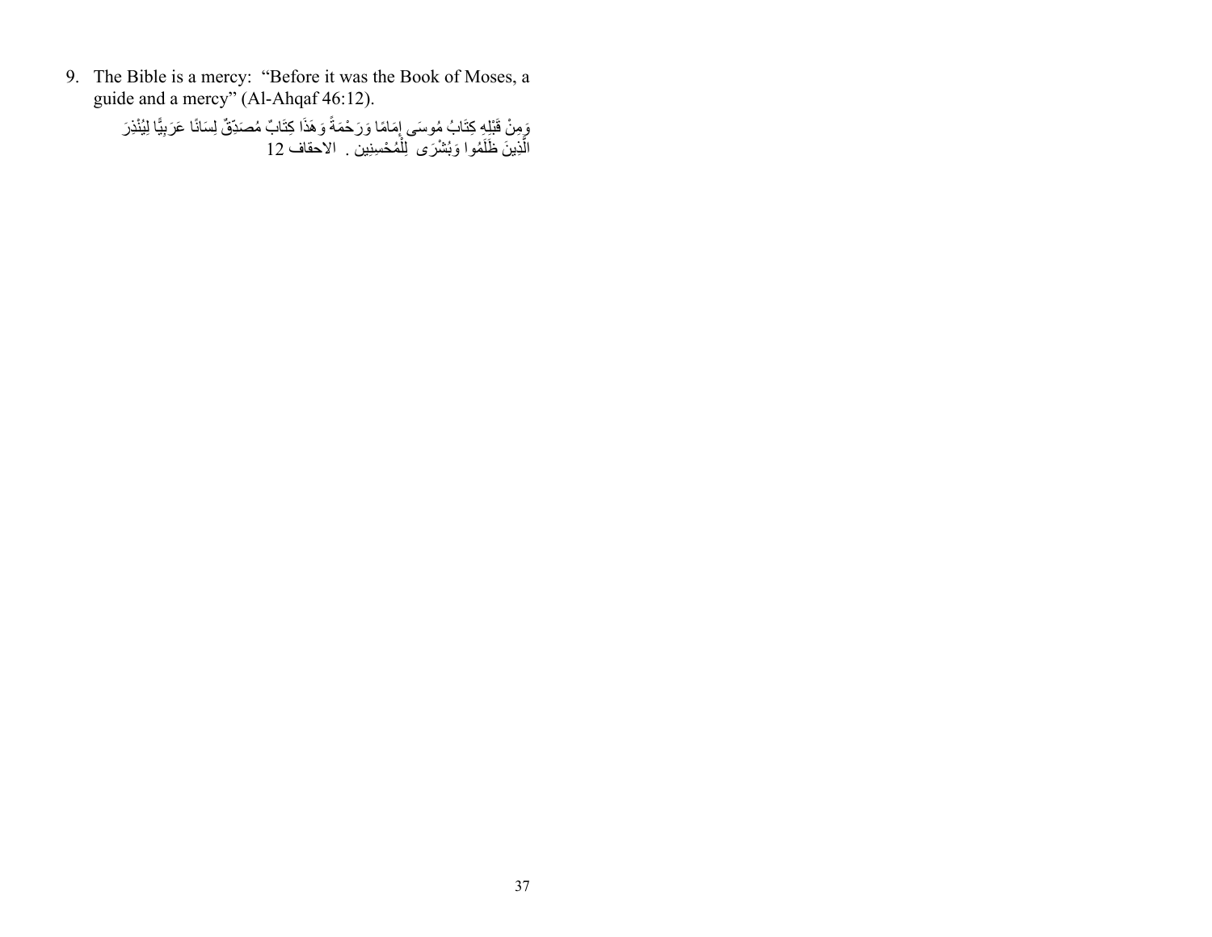9. The Bible is a mercy: “Before it was the Book of Moses, a guide and a mercy” (Al-Ahqaf 46:12).

   وَمِنْ قَبْلِهِ كِتَابُ مُوسَى إِمَامًا وَرَحْمَةً وَهَذَا كِتَابٌ مُصَدِّقٌ لِسَانًا عَرَبِيًّا لِيُنْذِرَ الَّذِينَ ظَلَمُوا وَبُشْرَى لِلْمُحْسِنِين . الاحقاف 12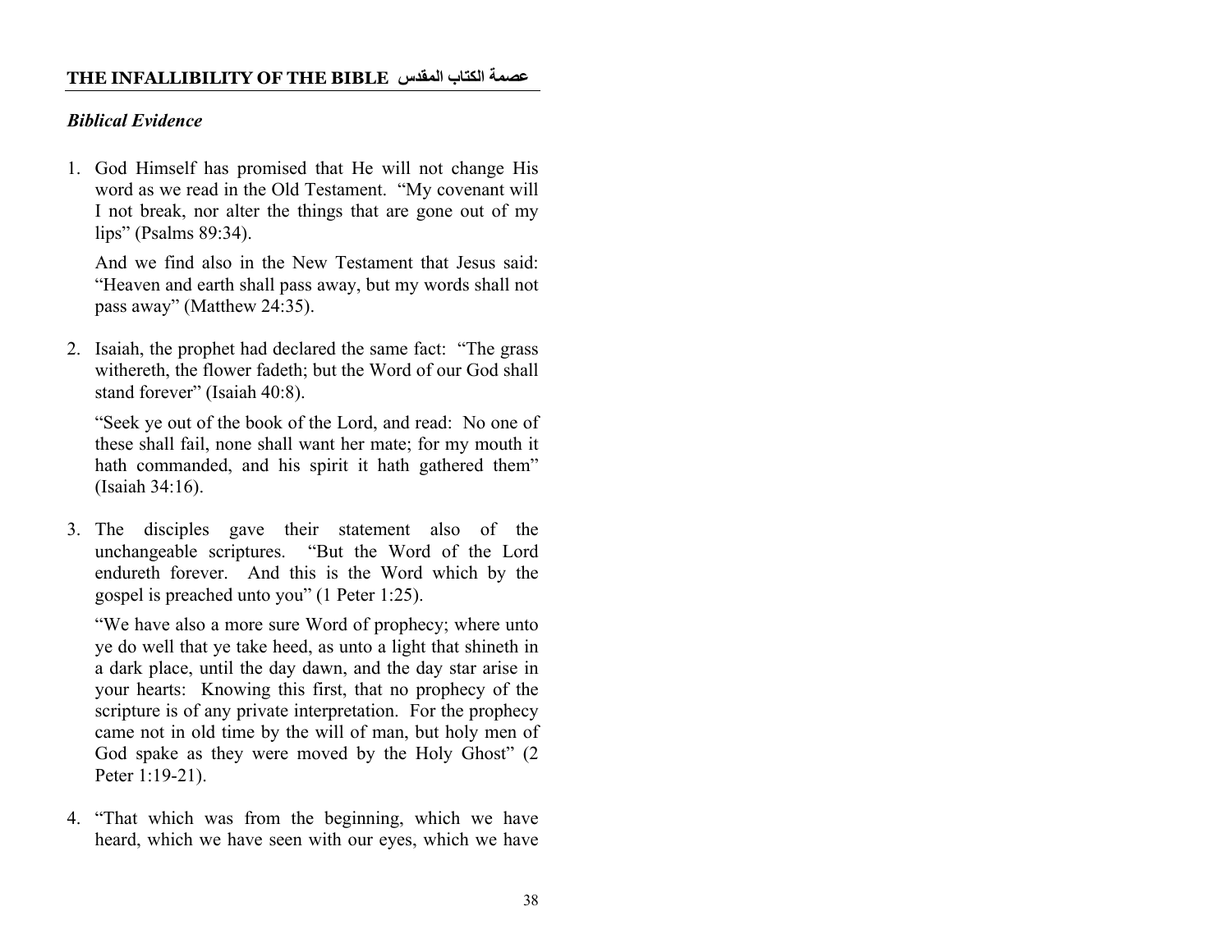## THE INFALLIBILITY OF THE BIBLE عصمة الكتاب المقدس

### *Biblical Evidence*

1. God Himself has promised that He will not change His word as we read in the Old Testament. "My covenant will I not break, nor alter the things that are gone out of my lips" (Psalms 89:34).

   And we find also in the New Testament that Jesus said: "Heaven and earth shall pass away, but my words shall not pass away" (Matthew 24:35).

2. Isaiah, the prophet had declared the same fact: "The grass withereth, the flower fadeth; but the Word of our God shall stand forever" (Isaiah 40:8).

   "Seek ye out of the book of the Lord, and read: No one of these shall fail, none shall want her mate; for my mouth it hath commanded, and his spirit it hath gathered them" (Isaiah 34:16).

3. The disciples gave their statement also of the unchangeable scriptures. "But the Word of the Lord endureth forever. And this is the Word which by the gospel is preached unto you" (1 Peter 1:25).

   "We have also a more sure Word of prophecy; where unto ye do well that ye take heed, as unto a light that shineth in a dark place, until the day dawn, and the day star arise in your hearts: Knowing this first, that no prophecy of the scripture is of any private interpretation. For the prophecy came not in old time by the will of man, but holy men of God spake as they were moved by the Holy Ghost" (2 Peter 1:19-21).

4. "That which was from the beginning, which we have heard, which we have seen with our eyes, which we have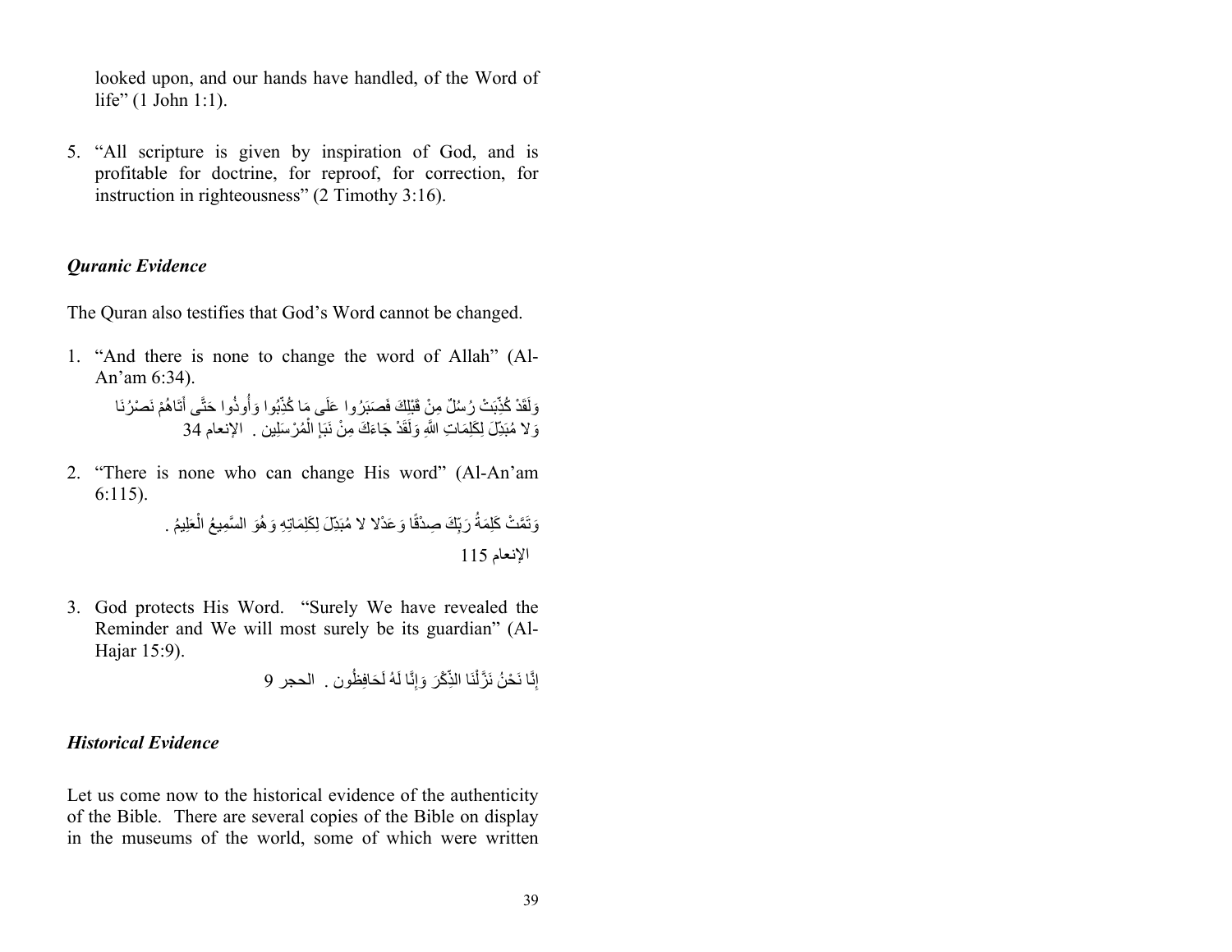looked upon, and our hands have handled, of the Word of life" (1 John 1:1).

5. "All scripture is given by inspiration of God, and is profitable for doctrine, for reproof, for correction, for instruction in righteousness" (2 Timothy 3:16).

### *Quranic Evidence*

The Quran also testifies that God's Word cannot be changed.

1. "And there is none to change the word of Allah" (Al-An'am 6:34).

   وَلَقَدْ كُذِّبَتْ رُسُلٌ مِنْ قَبْلِكَ فَصَبَرُوا عَلَى مَا كُذِّبُوا وَأُوذُوا حَتَّى أَتَاهُمْ نَصْرُنَا وَلا مُبَدِّلَ لِكَلِمَاتِ اللَّهِ وَلَقَدْ جَاءَكَ مِنْ نَبَإِ الْمُرْسَلِين . الإنعام 34

2. "There is none who can change His word" (Al-An'am 6:115).

   وَتَمَّتْ كَلِمَةُ رَبِّكَ صِدْقًا وَعَدْلا لا مُبَدِّلَ لِكَلِمَاتِهِ وَهُوَ السَّمِيعُ الْعَلِيمُ .

   الإنعام 115

3. God protects His Word. "Surely We have revealed the Reminder and We will most surely be its guardian" (Al-Hajar 15:9).

   إِنَّا نَحْنُ نَزَّلْنَا الذِّكْرَ وَإِنَّا لَهُ لَحَافِظُون . الحجر 9

### *Historical Evidence*

Let us come now to the historical evidence of the authenticity of the Bible. There are several copies of the Bible on display in the museums of the world, some of which were written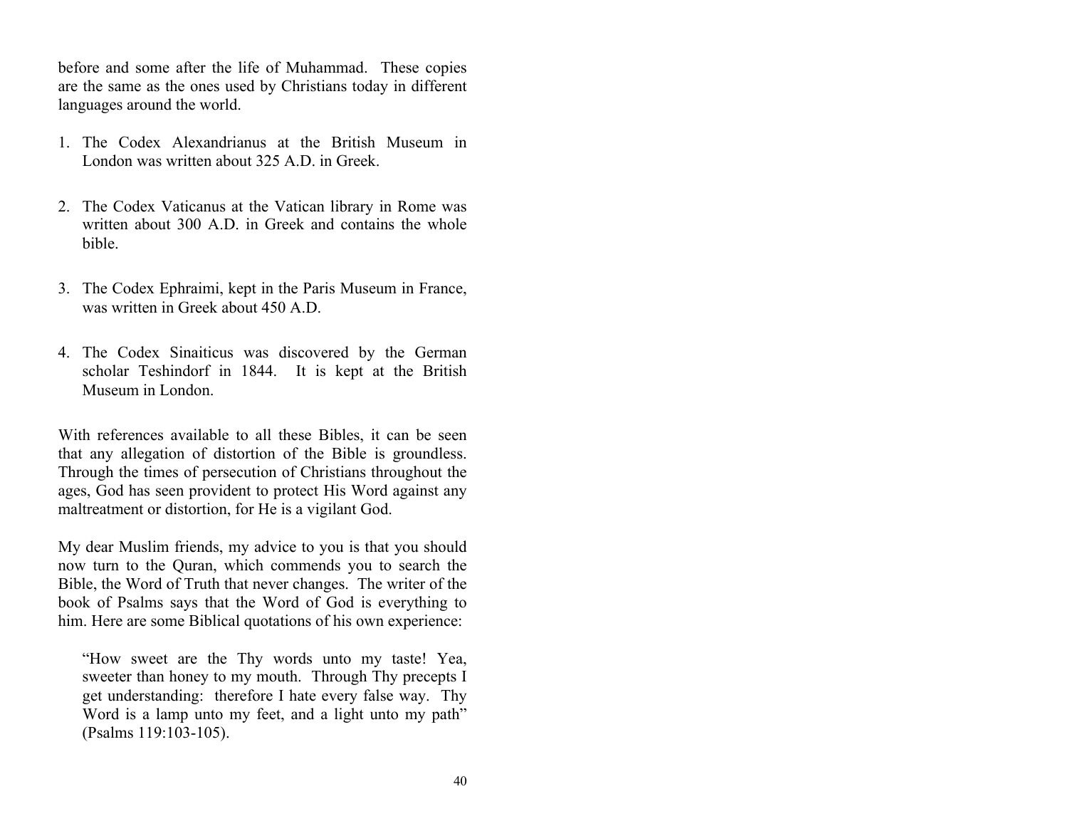before and some after the life of Muhammad. These copies are the same as the ones used by Christians today in different languages around the world.

1. The Codex Alexandrianus at the British Museum in London was written about 325 A.D. in Greek.

2. The Codex Vaticanus at the Vatican library in Rome was written about 300 A.D. in Greek and contains the whole bible.

3. The Codex Ephraimi, kept in the Paris Museum in France, was written in Greek about 450 A.D.

4. The Codex Sinaiticus was discovered by the German scholar Teshindorf in 1844. It is kept at the British Museum in London.

With references available to all these Bibles, it can be seen that any allegation of distortion of the Bible is groundless. Through the times of persecution of Christians throughout the ages, God has seen provident to protect His Word against any maltreatment or distortion, for He is a vigilant God.

My dear Muslim friends, my advice to you is that you should now turn to the Quran, which commends you to search the Bible, the Word of Truth that never changes. The writer of the book of Psalms says that the Word of God is everything to him. Here are some Biblical quotations of his own experience:

> "How sweet are the Thy words unto my taste! Yea, sweeter than honey to my mouth. Through Thy precepts I get understanding: therefore I hate every false way. Thy Word is a lamp unto my feet, and a light unto my path" (Psalms 119:103-105).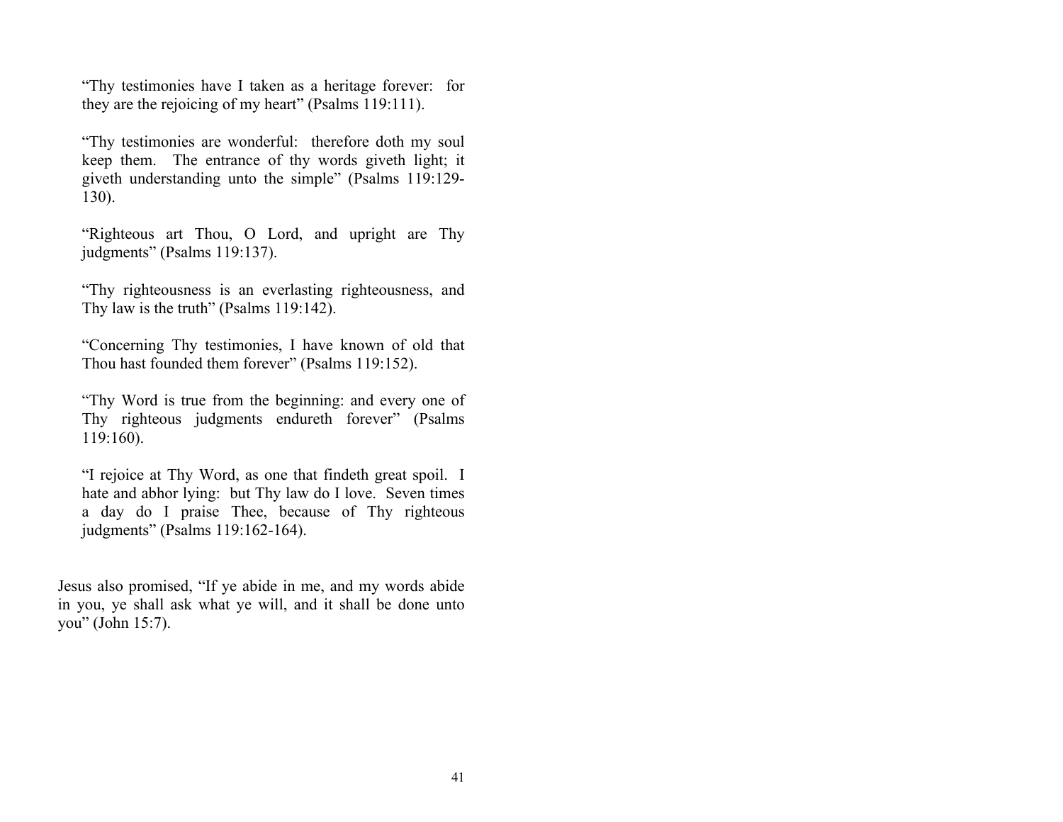> “Thy testimonies have I taken as a heritage forever: for they are the rejoicing of my heart” (Psalms 119:111).
>
> “Thy testimonies are wonderful: therefore doth my soul keep them. The entrance of thy words giveth light; it giveth understanding unto the simple” (Psalms 119:129-130).
>
> “Righteous art Thou, O Lord, and upright are Thy judgments” (Psalms 119:137).
>
> “Thy righteousness is an everlasting righteousness, and Thy law is the truth” (Psalms 119:142).
>
> “Concerning Thy testimonies, I have known of old that Thou hast founded them forever” (Psalms 119:152).
>
> “Thy Word is true from the beginning: and every one of Thy righteous judgments endureth forever” (Psalms 119:160).
>
> “I rejoice at Thy Word, as one that findeth great spoil. I hate and abhor lying: but Thy law do I love. Seven times a day do I praise Thee, because of Thy righteous judgments” (Psalms 119:162-164).

Jesus also promised, “If ye abide in me, and my words abide in you, ye shall ask what ye will, and it shall be done unto you” (John 15:7).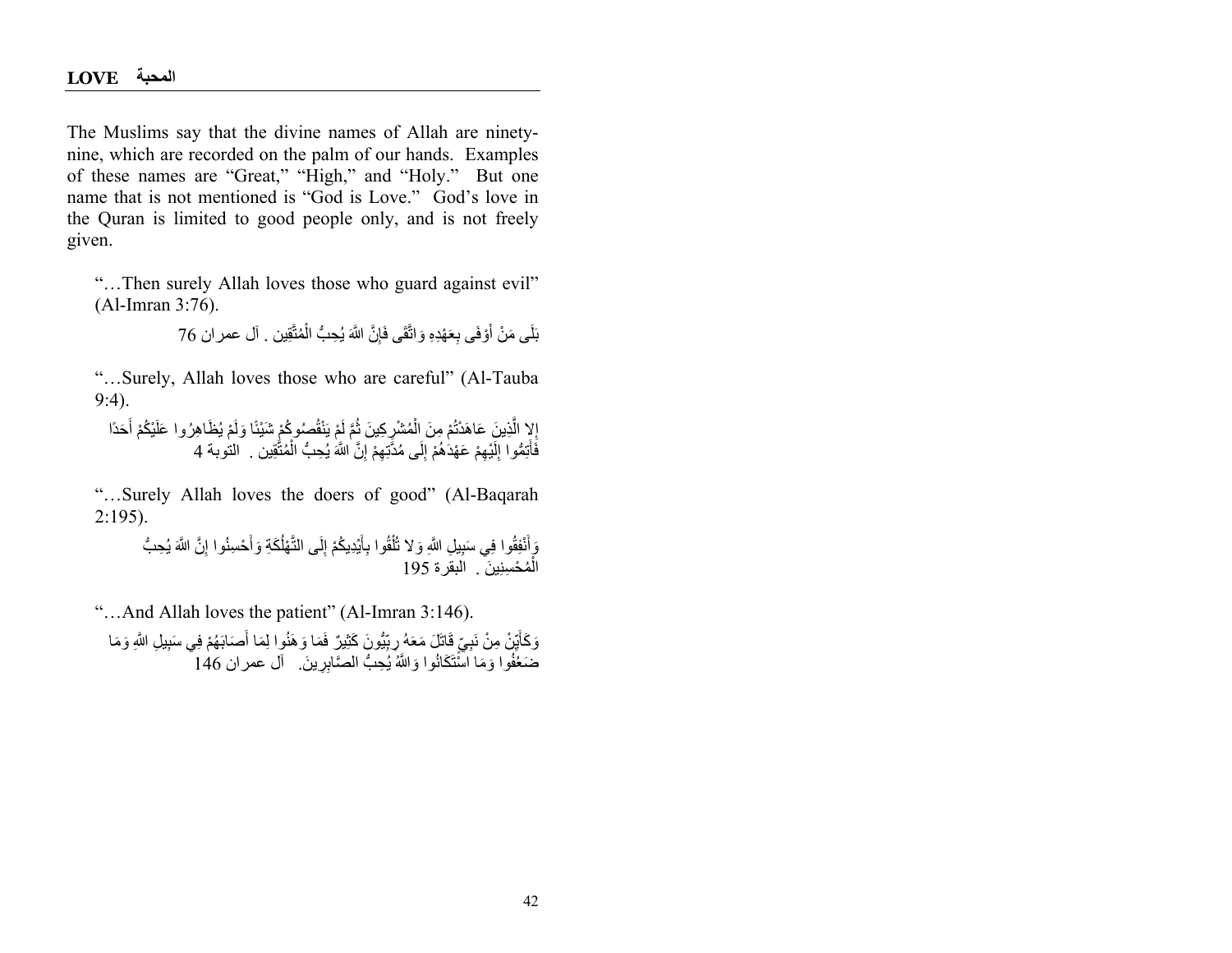## LOVE المحبة

The Muslims say that the divine names of Allah are ninety-nine, which are recorded on the palm of our hands. Examples of these names are "Great," "High," and "Holy." But one name that is not mentioned is "God is Love." God's love in the Quran is limited to good people only, and is not freely given.

> "…Then surely Allah loves those who guard against evil" (Al-Imran 3:76).
>
> بَلَى مَنْ أَوْفَى بِعَهْدِهِ وَاتَّقَى فَإِنَّ اللَّهَ يُحِبُّ الْمُتَّقِين . آل عمران 76

> "…Surely, Allah loves those who are careful" (Al-Tauba 9:4).
>
> إِلا الَّذِينَ عَاهَدْتُمْ مِنَ الْمُشْرِكِينَ ثُمَّ لَمْ يَنْقُصُوكُمْ شَيْئًا وَلَمْ يُظَاهِرُوا عَلَيْكُمْ أَحَدًا فَأَتِمُّوا إِلَيْهِمْ عَهْدَهُمْ إِلَى مُدَّتِهِمْ إِنَّ اللَّهَ يُحِبُّ الْمُتَّقِين . التوبة 4

> "…Surely Allah loves the doers of good" (Al-Baqarah 2:195).
>
> وَأَنْفِقُوا فِي سَبِيلِ اللَّهِ وَلا تُلْقُوا بِأَيْدِيكُمْ إِلَى التَّهْلُكَةِ وَأَحْسِنُوا إِنَّ اللَّهَ يُحِبُّ الْمُحْسِنِينَ . البقرة 195

> "…And Allah loves the patient" (Al-Imran 3:146).
>
> وَكَأَيِّنْ مِنْ نَبِيٍّ قَاتَلَ مَعَهُ رِبِّيُّونَ كَثِيرٌ فَمَا وَهَنُوا لِمَا أَصَابَهُمْ فِي سَبِيلِ اللَّهِ وَمَا ضَعُفُوا وَمَا اسْتَكَانُوا وَاللَّهُ يُحِبُّ الصَّابِرِينَ. آل عمران 146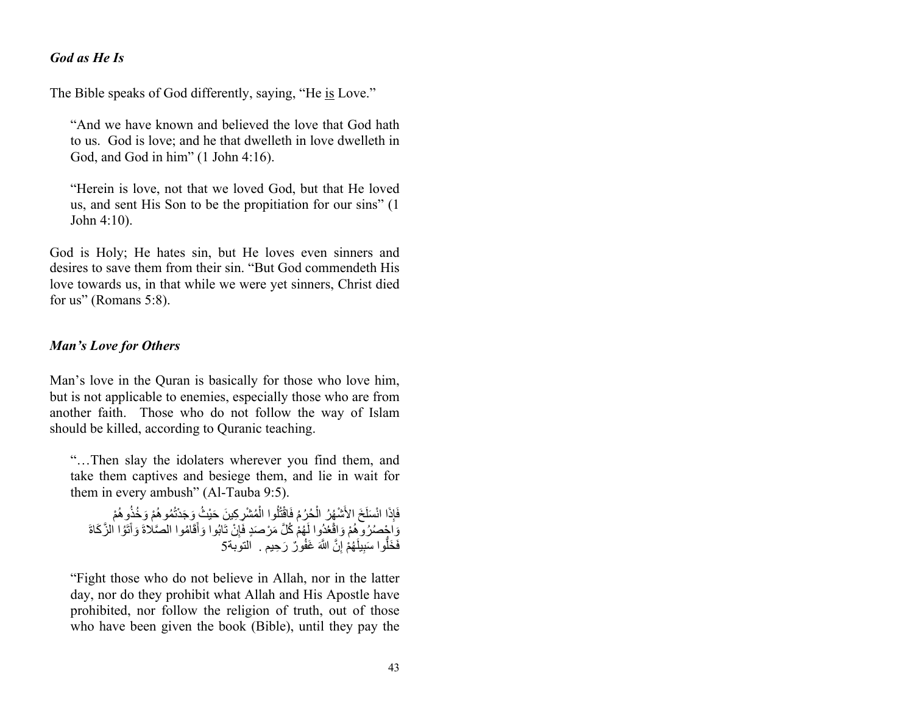### *God as He Is*

The Bible speaks of God differently, saying, "He is Love."

> "And we have known and believed the love that God hath to us. God is love; and he that dwelleth in love dwelleth in God, and God in him" (1 John 4:16).

> "Herein is love, not that we loved God, but that He loved us, and sent His Son to be the propitiation for our sins" (1 John 4:10).

God is Holy; He hates sin, but He loves even sinners and desires to save them from their sin. "But God commendeth His love towards us, in that while we were yet sinners, Christ died for us" (Romans 5:8).

### *Man's Love for Others*

Man's love in the Quran is basically for those who love him, but is not applicable to enemies, especially those who are from another faith. Those who do not follow the way of Islam should be killed, according to Quranic teaching.

> "…Then slay the idolaters wherever you find them, and take them captives and besiege them, and lie in wait for them in every ambush" (Al-Tauba 9:5).
>
> فَإِذَا انْسَلَخَ الأَشْهُرُ الْحُرُمُ فَاقْتُلُوا الْمُشْرِكِينَ حَيْثُ وَجَدْتُمُوهُمْ وَخُذُوهُمْ وَاحْصُرُوهُمْ وَاقْعُدُوا لَهُمْ كُلَّ مَرْصَدٍ فَإِنْ تَابُوا وَأَقَامُوا الصَّلاةَ وَآتَوْا الزَّكَاةَ فَخَلُّوا سَبِيلَهُمْ إِنَّ اللَّهَ غَفُورٌ رَحِيم . التوبة5

> "Fight those who do not believe in Allah, nor in the latter day, nor do they prohibit what Allah and His Apostle have prohibited, nor follow the religion of truth, out of those who have been given the book (Bible), until they pay the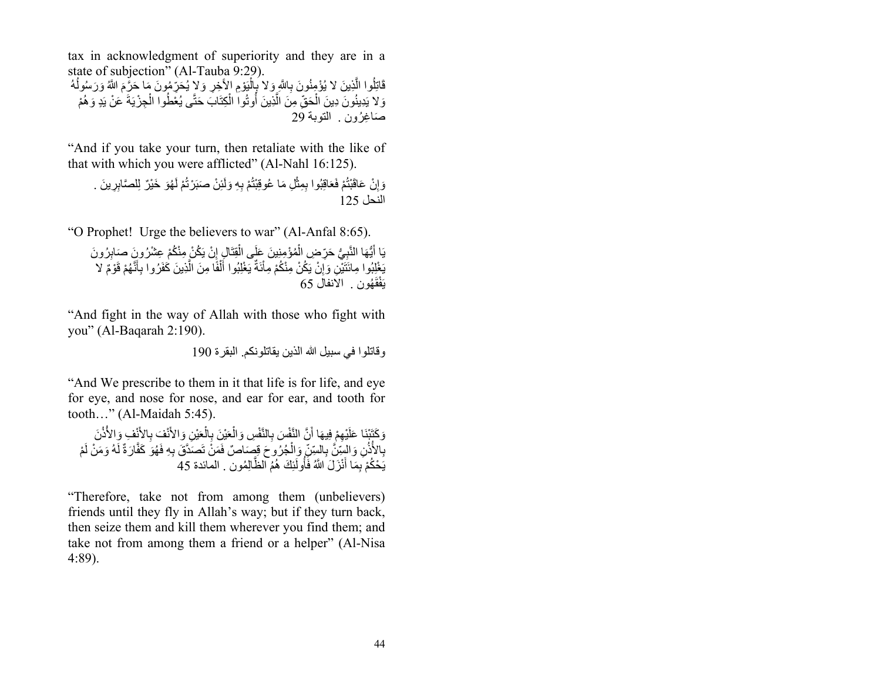tax in acknowledgment of superiority and they are in a state of subjection" (Al-Tauba 9:29).

قَاتِلُوا الَّذِينَ لا يُؤْمِنُونَ بِاللَّهِ وَلا بِالْيَوْمِ الآخِرِ وَلا يُحَرِّمُونَ مَا حَرَّمَ اللَّهُ وَرَسُولُهُ وَلا يَدِينُونَ دِينَ الْحَقِّ مِنَ الَّذِينَ أُوتُوا الْكِتَابَ حَتَّى يُعْطُوا الْجِزْيَةَ عَنْ يَدٍ وَهُمْ صَاغِرُون . التوبة 29

"And if you take your turn, then retaliate with the like of that with which you were afflicted" (Al-Nahl 16:125).

وَإِنْ عَاقَبْتُمْ فَعَاقِبُوا بِمِثْلِ مَا عُوقِبْتُمْ بِهِ وَلَئِنْ صَبَرْتُمْ لَهُوَ خَيْرٌ لِلصَّابِرِينَ . النحل 125

"O Prophet! Urge the believers to war" (Al-Anfal 8:65).

يَا أَيُّهَا النَّبِيُّ حَرِّضِ الْمُؤْمِنِينَ عَلَى الْقِتَالِ إِنْ يَكُنْ مِنْكُمْ عِشْرُونَ صَابِرُونَ يَغْلِبُوا مِائَتَيْنِ وَإِنْ يَكُنْ مِنْكُمْ مِائَةٌ يَغْلِبُوا أَلْفًا مِنَ الَّذِينَ كَفَرُوا بِأَنَّهُمْ قَوْمٌ لا يَفْقَهُون . الانفال 65

"And fight in the way of Allah with those who fight with you" (Al-Baqarah 2:190).

وقاتلوا في سبيل الله الذين يقاتلونكم. البقرة 190

"And We prescribe to them in it that life is for life, and eye for eye, and nose for nose, and ear for ear, and tooth for tooth…" (Al-Maidah 5:45).

وَكَتَبْنَا عَلَيْهِمْ فِيهَا أَنَّ النَّفْسَ بِالنَّفْسِ وَالْعَيْنَ بِالْعَيْنِ وَالأَنْفَ بِالأَنْفِ وَالأُذُنَ بِالأُذُنِ وَالسِّنَّ بِالسِّنِّ وَالْجُرُوحَ قِصَاصٌ فَمَنْ تَصَدَّقَ بِهِ فَهُوَ كَفَّارَةٌ لَهُ وَمَنْ لَمْ يَحْكُمْ بِمَا أَنْزَلَ اللَّهُ فَأُولَئِكَ هُمُ الظَّالِمُون . المائدة 45

"Therefore, take not from among them (unbelievers) friends until they fly in Allah's way; but if they turn back, then seize them and kill them wherever you find them; and take not from among them a friend or a helper" (Al-Nisa 4:89).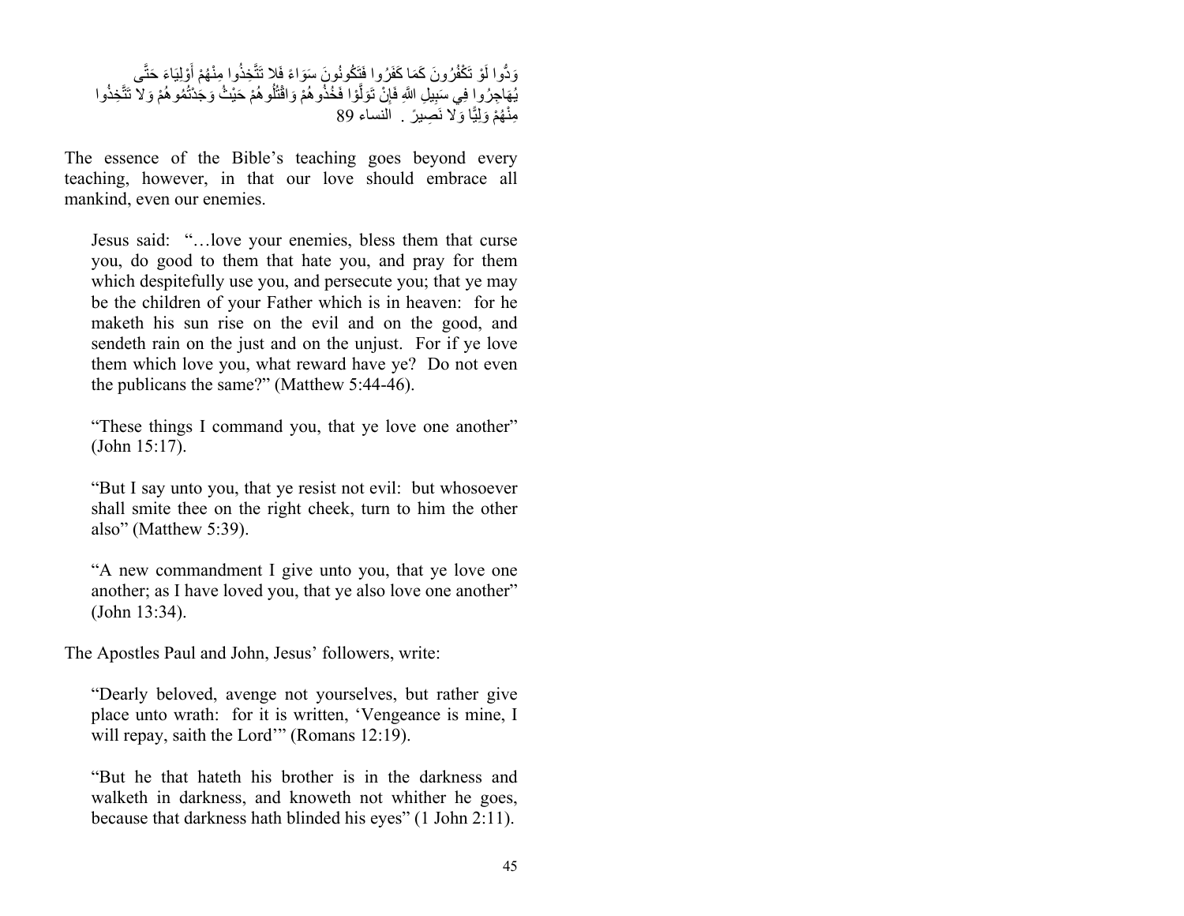وَدُّوا لَوْ تَكْفُرُونَ كَمَا كَفَرُوا فَتَكُونُونَ سَوَاءً فَلا تَتَّخِذُوا مِنْهُمْ أَوْلِيَاءَ حَتَّى يُهَاجِرُوا فِي سَبِيلِ اللَّهِ فَإِنْ تَوَلَّوْا فَخُذُوهُمْ وَاقْتُلُوهُمْ حَيْثُ وَجَدْتُمُوهُمْ وَلا تَتَّخِذُوا مِنْهُمْ وَلِيًّا وَلا نَصِيرً . النساء 89

The essence of the Bible's teaching goes beyond every teaching, however, in that our love should embrace all mankind, even our enemies.

> Jesus said: "…love your enemies, bless them that curse you, do good to them that hate you, and pray for them which despitefully use you, and persecute you; that ye may be the children of your Father which is in heaven: for he maketh his sun rise on the evil and on the good, and sendeth rain on the just and on the unjust. For if ye love them which love you, what reward have ye? Do not even the publicans the same?" (Matthew 5:44-46).
>
> "These things I command you, that ye love one another" (John 15:17).
>
> "But I say unto you, that ye resist not evil: but whosoever shall smite thee on the right cheek, turn to him the other also" (Matthew 5:39).
>
> "A new commandment I give unto you, that ye love one another; as I have loved you, that ye also love one another" (John 13:34).

The Apostles Paul and John, Jesus' followers, write:

> "Dearly beloved, avenge not yourselves, but rather give place unto wrath: for it is written, 'Vengeance is mine, I will repay, saith the Lord'" (Romans 12:19).
>
> "But he that hateth his brother is in the darkness and walketh in darkness, and knoweth not whither he goes, because that darkness hath blinded his eyes" (1 John 2:11).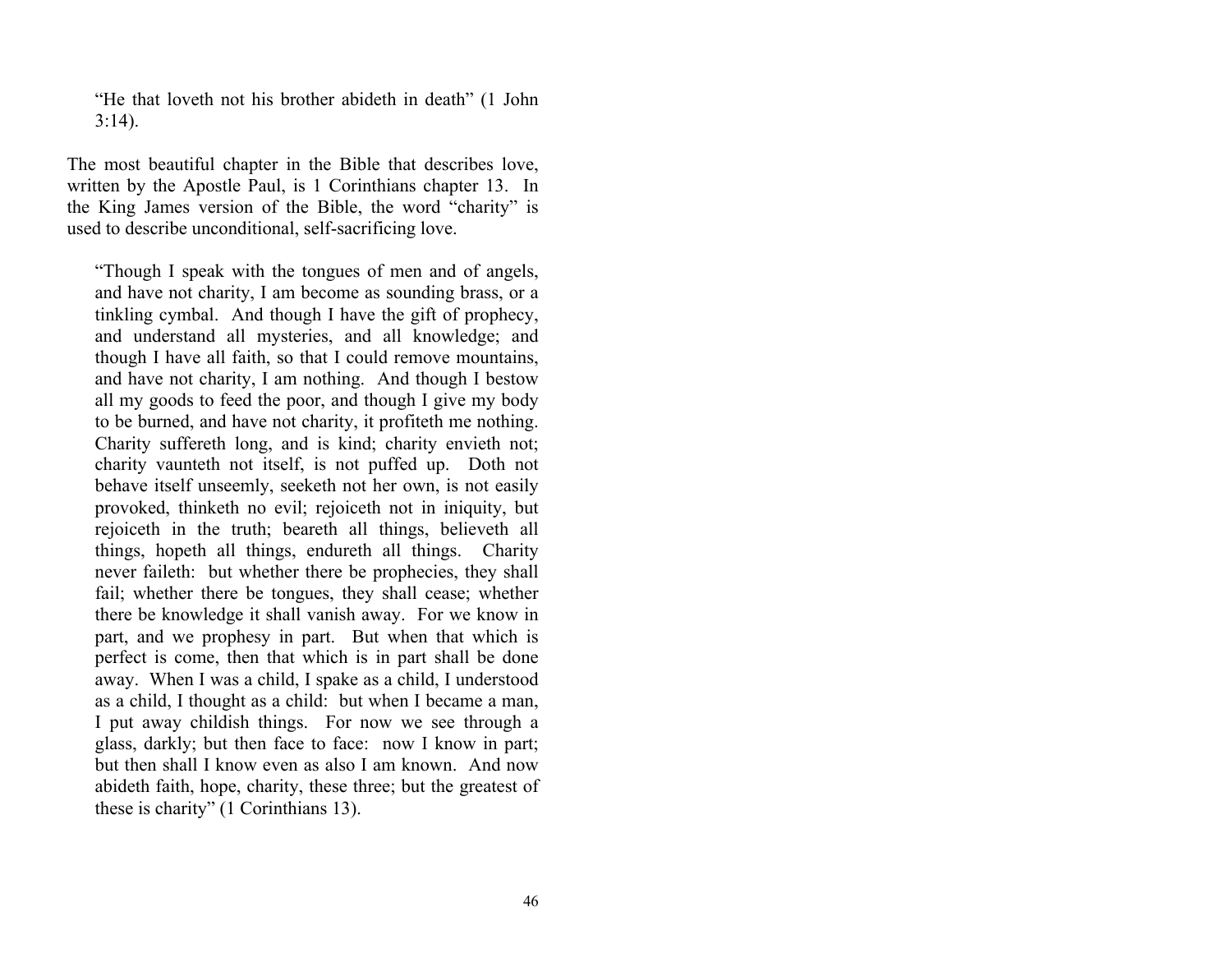> "He that loveth not his brother abideth in death" (1 John 3:14).

The most beautiful chapter in the Bible that describes love, written by the Apostle Paul, is 1 Corinthians chapter 13. In the King James version of the Bible, the word "charity" is used to describe unconditional, self-sacrificing love.

> "Though I speak with the tongues of men and of angels, and have not charity, I am become as sounding brass, or a tinkling cymbal. And though I have the gift of prophecy, and understand all mysteries, and all knowledge; and though I have all faith, so that I could remove mountains, and have not charity, I am nothing. And though I bestow all my goods to feed the poor, and though I give my body to be burned, and have not charity, it profiteth me nothing. Charity suffereth long, and is kind; charity envieth not; charity vaunteth not itself, is not puffed up. Doth not behave itself unseemly, seeketh not her own, is not easily provoked, thinketh no evil; rejoiceth not in iniquity, but rejoiceth in the truth; beareth all things, believeth all things, hopeth all things, endureth all things. Charity never faileth: but whether there be prophecies, they shall fail; whether there be tongues, they shall cease; whether there be knowledge it shall vanish away. For we know in part, and we prophesy in part. But when that which is perfect is come, then that which is in part shall be done away. When I was a child, I spake as a child, I understood as a child, I thought as a child: but when I became a man, I put away childish things. For now we see through a glass, darkly; but then face to face: now I know in part; but then shall I know even as also I am known. And now abideth faith, hope, charity, these three; but the greatest of these is charity" (1 Corinthians 13).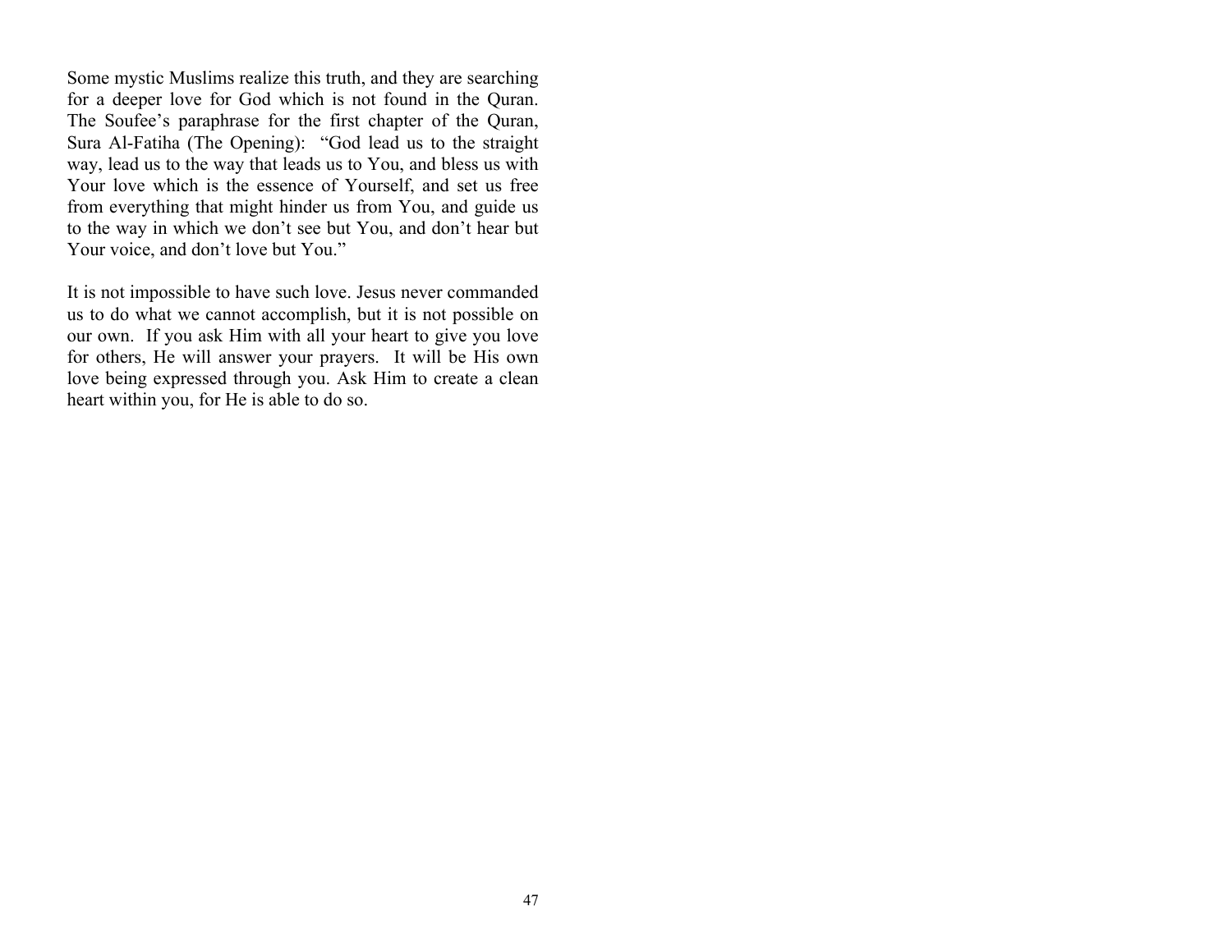Some mystic Muslims realize this truth, and they are searching for a deeper love for God which is not found in the Quran. The Soufee's paraphrase for the first chapter of the Quran, Sura Al-Fatiha (The Opening): "God lead us to the straight way, lead us to the way that leads us to You, and bless us with Your love which is the essence of Yourself, and set us free from everything that might hinder us from You, and guide us to the way in which we don't see but You, and don't hear but Your voice, and don't love but You."

It is not impossible to have such love. Jesus never commanded us to do what we cannot accomplish, but it is not possible on our own. If you ask Him with all your heart to give you love for others, He will answer your prayers. It will be His own love being expressed through you. Ask Him to create a clean heart within you, for He is able to do so.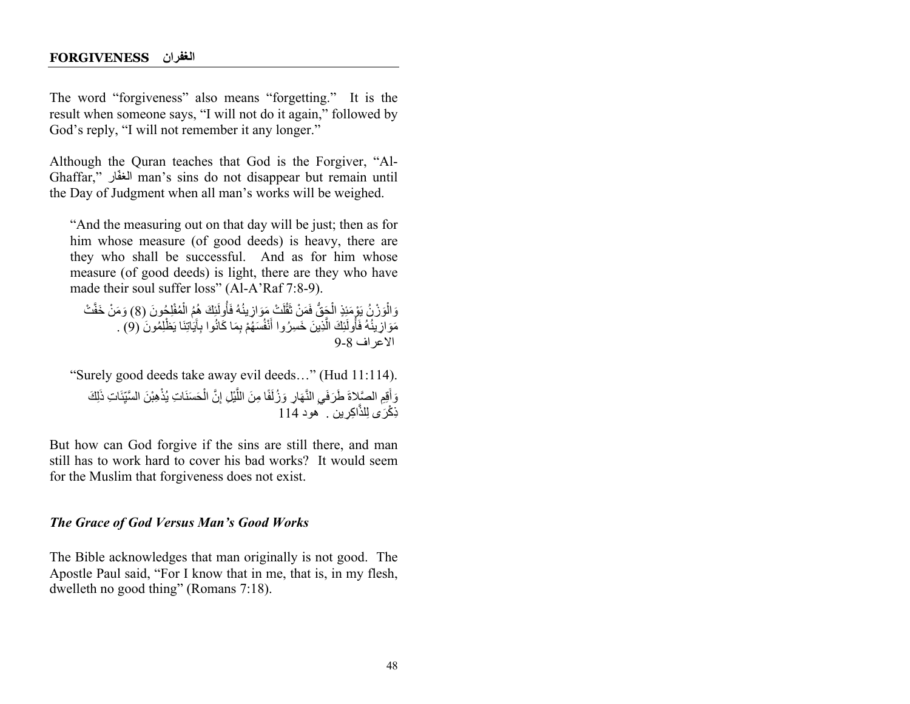# FORGIVENESS الغفران

The word "forgiveness" also means "forgetting." It is the result when someone says, "I will not do it again," followed by God's reply, "I will not remember it any longer."

Although the Quran teaches that God is the Forgiver, "Al-Ghaffar," الغفّار man's sins do not disappear but remain until the Day of Judgment when all man's works will be weighed.

> "And the measuring out on that day will be just; then as for him whose measure (of good deeds) is heavy, there are they who shall be successful. And as for him whose measure (of good deeds) is light, there are they who have made their soul suffer loss" (Al-A'Raf 7:8-9).
>
> وَالْوَزْنُ يَوْمَئِذٍ الْحَقُّ فَمَنْ ثَقُلَتْ مَوَازِينُهُ فَأُولَئِكَ هُمُ الْمُفْلِحُونَ (8) وَمَنْ خَفَّتْ مَوَازِينُهُ فَأُولَئِكَ الَّذِينَ خَسِرُوا أَنْفُسَهُمْ بِمَا كَانُوا بِآيَاتِنَا يَظْلِمُونَ (9) .
> الاعراف 8-9
>
> "Surely good deeds take away evil deeds…" (Hud 11:114).
>
> وَأَقِمِ الصَّلاةَ طَرَفَيِ النَّهَارِ وَزُلَفًا مِنَ اللَّيْلِ إِنَّ الْحَسَنَاتِ يُذْهِبْنَ السَّيِّئَاتِ ذَلِكَ ذِكْرَى لِلذَّاكِرِين . هود 114

But how can God forgive if the sins are still there, and man still has to work hard to cover his bad works? It would seem for the Muslim that forgiveness does not exist.

### *The Grace of God Versus Man's Good Works*

The Bible acknowledges that man originally is not good. The Apostle Paul said, "For I know that in me, that is, in my flesh, dwelleth no good thing" (Romans 7:18).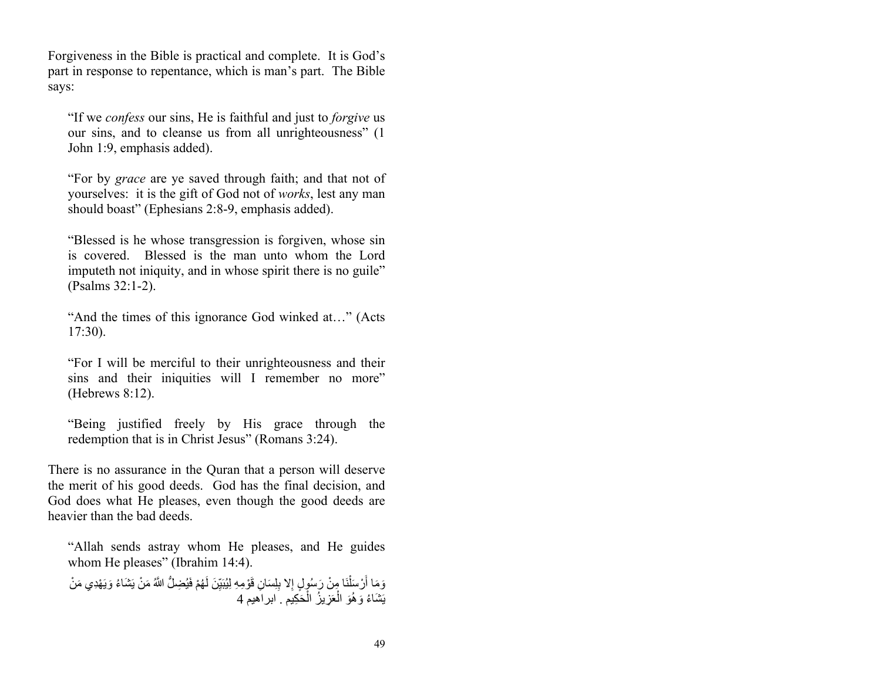Forgiveness in the Bible is practical and complete. It is God's part in response to repentance, which is man's part. The Bible says:

> "If we *confess* our sins, He is faithful and just to *forgive* us our sins, and to cleanse us from all unrighteousness" (1 John 1:9, emphasis added).

> "For by *grace* are ye saved through faith; and that not of yourselves: it is the gift of God not of *works*, lest any man should boast" (Ephesians 2:8-9, emphasis added).

> "Blessed is he whose transgression is forgiven, whose sin is covered. Blessed is the man unto whom the Lord imputeth not iniquity, and in whose spirit there is no guile" (Psalms 32:1-2).

> "And the times of this ignorance God winked at…" (Acts 17:30).

> "For I will be merciful to their unrighteousness and their sins and their iniquities will I remember no more" (Hebrews 8:12).

> "Being justified freely by His grace through the redemption that is in Christ Jesus" (Romans 3:24).

There is no assurance in the Quran that a person will deserve the merit of his good deeds. God has the final decision, and God does what He pleases, even though the good deeds are heavier than the bad deeds.

> "Allah sends astray whom He pleases, and He guides whom He pleases" (Ibrahim 14:4).
>
> وَمَا أَرْسَلْنَا مِنْ رَسُولٍ إلا بِلِسَانِ قَوْمِهِ لِيُبَيِّنَ لَهُمْ فَيُضِلُّ اللَّهُ مَنْ يَشَاءُ وَيَهْدِي مَنْ يَشَاءُ وَهُوَ الْعَزِيزُ الْحَكِيم . ابراهيم 4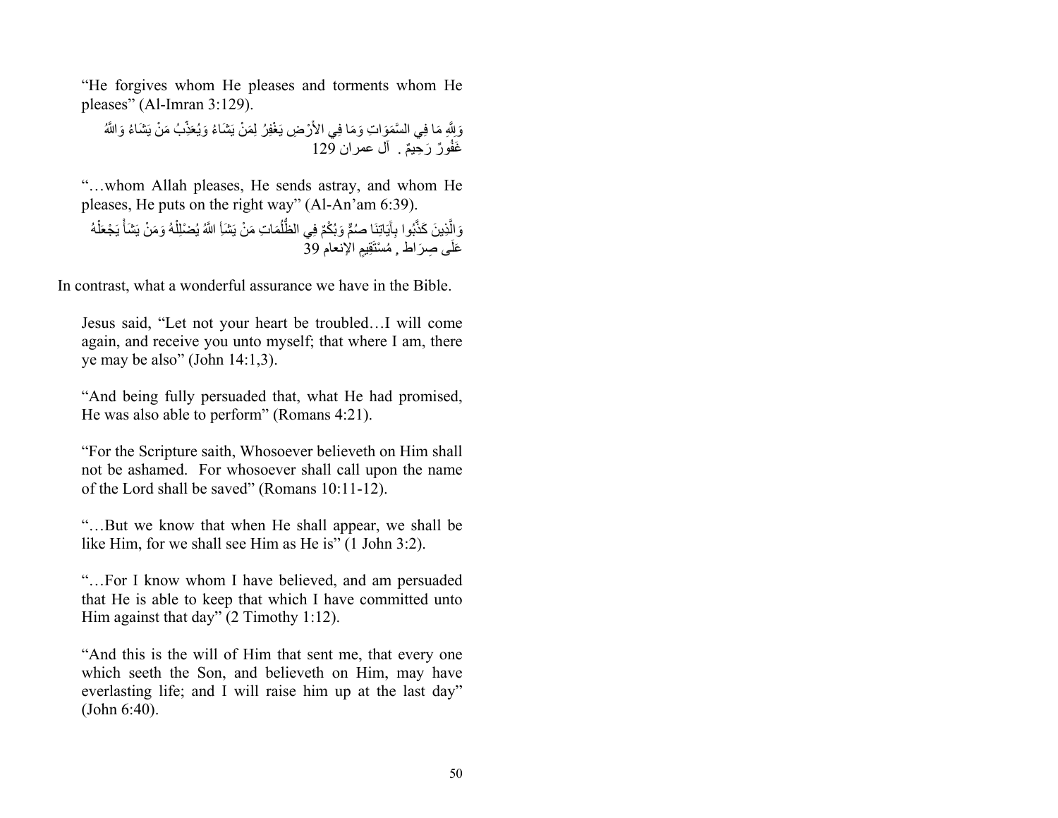> "He forgives whom He pleases and torments whom He pleases" (Al-Imran 3:129).
>
> وَلِلَّهِ مَا فِي السَّمَوَاتِ وَمَا فِي الأَرْضِ يَغْفِرُ لِمَنْ يَشَاءُ وَيُعَذِّبُ مَنْ يَشَاءُ وَاللَّهُ غَفُورٌ رَحِيمٌ . آل عمران 129

> "…whom Allah pleases, He sends astray, and whom He pleases, He puts on the right way" (Al-An'am 6:39).
>
> وَالَّذِينَ كَذَّبُوا بِآيَاتِنَا صُمٌّ وَبُكْمٌ فِي الظُّلُمَاتِ مَنْ يَشَأِ اللَّهُ يُضْلِلْهُ وَمَنْ يَشَأْ يَجْعَلْهُ عَلَى صِرَاطٍ مُسْتَقِيمٍ الإنعام 39

In contrast, what a wonderful assurance we have in the Bible.

> Jesus said, "Let not your heart be troubled…I will come again, and receive you unto myself; that where I am, there ye may be also" (John 14:1,3).

> "And being fully persuaded that, what He had promised, He was also able to perform" (Romans 4:21).

> "For the Scripture saith, Whosoever believeth on Him shall not be ashamed. For whosoever shall call upon the name of the Lord shall be saved" (Romans 10:11-12).

> "…But we know that when He shall appear, we shall be like Him, for we shall see Him as He is" (1 John 3:2).

> "…For I know whom I have believed, and am persuaded that He is able to keep that which I have committed unto Him against that day" (2 Timothy 1:12).

> "And this is the will of Him that sent me, that every one which seeth the Son, and believeth on Him, may have everlasting life; and I will raise him up at the last day" (John 6:40).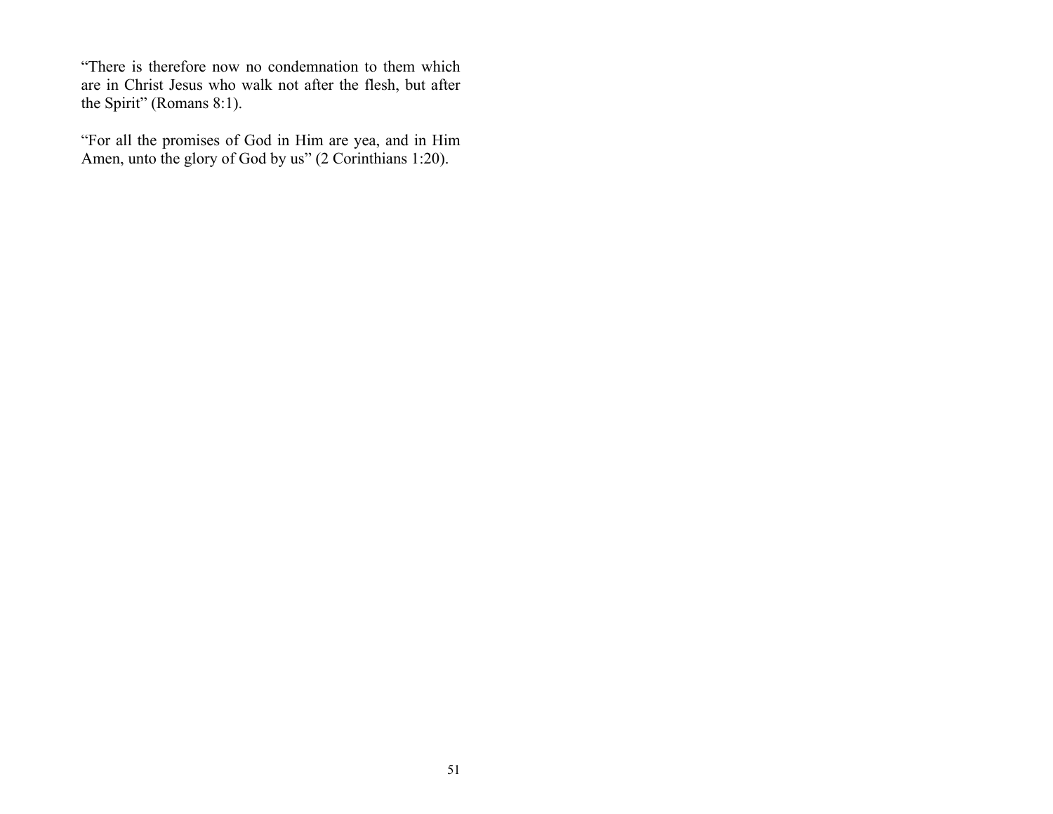“There is therefore now no condemnation to them which are in Christ Jesus who walk not after the flesh, but after the Spirit” (Romans 8:1).

“For all the promises of God in Him are yea, and in Him Amen, unto the glory of God by us” (2 Corinthians 1:20).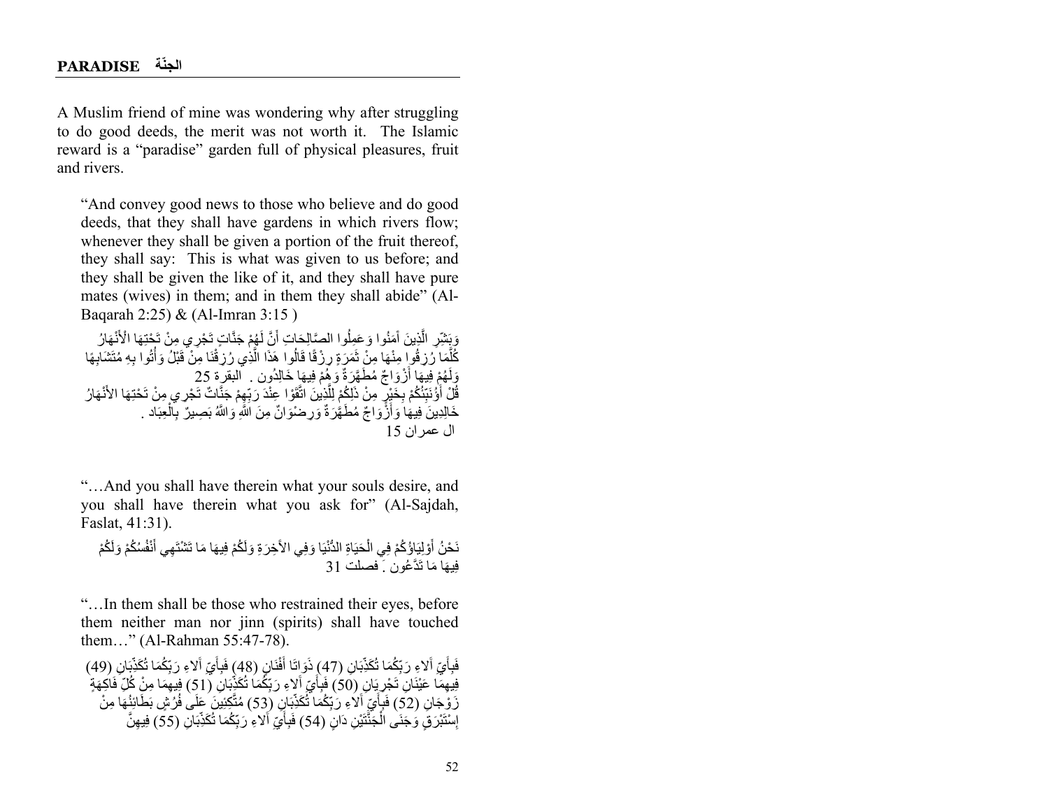## PARADISE الجنّة

A Muslim friend of mine was wondering why after struggling to do good deeds, the merit was not worth it. The Islamic reward is a "paradise" garden full of physical pleasures, fruit and rivers.

> "And convey good news to those who believe and do good deeds, that they shall have gardens in which rivers flow; whenever they shall be given a portion of the fruit thereof, they shall say: This is what was given to us before; and they shall be given the like of it, and they shall have pure mates (wives) in them; and in them they shall abide" (Al-Baqarah 2:25) & (Al-Imran 3:15 )
>
> وَبَشِّرِ الَّذِينَ آمَنُوا وَعَمِلُوا الصَّالِحَاتِ أَنَّ لَهُمْ جَنَّاتٍ تَجْرِي مِنْ تَحْتِهَا الْأَنْهَارُ كُلَّمَا رُزِقُوا مِنْهَا مِنْ ثَمَرَةٍ رِزْقًا قَالُوا هَذَا الَّذِي رُزِقْنَا مِنْ قَبْلُ وَأُتُوا بِهِ مُتَشَابِهًا وَلَهُمْ فِيهَا أَزْوَاجٌ مُطَهَّرَةٌ وَهُمْ فِيهَا خَالِدُون . البقرة 25
> قُلْ أَؤُنَبِّئُكُمْ بِخَيْرٍ مِنْ ذَلِكُمْ لِلَّذِينَ اتَّقَوْا عِنْدَ رَبِّهِمْ جَنَّاتٌ تَجْرِي مِنْ تَحْتِهَا الأَنْهَارُ خَالِدِينَ فِيهَا وَأَزْوَاجٌ مُطَهَّرَةٌ وَرِضْوَانٌ مِنَ اللَّهِ وَاللَّهُ بَصِيرٌ بِالْعِبَاد .
> ال عمران 15

> "…And you shall have therein what your souls desire, and you shall have therein what you ask for" (Al-Sajdah, Faslat, 41:31).
>
> نَحْنُ أَوْلِيَاؤُكُمْ فِي الْحَيَاةِ الدُّنْيَا وَفِي الآخِرَةِ وَلَكُمْ فِيهَا مَا تَشْتَهِي أَنْفُسُكُمْ وَلَكُمْ فِيهَا مَا تَدَّعُون . فصلت 31

> "…In them shall be those who restrained their eyes, before them neither man nor jinn (spirits) shall have touched them…" (Al-Rahman 55:47-78).
>
> فَبِأَيِّ آلاءِ رَبِّكُمَا تُكَذِّبَانِ (47) ذَوَاتَا أَفْنَانٍ (48) فَبِأَيِّ آلاءِ رَبِّكُمَا تُكَذِّبَانِ (49) فِيهِمَا عَيْنَانِ تَجْرِيَانِ (50) فَبِأَيِّ آلاءِ رَبِّكُمَا تُكَذِّبَانِ (51) فِيهِمَا مِنْ كُلِّ فَاكِهَةٍ زَوْجَانِ (52) فَبِأَيِّ آلاءِ رَبِّكُمَا تُكَذِّبَانِ (53) مُتَّكِئِينَ عَلَى فُرُشٍ بَطَائِنُهَا مِنْ إِسْتَبْرَقٍ وَجَنَى الْجَنَّتَيْنِ دَانٍ (54) فَبِأَيِّ آلاءِ رَبِّكُمَا تُكَذِّبَانِ (55) فِيهِنَّ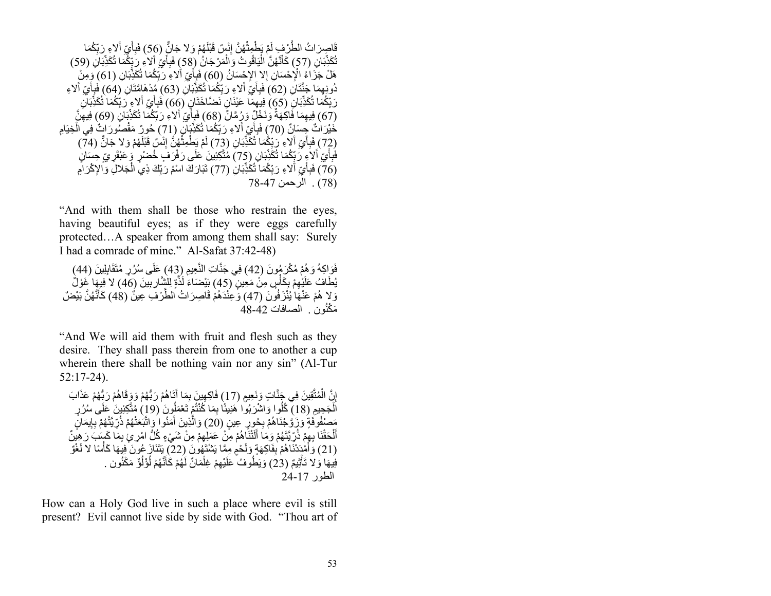قَاصِرَاتُ الطَّرْفِ لَمْ يَطْمِثْهُنَّ إِنْسٌ قَبْلَهُمْ وَلا جَانٌّ (56) فَبِأَيِّ آلاءِ رَبِّكُمَا تُكَذِّبَانِ (57) كَأَنَّهُنَّ الْيَاقُوتُ وَالْمَرْجَانُ (58) فَبِأَيِّ آلاءِ رَبِّكُمَا تُكَذِّبَانِ (59) هَلْ جَزَاءُ الْإِحْسَانِ إِلا الإِحْسَانُ (60) فَبِأَيِّ آلاءِ رَبِّكُمَا تُكَذِّبَانِ (61) وَمِنْ دُونِهِمَا جَنَّتَانِ (62) فَبِأَيِّ آلاءِ رَبِّكُمَا تُكَذِّبَانِ (63) مُدْهَامَّتَانِ (64) فَبِأَيِّ آلاءِ رَبِّكُمَا تُكَذِّبَانِ (65) فِيهِمَا عَيْنَانِ نَضَّاخَتَانِ (66) فَبِأَيِّ آلاءِ رَبِّكُمَا تُكَذِّبَانِ (67) فِيهِمَا فَاكِهَةٌ وَنَخْلٌ وَرُمَّانٌ (68) فَبِأَيِّ آلاءِ رَبِّكُمَا تُكَذِّبَانِ (69) فِيهِنَّ خَيْرَاتٌ حِسَانٌ (70) فَبِأَيِّ آلاءِ رَبِّكُمَا تُكَذِّبَانِ (71) حُورٌ مَقْصُورَاتٌ فِي الْخِيَامِ (72) فَبِأَيِّ آلاءِ رَبِّكُمَا تُكَذِّبَانِ (73) لَمْ يَطْمِثْهُنَّ إِنْسٌ قَبْلَهُمْ وَلا جَانٌّ (74) فَبِأَيِّ آلاءِ رَبِّكُمَا تُكَذِّبَانِ (75) مُتَّكِئِينَ عَلَى رَفْرَفٍ خُضْرٍ وَعَبْقَرِيٍّ حِسَانٍ (76) فَبِأَيِّ آلاءِ رَبِّكُمَا تُكَذِّبَانِ (77) تَبَارَكَ اسْمُ رَبِّكَ ذِي الْجَلالِ وَالإِكْرَامِ (78) . الرحمن 47-78

"And with them shall be those who restrain the eyes, having beautiful eyes; as if they were eggs carefully protected…A speaker from among them shall say: Surely I had a comrade of mine." Al-Safat 37:42-48)

فَوَاكِهُ وَهُمْ مُكْرَمُونَ (42) فِي جَنَّاتِ النَّعِيمِ (43) عَلَى سُرُرٍ مُتَقَابِلِينَ (44) يُطَافُ عَلَيْهِمْ بِكَأْسٍ مِنْ مَعِينٍ (45) بَيْضَاءَ لَذَّةٍ لِلشَّارِبِينَ (46) لا فِيهَا غَوْلٌ وَلا هُمْ عَنْهَا يُنْزَفُونَ (47) وَعِنْدَهُمْ قَاصِرَاتُ الطَّرْفِ عِينٌ (48) كَأَنَّهُنَّ بَيْضٌ مَكْنُون . الصافات 42-48

"And We will aid them with fruit and flesh such as they desire. They shall pass therein from one to another a cup wherein there shall be nothing vain nor any sin" (Al-Tur 52:17-24).

إِنَّ الْمُتَّقِينَ فِي جَنَّاتٍ وَنَعِيمٍ (17) فَاكِهِينَ بِمَا آتَاهُمْ رَبُّهُمْ وَوَقَاهُمْ رَبُّهُمْ عَذَابَ الْجَحِيمِ (18) كُلُوا وَاشْرَبُوا هَنِيئًا بِمَا كُنْتُمْ تَعْمَلُونَ (19) مُتَّكِئِينَ عَلَى سُرُرٍ مَصْفُوفَةٍ وَزَوَّجْنَاهُمْ بِحُورٍ عِينٍ (20) وَالَّذِينَ آمَنُوا وَاتَّبَعَتْهُمْ ذُرِّيَّتُهُمْ بِإِيمَانٍ أَلْحَقْنَا بِهِمْ ذُرِّيَّتَهُمْ وَمَا أَلَتْنَاهُمْ مِنْ عَمَلِهِمْ مِنْ شَيْءٍ كُلُّ امْرِئٍ بِمَا كَسَبَ رَهِينٌ (21) وَأَمْدَدْنَاهُمْ بِفَاكِهَةٍ وَلَحْمٍ مِمَّا يَشْتَهُونَ (22) يَتَنَازَعُونَ فِيهَا كَأْسًا لا لَغْوٌ فِيهَا وَلا تَأْثِيمٌ (23) وَيَطُوفُ عَلَيْهِمْ غِلْمَانٌ لَهُمْ كَأَنَّهُمْ لُؤْلُؤٌ مَكْنُون . الطور 17-24

How can a Holy God live in such a place where evil is still present? Evil cannot live side by side with God. "Thou art of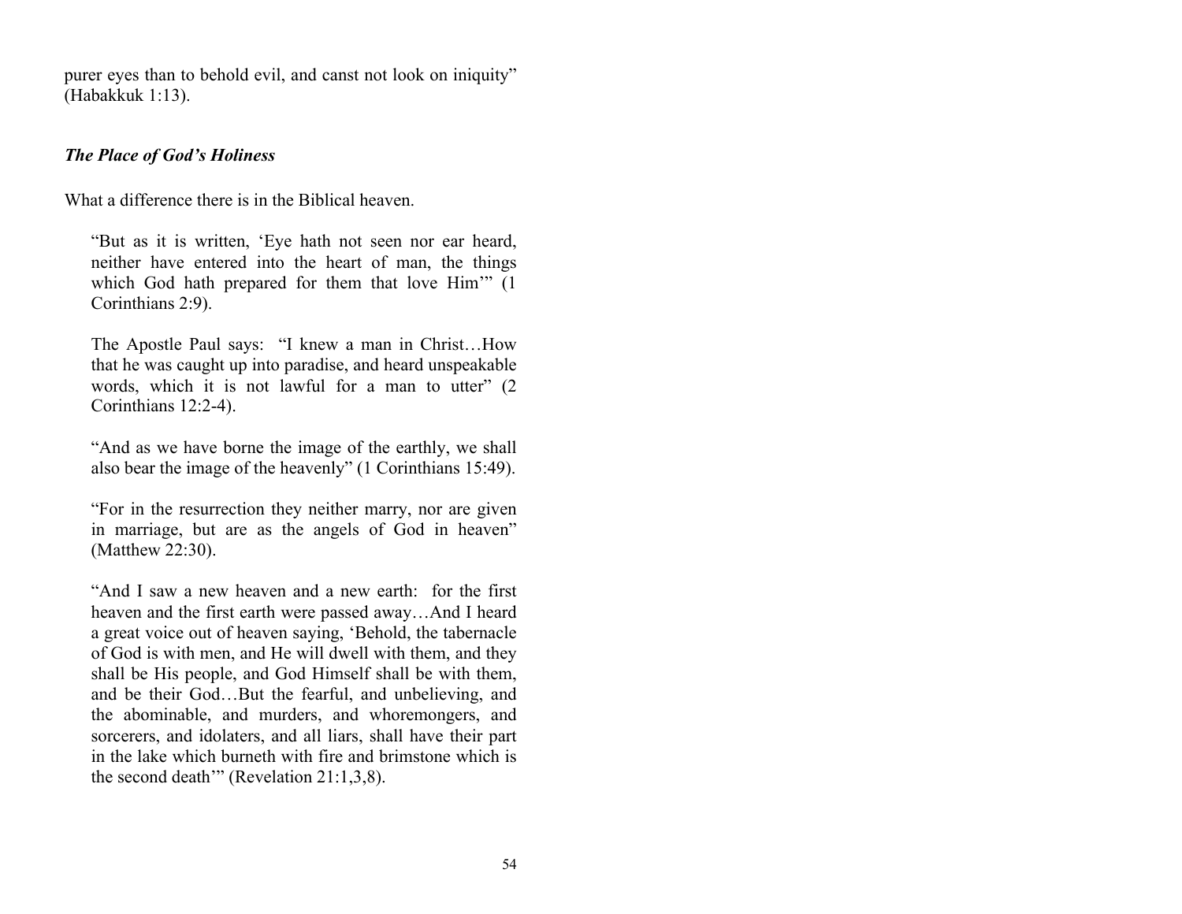purer eyes than to behold evil, and canst not look on iniquity" (Habakkuk 1:13).

### *The Place of God's Holiness*

What a difference there is in the Biblical heaven.

> "But as it is written, 'Eye hath not seen nor ear heard, neither have entered into the heart of man, the things which God hath prepared for them that love Him'" (1 Corinthians 2:9).
>
> The Apostle Paul says: "I knew a man in Christ…How that he was caught up into paradise, and heard unspeakable words, which it is not lawful for a man to utter" (2 Corinthians 12:2-4).
>
> "And as we have borne the image of the earthly, we shall also bear the image of the heavenly" (1 Corinthians 15:49).
>
> "For in the resurrection they neither marry, nor are given in marriage, but are as the angels of God in heaven" (Matthew 22:30).
>
> "And I saw a new heaven and a new earth: for the first heaven and the first earth were passed away…And I heard a great voice out of heaven saying, 'Behold, the tabernacle of God is with men, and He will dwell with them, and they shall be His people, and God Himself shall be with them, and be their God…But the fearful, and unbelieving, and the abominable, and murders, and whoremongers, and sorcerers, and idolaters, and all liars, shall have their part in the lake which burneth with fire and brimstone which is the second death'" (Revelation 21:1,3,8).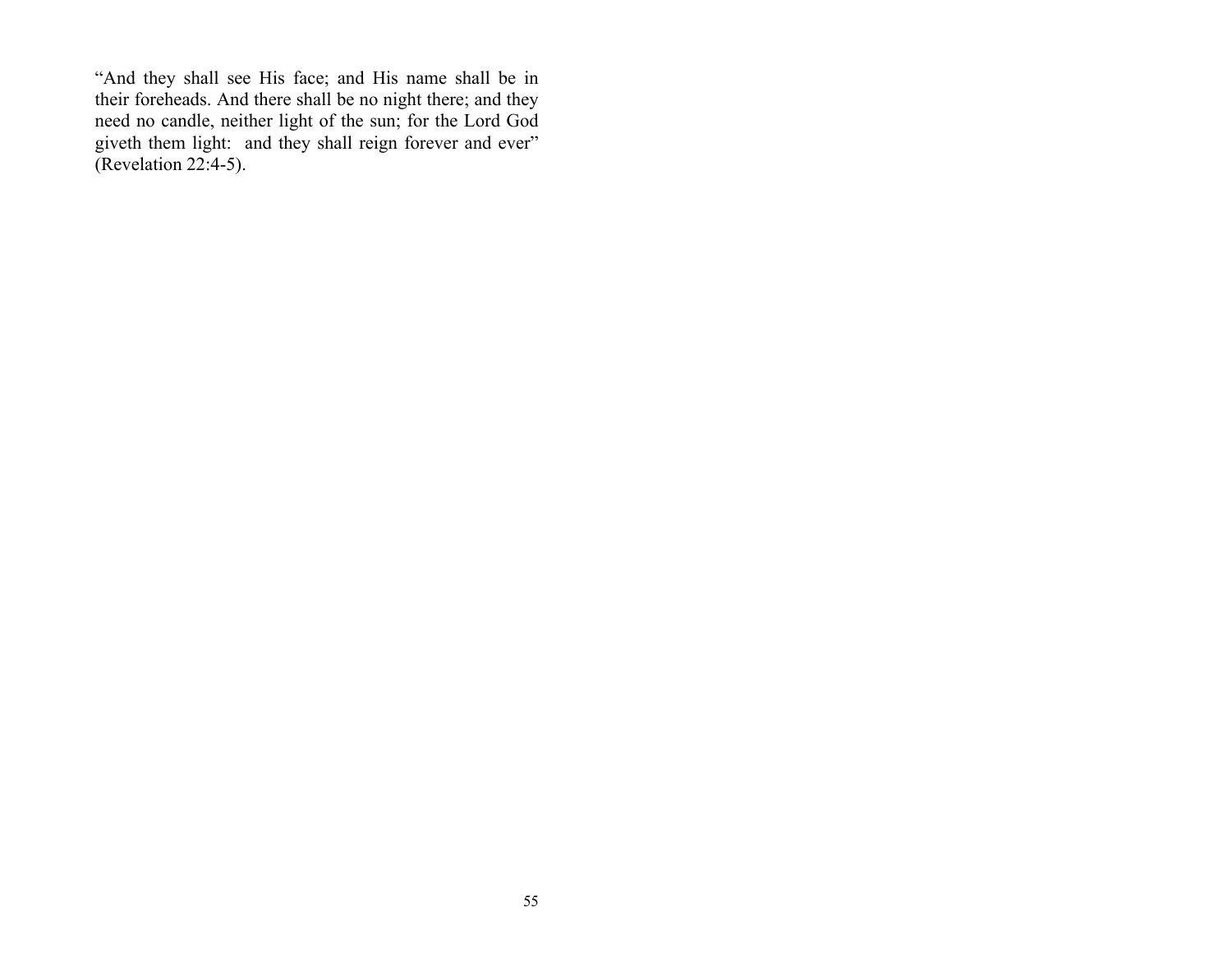"And they shall see His face; and His name shall be in their foreheads. And there shall be no night there; and they need no candle, neither light of the sun; for the Lord God giveth them light: and they shall reign forever and ever" (Revelation 22:4-5).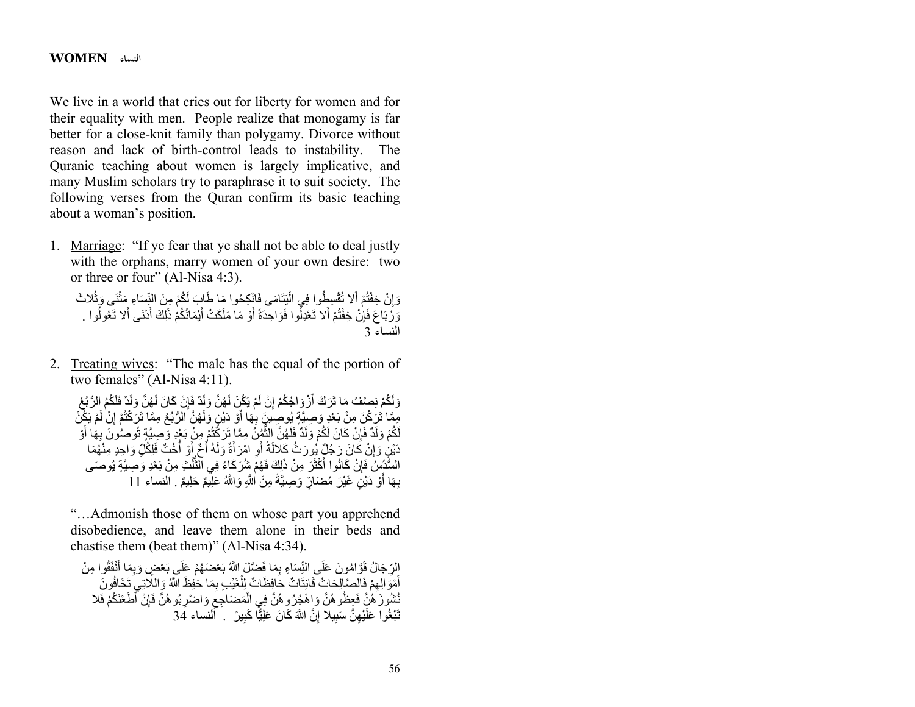## WOMEN النساء

We live in a world that cries out for liberty for women and for their equality with men. People realize that monogamy is far better for a close-knit family than polygamy. Divorce without reason and lack of birth-control leads to instability. The Quranic teaching about women is largely implicative, and many Muslim scholars try to paraphrase it to suit society. The following verses from the Quran confirm its basic teaching about a woman's position.

1. Marriage: "If ye fear that ye shall not be able to deal justly with the orphans, marry women of your own desire: two or three or four" (Al-Nisa 4:3).

   وَإِنْ خِفْتُمْ أَلا تُقْسِطُوا فِي الْيَتَامَى فَانْكِحُوا مَا طَابَ لَكُمْ مِنَ النِّسَاءِ مَثْنَى وَثُلاثَ وَرُبَاعَ فَإِنْ خِفْتُمْ أَلا تَعْدِلُوا فَوَاحِدَةً أَوْ مَا مَلَكَتْ أَيْمَانُكُمْ ذَلِكَ أَدْنَى أَلا تَعُولُوا . النساء 3

2. Treating wives: "The male has the equal of the portion of two females" (Al-Nisa 4:11).

   وَلَكُمْ نِصْفُ مَا تَرَكَ أَزْوَاجُكُمْ إِنْ لَمْ يَكُنْ لَهُنَّ وَلَدٌ فَإِنْ كَانَ لَهُنَّ وَلَدٌ فَلَكُمُ الرُّبُعُ مِمَّا تَرَكْنَ مِنْ بَعْدِ وَصِيَّةٍ يُوصِينَ بِهَا أَوْ دَيْنٍ وَلَهُنَّ الرُّبُعُ مِمَّا تَرَكْتُمْ إِنْ لَمْ يَكُنْ لَكُمْ وَلَدٌ فَإِنْ كَانَ لَكُمْ وَلَدٌ فَلَهُنَّ الثُّمُنُ مِمَّا تَرَكْتُمْ مِنْ بَعْدِ وَصِيَّةٍ تُوصُونَ بِهَا أَوْ دَيْنٍ وَإِنْ كَانَ رَجُلٌ يُورَثُ كَلالَةً أَوِ امْرَأَةٌ وَلَهُ أَخٌ أَوْ أُخْتٌ فَلِكُلِّ وَاحِدٍ مِنْهُمَا السُّدُسُ فَإِنْ كَانُوا أَكْثَرَ مِنْ ذَلِكَ فَهُمْ شُرَكَاءُ فِي الثُّلُثِ مِنْ بَعْدِ وَصِيَّةٍ يُوصَى بِهَا أَوْ دَيْنٍ غَيْرَ مُضَارٍّ وَصِيَّةً مِنَ اللَّهِ وَاللَّهُ عَلِيمٌ حَلِيمٌ . النساء 11

   "…Admonish those of them on whose part you apprehend disobedience, and leave them alone in their beds and chastise them (beat them)" (Al-Nisa 4:34).

   الرِّجَالُ قَوَّامُونَ عَلَى النِّسَاءِ بِمَا فَضَّلَ اللَّهُ بَعْضَهُمْ عَلَى بَعْضٍ وَبِمَا أَنْفَقُوا مِنْ أَمْوَالِهِمْ فَالصَّالِحَاتُ قَانِتَاتٌ حَافِظَاتٌ لِلْغَيْبِ بِمَا حَفِظَ اللَّهُ وَاللاتِي تَخَافُونَ نُشُوزَهُنَّ فَعِظُوهُنَّ وَاهْجُرُوهُنَّ فِي الْمَضَاجِعِ وَاضْرِبُوهُنَّ فَإِنْ أَطَعْنَكُمْ فَلا تَبْغُوا عَلَيْهِنَّ سَبِيلا إِنَّ اللَّهَ كَانَ عَلِيًّا كَبِيرًا . النساء 34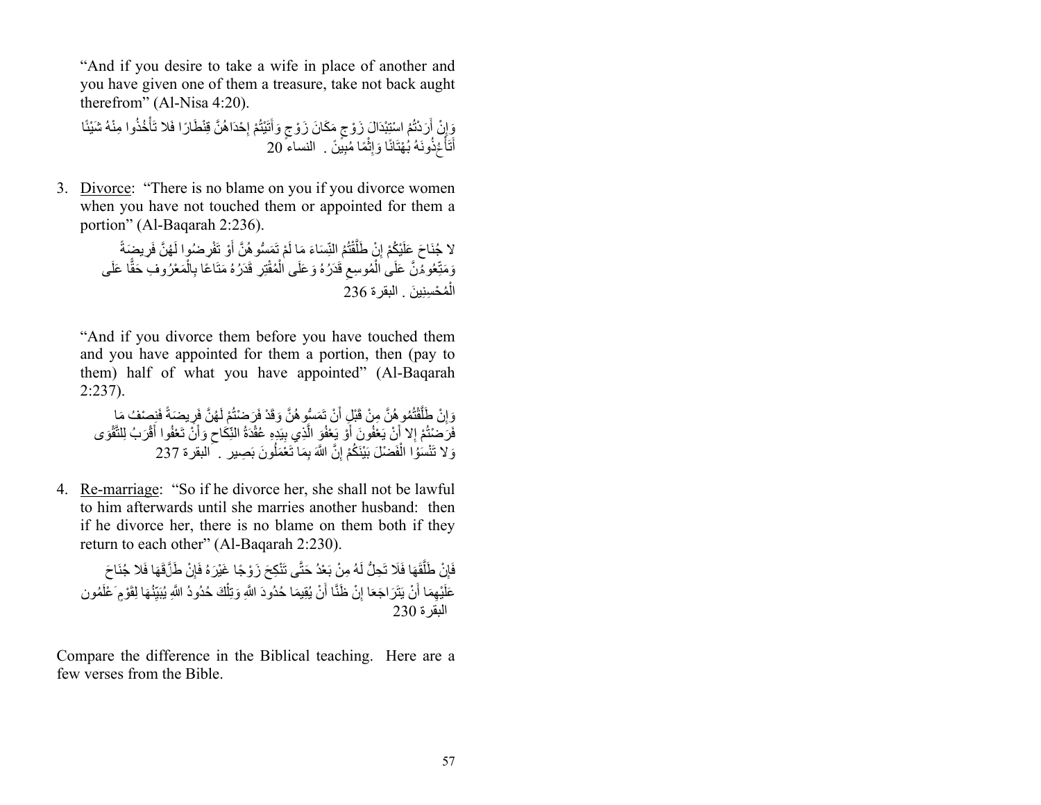"And if you desire to take a wife in place of another and you have given one of them a treasure, take not back aught therefrom" (Al-Nisa 4:20).

وَإِنْ أَرَدْتُمْ اسْتِبْدَالَ زَوْجٍ مَكَانَ زَوْجٍ وَآتَيْتُمْ إِحْدَاهُنَّ قِنْطَارًا فَلا تَأْخُذُوا مِنْهُ شَيْئًا أَتَأْخُذُونَهُ بُهْتَانًا وَإِثْمًا مُبِينًا . النساء 20

3. Divorce: "There is no blame on you if you divorce women when you have not touched them or appointed for them a portion" (Al-Baqarah 2:236).

لا جُنَاحَ عَلَيْكُمْ إِنْ طَلَّقْتُمْ النِّسَاءَ مَا لَمْ تَمَسُّوهُنَّ أَوْ تَفْرِضُوا لَهُنَّ فَرِيضَةً وَمَتِّعُوهُنَّ عَلَى الْمُوسِعِ قَدَرُهُ وَعَلَى الْمُقْتِرِ قَدَرُهُ مَتَاعًا بِالْمَعْرُوفِ حَقًّا عَلَى الْمُحْسِنِينَ . البقرة 236

"And if you divorce them before you have touched them and you have appointed for them a portion, then (pay to them) half of what you have appointed" (Al-Baqarah 2:237).

وَإِنْ طَلَّقْتُمُوهُنَّ مِنْ قَبْلِ أَنْ تَمَسُّوهُنَّ وَقَدْ فَرَضْتُمْ لَهُنَّ فَرِيضَةً فَنِصْفُ مَا فَرَضْتُمْ إِلا أَنْ يَعْفُونَ أَوْ يَعْفُوَ الَّذِي بِيَدِهِ عُقْدَةُ النِّكَاحِ وَأَنْ تَعْفُوا أَقْرَبُ لِلتَّقْوَى وَلا تَنْسَوْا الْفَضْلَ بَيْنَكُمْ إِنَّ اللَّهَ بِمَا تَعْمَلُونَ بَصِيرٌ . البقرة 237

4. Re-marriage: "So if he divorce her, she shall not be lawful to him afterwards until she marries another husband: then if he divorce her, there is no blame on them both if they return to each other" (Al-Baqarah 2:230).

فَإِنْ طَلَّقَهَا فَلا تَحِلُّ لَهُ مِنْ بَعْدُ حَتَّى تَنْكِحَ زَوْجًا غَيْرَهُ فَإِنْ طَلَّقَهَا فَلا جُنَاحَ عَلَيْهِمَا أَنْ يَتَرَاجَعَا إِنْ ظَنَّا أَنْ يُقِيمَا حُدُودَ اللَّهِ وَتِلْكَ حُدُودُ اللَّهِ يُبَيِّنُهَا لِقَوْمٍ يَعْلَمُون البقرة 230

Compare the difference in the Biblical teaching. Here are a few verses from the Bible.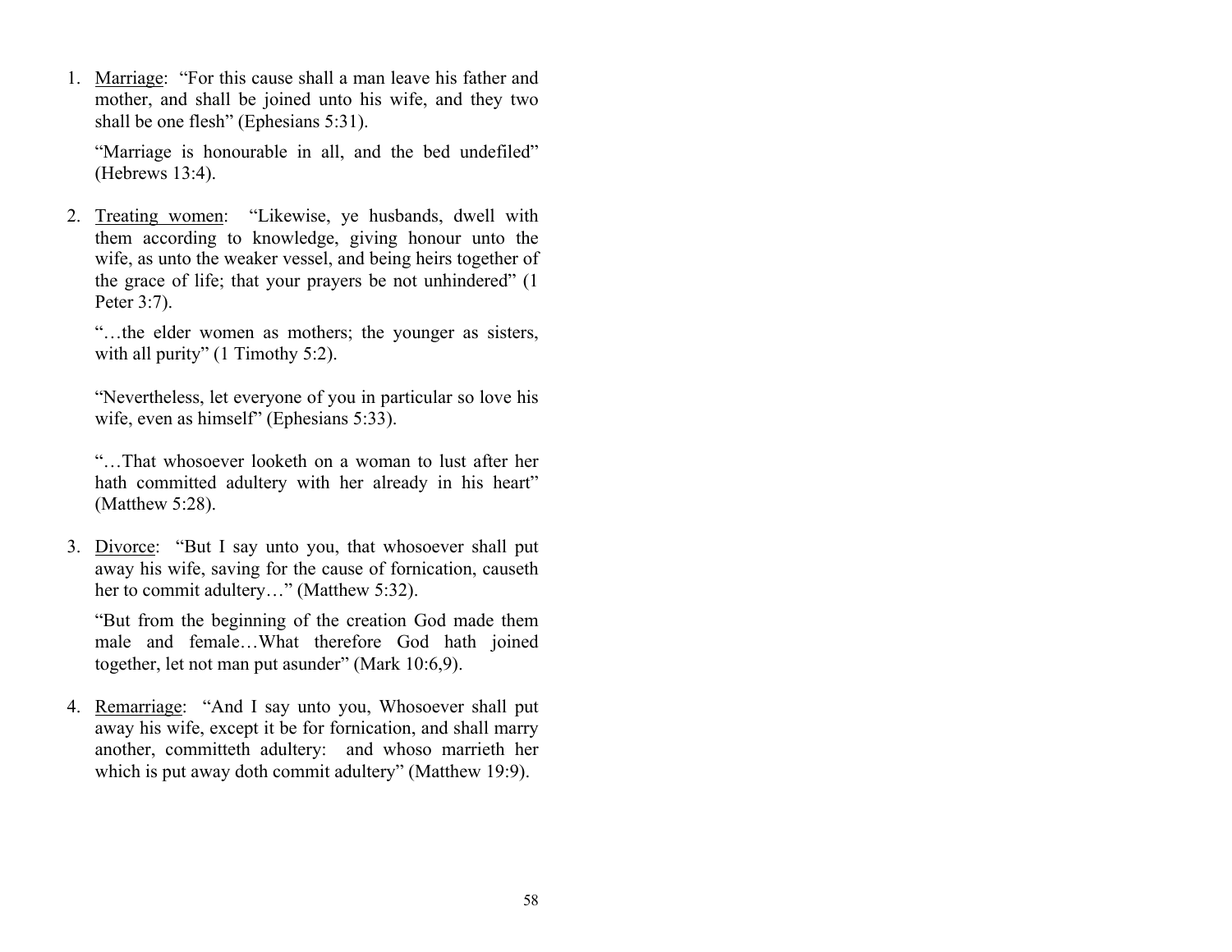1. <u>Marriage</u>: "For this cause shall a man leave his father and mother, and shall be joined unto his wife, and they two shall be one flesh" (Ephesians 5:31).

   "Marriage is honourable in all, and the bed undefiled" (Hebrews 13:4).

2. <u>Treating women</u>: "Likewise, ye husbands, dwell with them according to knowledge, giving honour unto the wife, as unto the weaker vessel, and being heirs together of the grace of life; that your prayers be not unhindered" (1 Peter 3:7).

   "…the elder women as mothers; the younger as sisters, with all purity" (1 Timothy 5:2).

   "Nevertheless, let everyone of you in particular so love his wife, even as himself" (Ephesians 5:33).

   "…That whosoever looketh on a woman to lust after her hath committed adultery with her already in his heart" (Matthew 5:28).

3. <u>Divorce</u>: "But I say unto you, that whosoever shall put away his wife, saving for the cause of fornication, causeth her to commit adultery…" (Matthew 5:32).

   "But from the beginning of the creation God made them male and female…What therefore God hath joined together, let not man put asunder" (Mark 10:6,9).

4. <u>Remarriage</u>: "And I say unto you, Whosoever shall put away his wife, except it be for fornication, and shall marry another, committeth adultery: and whoso marrieth her which is put away doth commit adultery" (Matthew 19:9).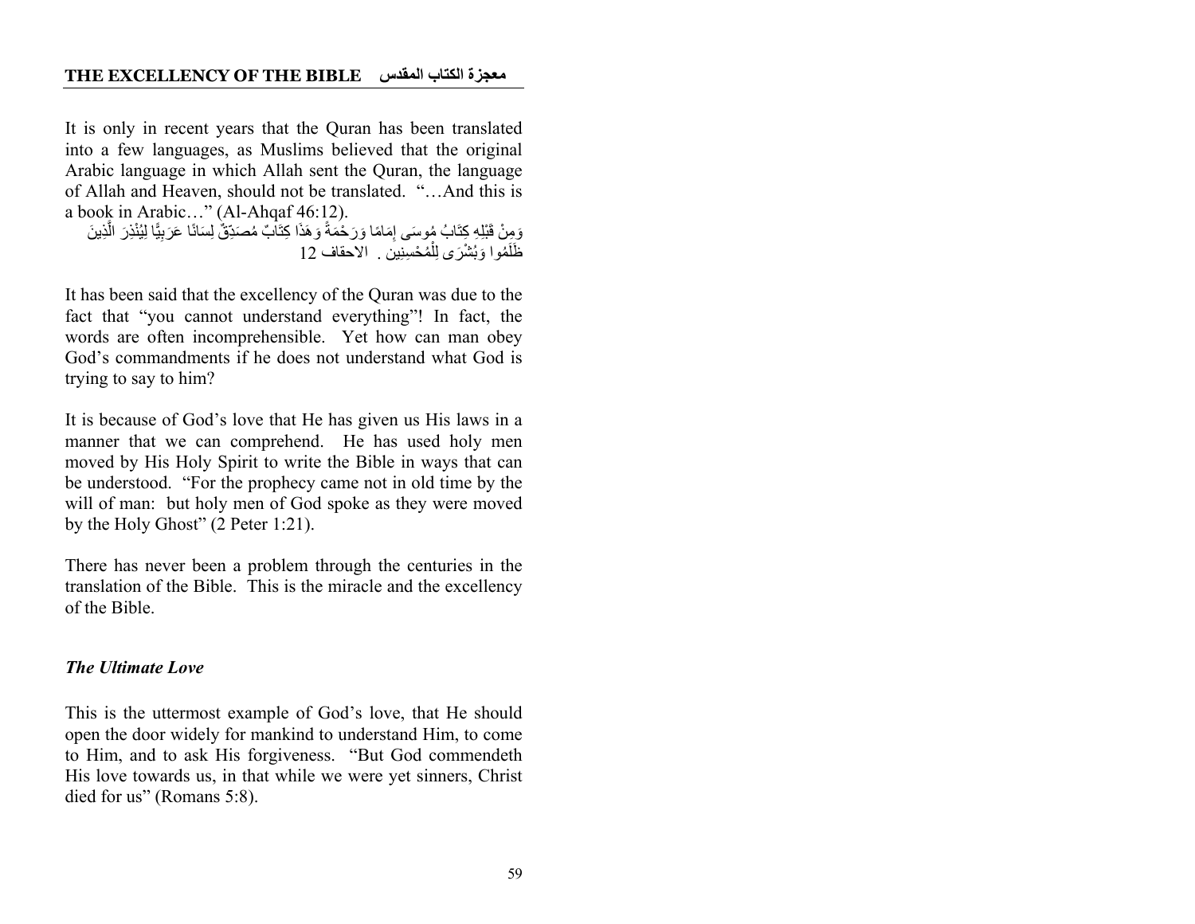It is only in recent years that the Quran has been translated into a few languages, as Muslims believed that the original Arabic language in which Allah sent the Quran, the language of Allah and Heaven, should not be translated. "…And this is a book in Arabic…" (Al-Ahqaf 46:12).

وَمِنْ قَبْلِهِ كِتَابُ مُوسَى إِمَامًا وَرَحْمَةً وَهَذَا كِتَابٌ مُصَدِّقٌ لِسَانًا عَرَبِيًّا لِيُنْذِرَ الَّذِينَ ظَلَمُوا وَبُشْرَى لِلْمُحْسِنِينَ . الاحقاف 12

It has been said that the excellency of the Quran was due to the fact that "you cannot understand everything"! In fact, the words are often incomprehensible. Yet how can man obey God's commandments if he does not understand what God is trying to say to him?

It is because of God's love that He has given us His laws in a manner that we can comprehend. He has used holy men moved by His Holy Spirit to write the Bible in ways that can be understood. "For the prophecy came not in old time by the will of man: but holy men of God spoke as they were moved by the Holy Ghost" (2 Peter 1:21).

There has never been a problem through the centuries in the translation of the Bible. This is the miracle and the excellency of the Bible.

### *The Ultimate Love*

This is the uttermost example of God's love, that He should open the door widely for mankind to understand Him, to come to Him, and to ask His forgiveness. "But God commendeth His love towards us, in that while we were yet sinners, Christ died for us" (Romans 5:8).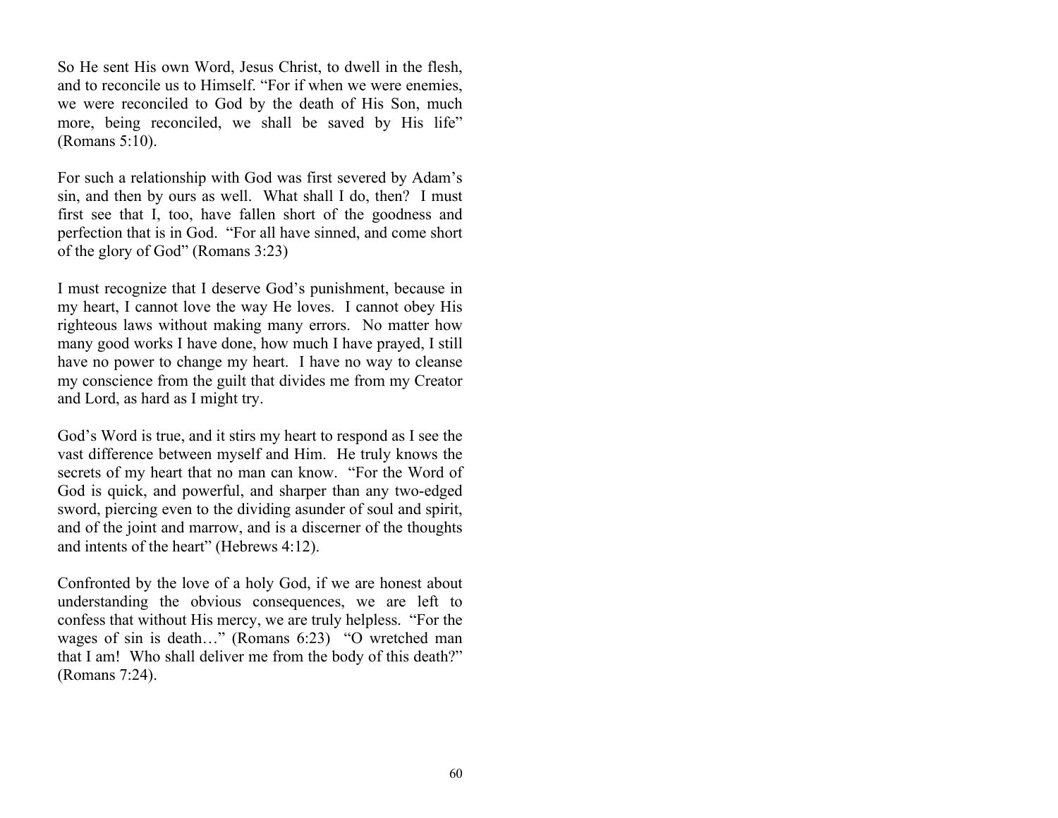So He sent His own Word, Jesus Christ, to dwell in the flesh, and to reconcile us to Himself. "For if when we were enemies, we were reconciled to God by the death of His Son, much more, being reconciled, we shall be saved by His life" (Romans 5:10).

For such a relationship with God was first severed by Adam's sin, and then by ours as well. What shall I do, then? I must first see that I, too, have fallen short of the goodness and perfection that is in God. "For all have sinned, and come short of the glory of God" (Romans 3:23)

I must recognize that I deserve God's punishment, because in my heart, I cannot love the way He loves. I cannot obey His righteous laws without making many errors. No matter how many good works I have done, how much I have prayed, I still have no power to change my heart. I have no way to cleanse my conscience from the guilt that divides me from my Creator and Lord, as hard as I might try.

God's Word is true, and it stirs my heart to respond as I see the vast difference between myself and Him. He truly knows the secrets of my heart that no man can know. "For the Word of God is quick, and powerful, and sharper than any two-edged sword, piercing even to the dividing asunder of soul and spirit, and of the joint and marrow, and is a discerner of the thoughts and intents of the heart" (Hebrews 4:12).

Confronted by the love of a holy God, if we are honest about understanding the obvious consequences, we are left to confess that without His mercy, we are truly helpless. "For the wages of sin is death…" (Romans 6:23) "O wretched man that I am! Who shall deliver me from the body of this death?" (Romans 7:24).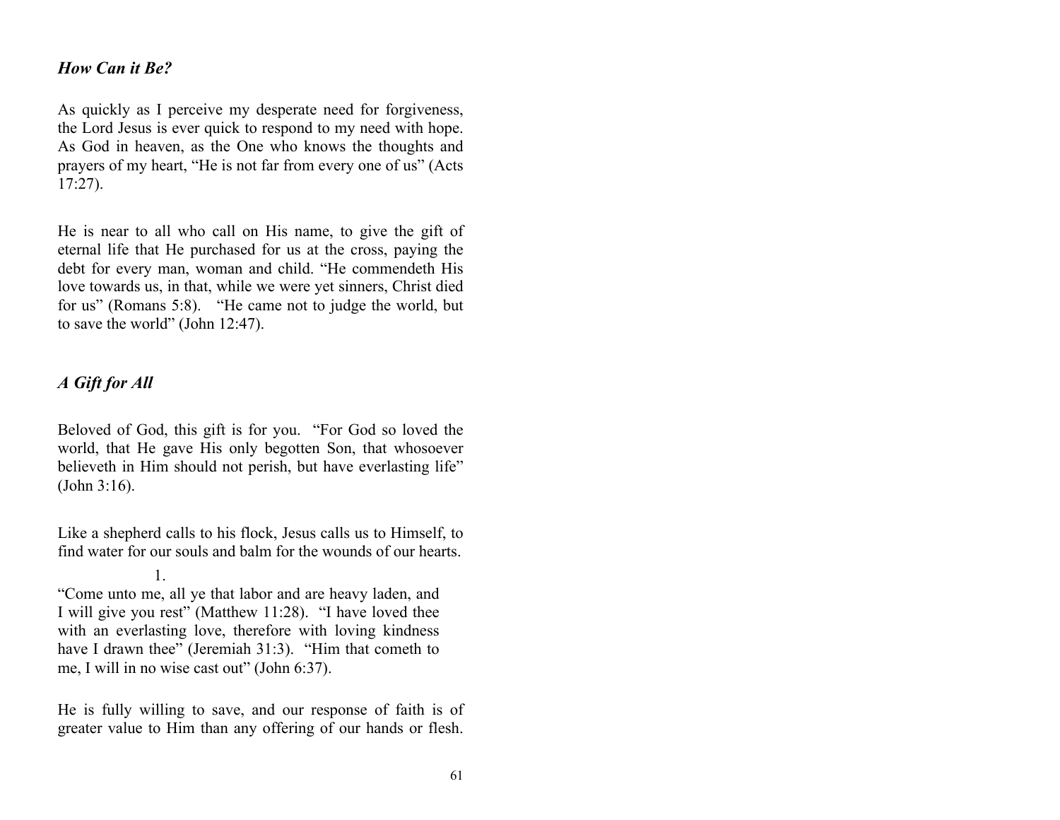### *How Can it Be?*

As quickly as I perceive my desperate need for forgiveness, the Lord Jesus is ever quick to respond to my need with hope. As God in heaven, as the One who knows the thoughts and prayers of my heart, “He is not far from every one of us” (Acts 17:27).

He is near to all who call on His name, to give the gift of eternal life that He purchased for us at the cross, paying the debt for every man, woman and child. “He commendeth His love towards us, in that, while we were yet sinners, Christ died for us” (Romans 5:8). “He came not to judge the world, but to save the world” (John 12:47).

### *A Gift for All*

Beloved of God, this gift is for you. “For God so loved the world, that He gave His only begotten Son, that whosoever believeth in Him should not perish, but have everlasting life” (John 3:16).

Like a shepherd calls to his flock, Jesus calls us to Himself, to find water for our souls and balm for the wounds of our hearts.

1.

“Come unto me, all ye that labor and are heavy laden, and I will give you rest” (Matthew 11:28). “I have loved thee with an everlasting love, therefore with loving kindness have I drawn thee” (Jeremiah 31:3). “Him that cometh to me, I will in no wise cast out” (John 6:37).

He is fully willing to save, and our response of faith is of greater value to Him than any offering of our hands or flesh.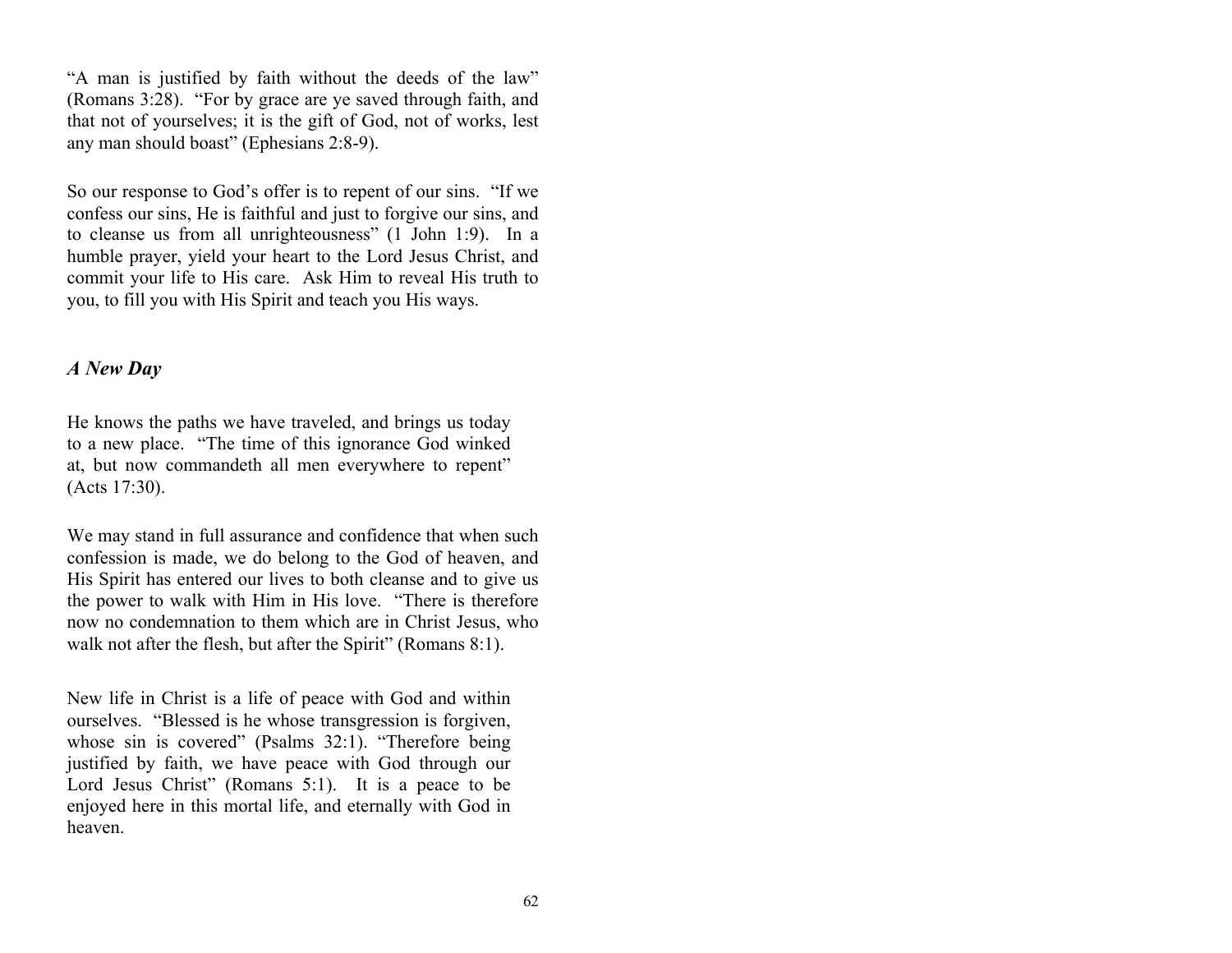"A man is justified by faith without the deeds of the law" (Romans 3:28). "For by grace are ye saved through faith, and that not of yourselves; it is the gift of God, not of works, lest any man should boast" (Ephesians 2:8-9).

So our response to God's offer is to repent of our sins. "If we confess our sins, He is faithful and just to forgive our sins, and to cleanse us from all unrighteousness" (1 John 1:9). In a humble prayer, yield your heart to the Lord Jesus Christ, and commit your life to His care. Ask Him to reveal His truth to you, to fill you with His Spirit and teach you His ways.

### *A New Day*

He knows the paths we have traveled, and brings us today to a new place. "The time of this ignorance God winked at, but now commandeth all men everywhere to repent" (Acts 17:30).

We may stand in full assurance and confidence that when such confession is made, we do belong to the God of heaven, and His Spirit has entered our lives to both cleanse and to give us the power to walk with Him in His love. "There is therefore now no condemnation to them which are in Christ Jesus, who walk not after the flesh, but after the Spirit" (Romans 8:1).

New life in Christ is a life of peace with God and within ourselves. "Blessed is he whose transgression is forgiven, whose sin is covered" (Psalms 32:1). "Therefore being justified by faith, we have peace with God through our Lord Jesus Christ" (Romans 5:1). It is a peace to be enjoyed here in this mortal life, and eternally with God in heaven.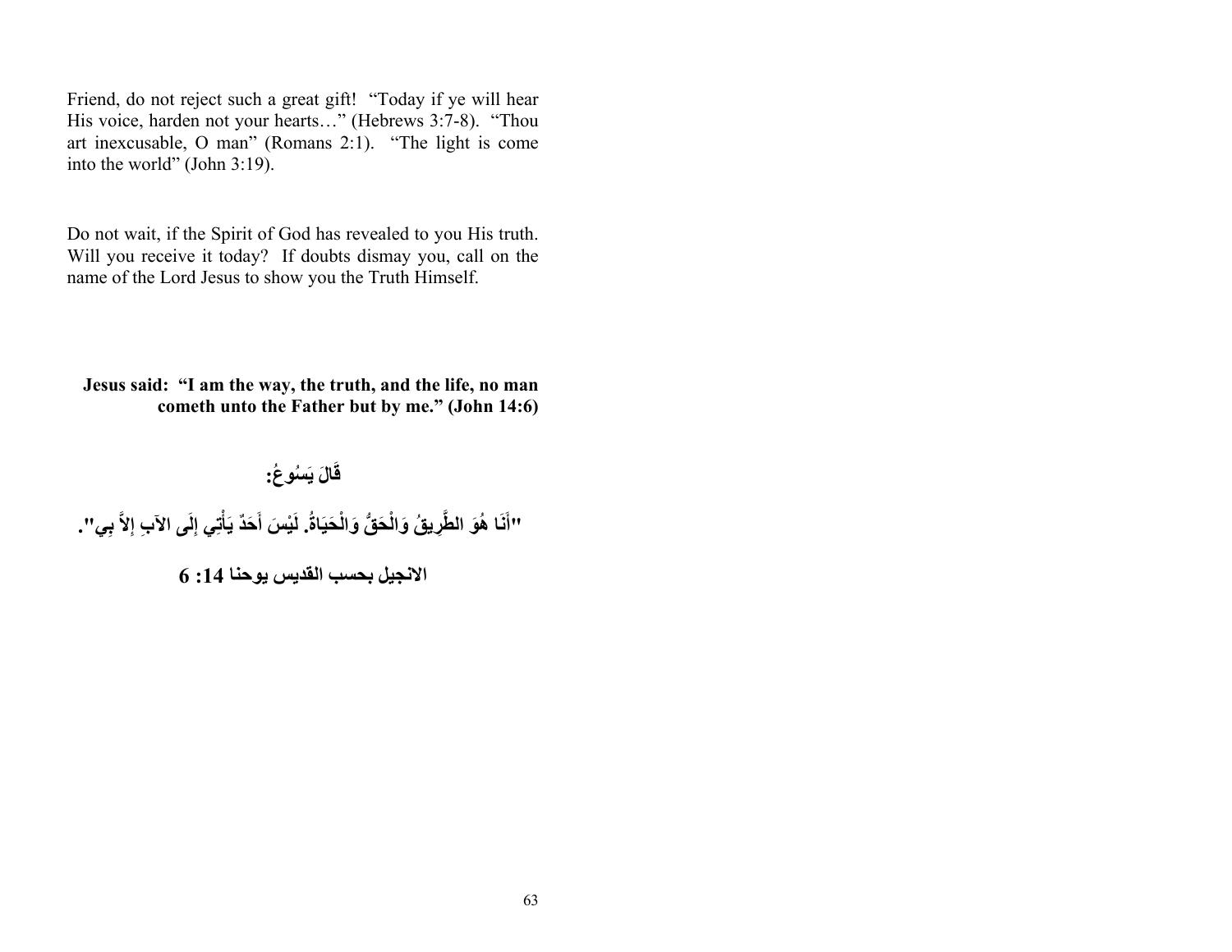Friend, do not reject such a great gift! "Today if ye will hear His voice, harden not your hearts…" (Hebrews 3:7-8). "Thou art inexcusable, O man" (Romans 2:1). "The light is come into the world" (John 3:19).

Do not wait, if the Spirit of God has revealed to you His truth. Will you receive it today? If doubts dismay you, call on the name of the Lord Jesus to show you the Truth Himself.

**Jesus said: "I am the way, the truth, and the life, no man cometh unto the Father but by me." (John 14:6)**

**قَالَ يَسُوعُ:**

**"أَنَا هُوَ الطَّرِيقُ وَالْحَقُّ وَالْحَيَاةُ. لَيْسَ أَحَدٌ يَأْتِي إِلَى الآبِ إِلاَّ بِي".**

**الانجيل بحسب القديس يوحنا 14: 6**